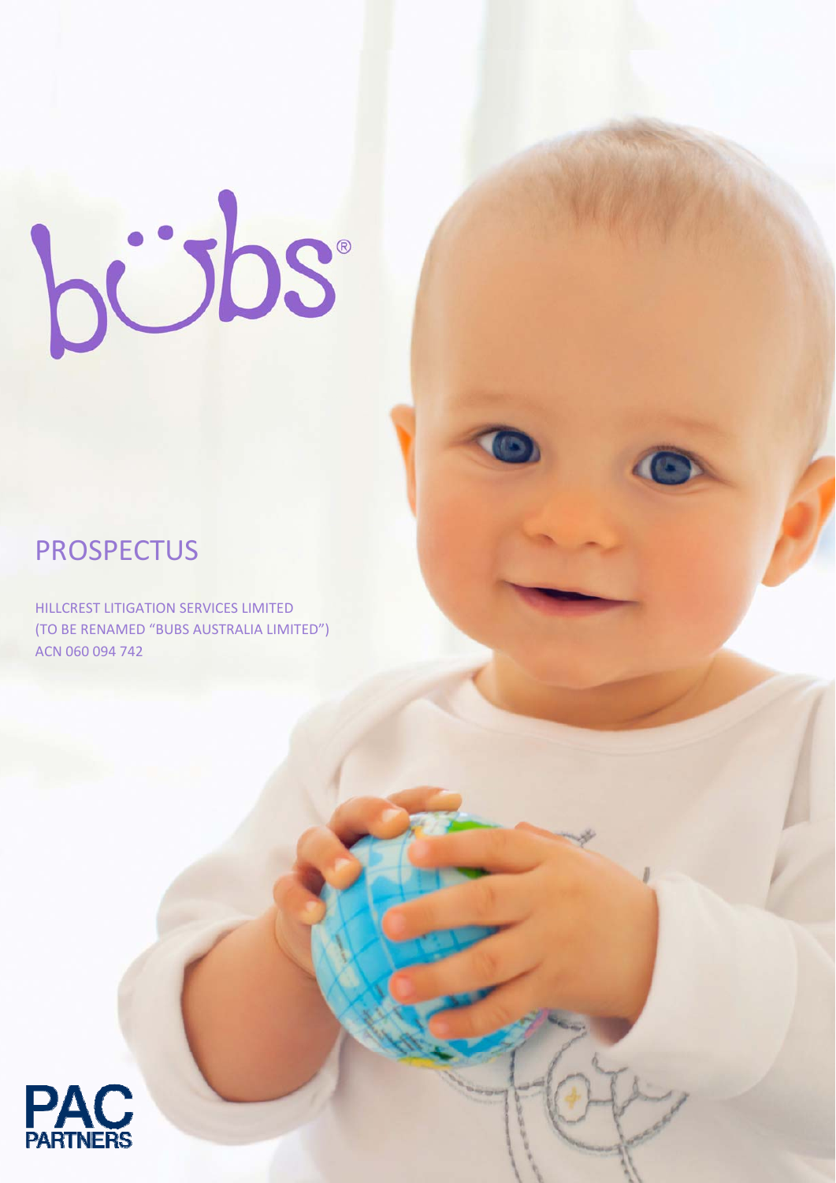bübs®

# PROSPECTUS

HILLCREST LITIGATION SERVICES LIMITED
(TO BE RENAMED "BUBS AUSTRALIA LIMITED")
ACN 060 094 742

PAC PARTNERS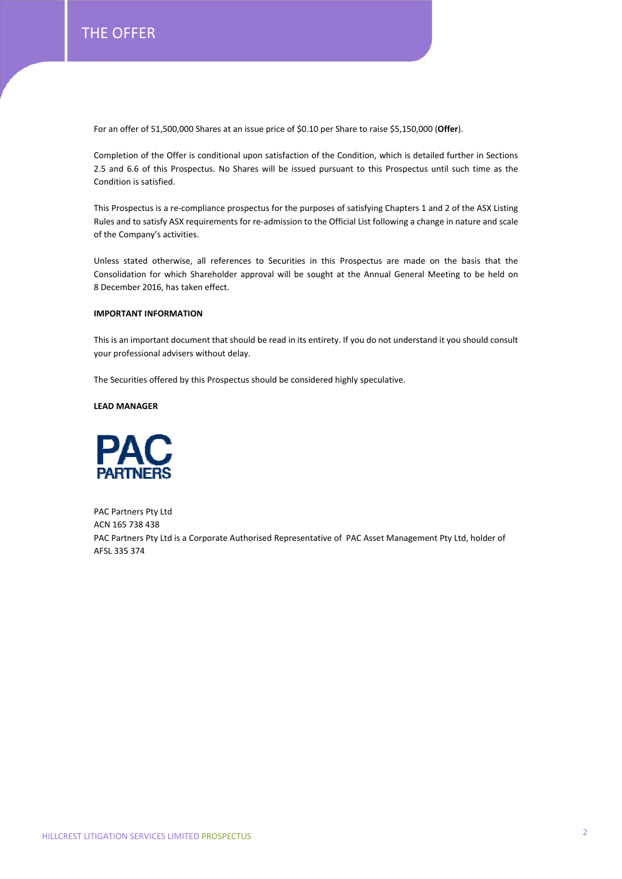# THE OFFER

For an offer of 51,500,000 Shares at an issue price of $0.10 per Share to raise $5,150,000 (**Offer**).

Completion of the Offer is conditional upon satisfaction of the Condition, which is detailed further in Sections 2.5 and 6.6 of this Prospectus. No Shares will be issued pursuant to this Prospectus until such time as the Condition is satisfied.

This Prospectus is a re-compliance prospectus for the purposes of satisfying Chapters 1 and 2 of the ASX Listing Rules and to satisfy ASX requirements for re-admission to the Official List following a change in nature and scale of the Company's activities.

Unless stated otherwise, all references to Securities in this Prospectus are made on the basis that the Consolidation for which Shareholder approval will be sought at the Annual General Meeting to be held on 8 December 2016, has taken effect.

**IMPORTANT INFORMATION**

This is an important document that should be read in its entirety. If you do not understand it you should consult your professional advisers without delay.

The Securities offered by this Prospectus should be considered highly speculative.

**LEAD MANAGER**

PAC PARTNERS

PAC Partners Pty Ltd
ACN 165 738 438
PAC Partners Pty Ltd is a Corporate Authorised Representative of PAC Asset Management Pty Ltd, holder of AFSL 335 374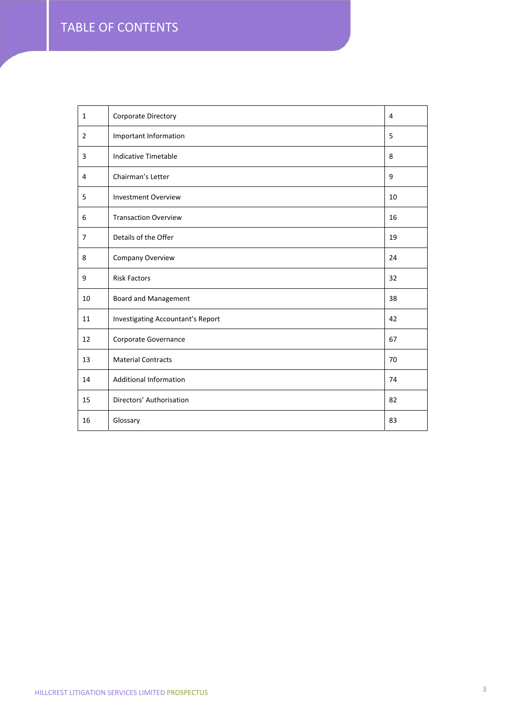# TABLE OF CONTENTS

| | | |
|---|---|---|
| 1 | Corporate Directory | 4 |
| 2 | Important Information | 5 |
| 3 | Indicative Timetable | 8 |
| 4 | Chairman's Letter | 9 |
| 5 | Investment Overview | 10 |
| 6 | Transaction Overview | 16 |
| 7 | Details of the Offer | 19 |
| 8 | Company Overview | 24 |
| 9 | Risk Factors | 32 |
| 10 | Board and Management | 38 |
| 11 | Investigating Accountant's Report | 42 |
| 12 | Corporate Governance | 67 |
| 13 | Material Contracts | 70 |
| 14 | Additional Information | 74 |
| 15 | Directors' Authorisation | 82 |
| 16 | Glossary | 83 |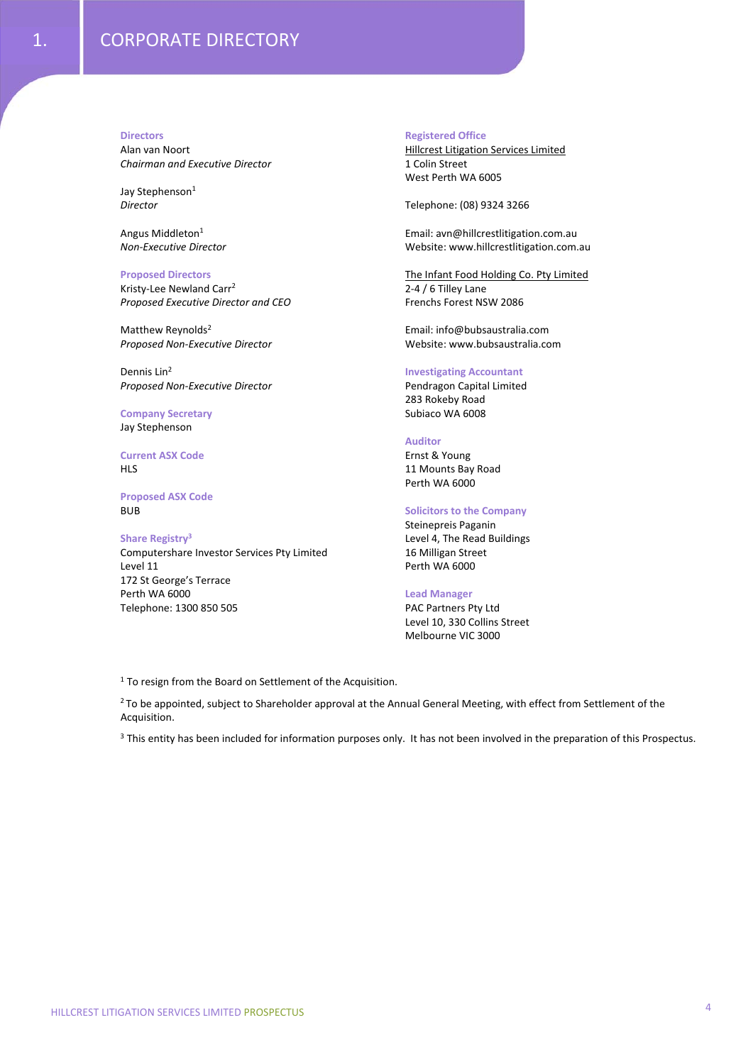# 1. CORPORATE DIRECTORY

**Directors**
Alan van Noort
*Chairman and Executive Director*

Jay Stephenson[1]
*Director*

Angus Middleton[1]
*Non-Executive Director*

**Proposed Directors**
Kristy-Lee Newland Carr[2]
*Proposed Executive Director and CEO*

Matthew Reynolds[2]
*Proposed Non-Executive Director*

Dennis Lin[2]
*Proposed Non-Executive Director*

**Company Secretary**
Jay Stephenson

**Current ASX Code**
HLS

**Proposed ASX Code**
BUB

**Share Registry[3]**
Computershare Investor Services Pty Limited
Level 11
172 St George's Terrace
Perth WA 6000
Telephone: 1300 850 505

**Registered Office**
Hillcrest Litigation Services Limited
1 Colin Street
West Perth WA 6005

Telephone: (08) 9324 3266

Email: avn@hillcrestlitigation.com.au
Website: www.hillcrestlitigation.com.au

The Infant Food Holding Co. Pty Limited
2-4 / 6 Tilley Lane
Frenchs Forest NSW 2086

Email: info@bubsaustralia.com
Website: www.bubsaustralia.com

**Investigating Accountant**
Pendragon Capital Limited
283 Rokeby Road
Subiaco WA 6008

**Auditor**
Ernst & Young
11 Mounts Bay Road
Perth WA 6000

**Solicitors to the Company**
Steinepreis Paganin
Level 4, The Read Buildings
16 Milligan Street
Perth WA 6000

**Lead Manager**
PAC Partners Pty Ltd
Level 10, 330 Collins Street
Melbourne VIC 3000

[1] To resign from the Board on Settlement of the Acquisition.

[2] To be appointed, subject to Shareholder approval at the Annual General Meeting, with effect from Settlement of the Acquisition.

[3] This entity has been included for information purposes only. It has not been involved in the preparation of this Prospectus.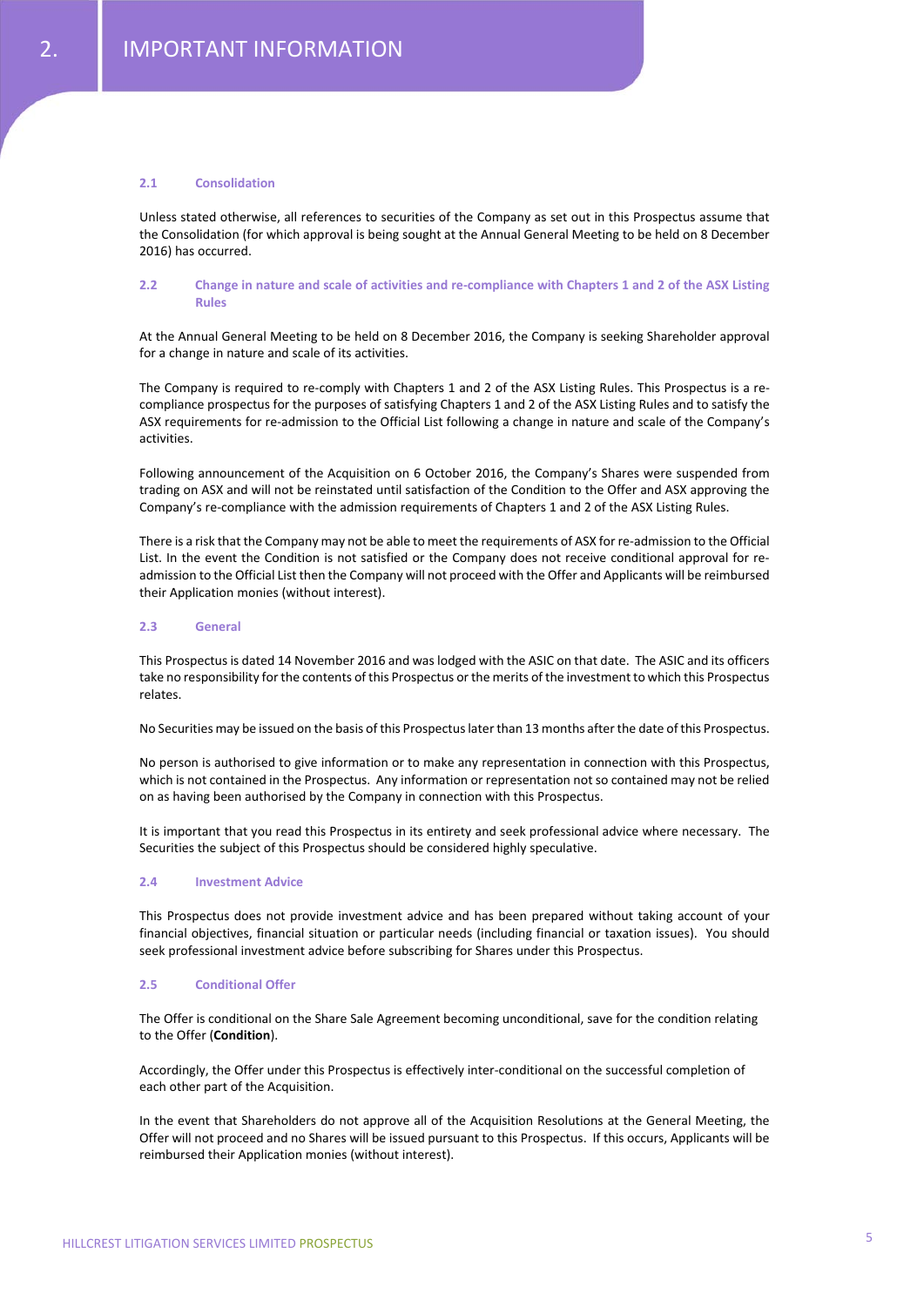# 2. IMPORTANT INFORMATION

### 2.1 Consolidation

Unless stated otherwise, all references to securities of the Company as set out in this Prospectus assume that the Consolidation (for which approval is being sought at the Annual General Meeting to be held on 8 December 2016) has occurred.

### 2.2 Change in nature and scale of activities and re-compliance with Chapters 1 and 2 of the ASX Listing Rules

At the Annual General Meeting to be held on 8 December 2016, the Company is seeking Shareholder approval for a change in nature and scale of its activities.

The Company is required to re-comply with Chapters 1 and 2 of the ASX Listing Rules. This Prospectus is a re-compliance prospectus for the purposes of satisfying Chapters 1 and 2 of the ASX Listing Rules and to satisfy the ASX requirements for re-admission to the Official List following a change in nature and scale of the Company's activities.

Following announcement of the Acquisition on 6 October 2016, the Company's Shares were suspended from trading on ASX and will not be reinstated until satisfaction of the Condition to the Offer and ASX approving the Company's re-compliance with the admission requirements of Chapters 1 and 2 of the ASX Listing Rules.

There is a risk that the Company may not be able to meet the requirements of ASX for re-admission to the Official List. In the event the Condition is not satisfied or the Company does not receive conditional approval for re-admission to the Official List then the Company will not proceed with the Offer and Applicants will be reimbursed their Application monies (without interest).

### 2.3 General

This Prospectus is dated 14 November 2016 and was lodged with the ASIC on that date. The ASIC and its officers take no responsibility for the contents of this Prospectus or the merits of the investment to which this Prospectus relates.

No Securities may be issued on the basis of this Prospectus later than 13 months after the date of this Prospectus.

No person is authorised to give information or to make any representation in connection with this Prospectus, which is not contained in the Prospectus. Any information or representation not so contained may not be relied on as having been authorised by the Company in connection with this Prospectus.

It is important that you read this Prospectus in its entirety and seek professional advice where necessary. The Securities the subject of this Prospectus should be considered highly speculative.

### 2.4 Investment Advice

This Prospectus does not provide investment advice and has been prepared without taking account of your financial objectives, financial situation or particular needs (including financial or taxation issues). You should seek professional investment advice before subscribing for Shares under this Prospectus.

### 2.5 Conditional Offer

The Offer is conditional on the Share Sale Agreement becoming unconditional, save for the condition relating to the Offer (**Condition**).

Accordingly, the Offer under this Prospectus is effectively inter-conditional on the successful completion of each other part of the Acquisition.

In the event that Shareholders do not approve all of the Acquisition Resolutions at the General Meeting, the Offer will not proceed and no Shares will be issued pursuant to this Prospectus. If this occurs, Applicants will be reimbursed their Application monies (without interest).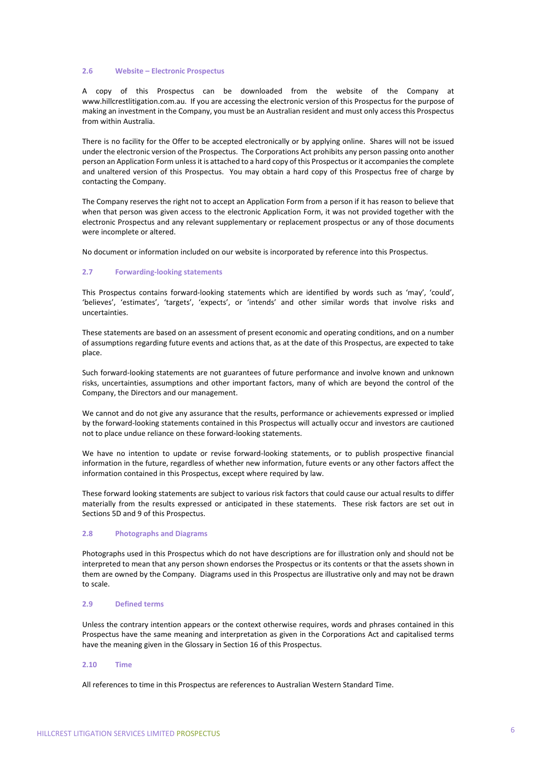### 2.6 Website – Electronic Prospectus

A copy of this Prospectus can be downloaded from the website of the Company at www.hillcrestlitigation.com.au. If you are accessing the electronic version of this Prospectus for the purpose of making an investment in the Company, you must be an Australian resident and must only access this Prospectus from within Australia.

There is no facility for the Offer to be accepted electronically or by applying online. Shares will not be issued under the electronic version of the Prospectus. The Corporations Act prohibits any person passing onto another person an Application Form unless it is attached to a hard copy of this Prospectus or it accompanies the complete and unaltered version of this Prospectus. You may obtain a hard copy of this Prospectus free of charge by contacting the Company.

The Company reserves the right not to accept an Application Form from a person if it has reason to believe that when that person was given access to the electronic Application Form, it was not provided together with the electronic Prospectus and any relevant supplementary or replacement prospectus or any of those documents were incomplete or altered.

No document or information included on our website is incorporated by reference into this Prospectus.

### 2.7 Forwarding-looking statements

This Prospectus contains forward-looking statements which are identified by words such as 'may', 'could', 'believes', 'estimates', 'targets', 'expects', or 'intends' and other similar words that involve risks and uncertainties.

These statements are based on an assessment of present economic and operating conditions, and on a number of assumptions regarding future events and actions that, as at the date of this Prospectus, are expected to take place.

Such forward-looking statements are not guarantees of future performance and involve known and unknown risks, uncertainties, assumptions and other important factors, many of which are beyond the control of the Company, the Directors and our management.

We cannot and do not give any assurance that the results, performance or achievements expressed or implied by the forward-looking statements contained in this Prospectus will actually occur and investors are cautioned not to place undue reliance on these forward-looking statements.

We have no intention to update or revise forward-looking statements, or to publish prospective financial information in the future, regardless of whether new information, future events or any other factors affect the information contained in this Prospectus, except where required by law.

These forward looking statements are subject to various risk factors that could cause our actual results to differ materially from the results expressed or anticipated in these statements. These risk factors are set out in Sections 5D and 9 of this Prospectus.

### 2.8 Photographs and Diagrams

Photographs used in this Prospectus which do not have descriptions are for illustration only and should not be interpreted to mean that any person shown endorses the Prospectus or its contents or that the assets shown in them are owned by the Company. Diagrams used in this Prospectus are illustrative only and may not be drawn to scale.

### 2.9 Defined terms

Unless the contrary intention appears or the context otherwise requires, words and phrases contained in this Prospectus have the same meaning and interpretation as given in the Corporations Act and capitalised terms have the meaning given in the Glossary in Section 16 of this Prospectus.

### 2.10 Time

All references to time in this Prospectus are references to Australian Western Standard Time.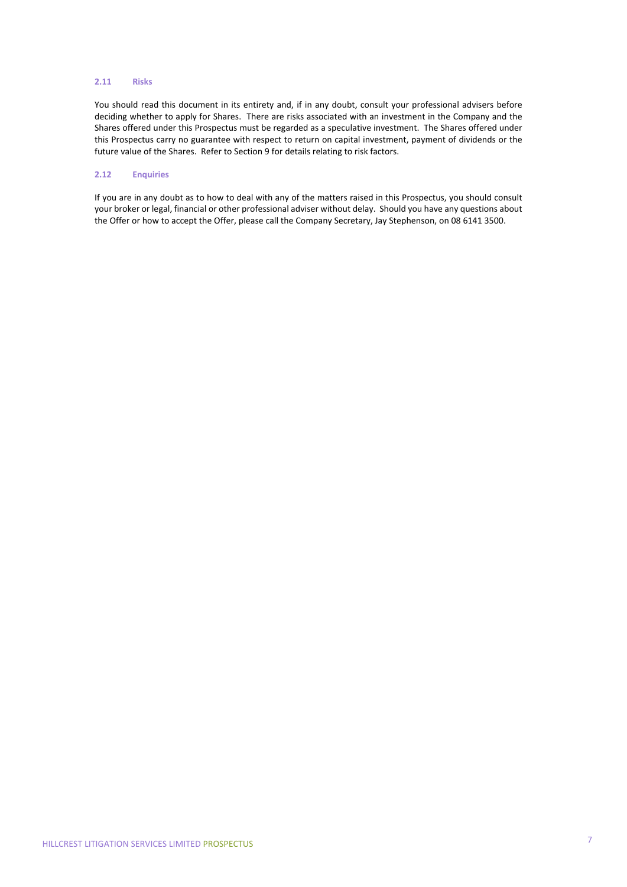### 2.11 Risks

You should read this document in its entirety and, if in any doubt, consult your professional advisers before deciding whether to apply for Shares. There are risks associated with an investment in the Company and the Shares offered under this Prospectus must be regarded as a speculative investment. The Shares offered under this Prospectus carry no guarantee with respect to return on capital investment, payment of dividends or the future value of the Shares. Refer to Section 9 for details relating to risk factors.

### 2.12 Enquiries

If you are in any doubt as to how to deal with any of the matters raised in this Prospectus, you should consult your broker or legal, financial or other professional adviser without delay. Should you have any questions about the Offer or how to accept the Offer, please call the Company Secretary, Jay Stephenson, on 08 6141 3500.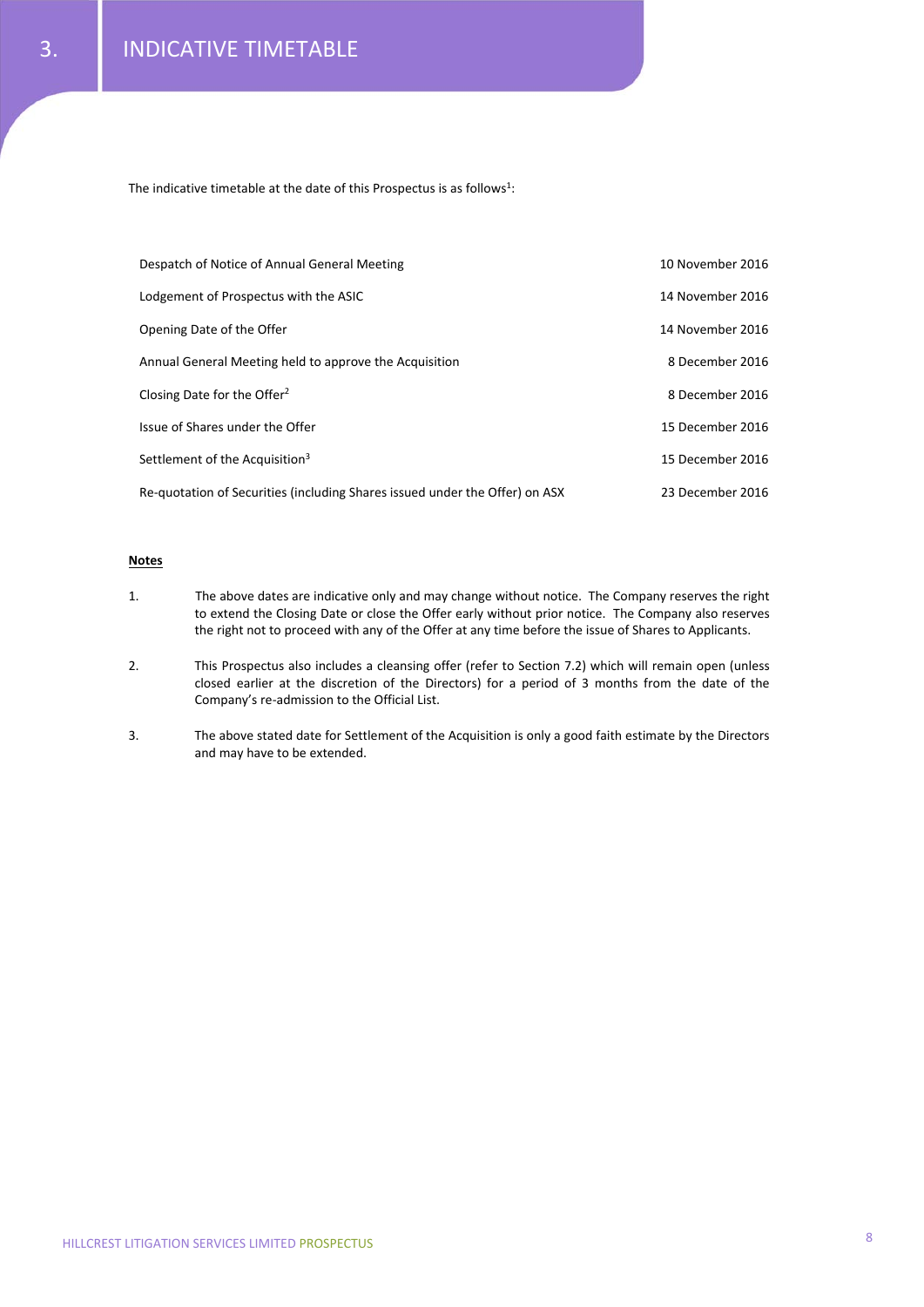# 3. INDICATIVE TIMETABLE

The indicative timetable at the date of this Prospectus is as follows[1]:

| | |
|---|---|
| Despatch of Notice of Annual General Meeting | 10 November 2016 |
| Lodgement of Prospectus with the ASIC | 14 November 2016 |
| Opening Date of the Offer | 14 November 2016 |
| Annual General Meeting held to approve the Acquisition | 8 December 2016 |
| Closing Date for the Offer[2] | 8 December 2016 |
| Issue of Shares under the Offer | 15 December 2016 |
| Settlement of the Acquisition[3] | 15 December 2016 |
| Re-quotation of Securities (including Shares issued under the Offer) on ASX | 23 December 2016 |

**Notes**

1. The above dates are indicative only and may change without notice. The Company reserves the right to extend the Closing Date or close the Offer early without prior notice. The Company also reserves the right not to proceed with any of the Offer at any time before the issue of Shares to Applicants.

2. This Prospectus also includes a cleansing offer (refer to Section 7.2) which will remain open (unless closed earlier at the discretion of the Directors) for a period of 3 months from the date of the Company's re-admission to the Official List.

3. The above stated date for Settlement of the Acquisition is only a good faith estimate by the Directors and may have to be extended.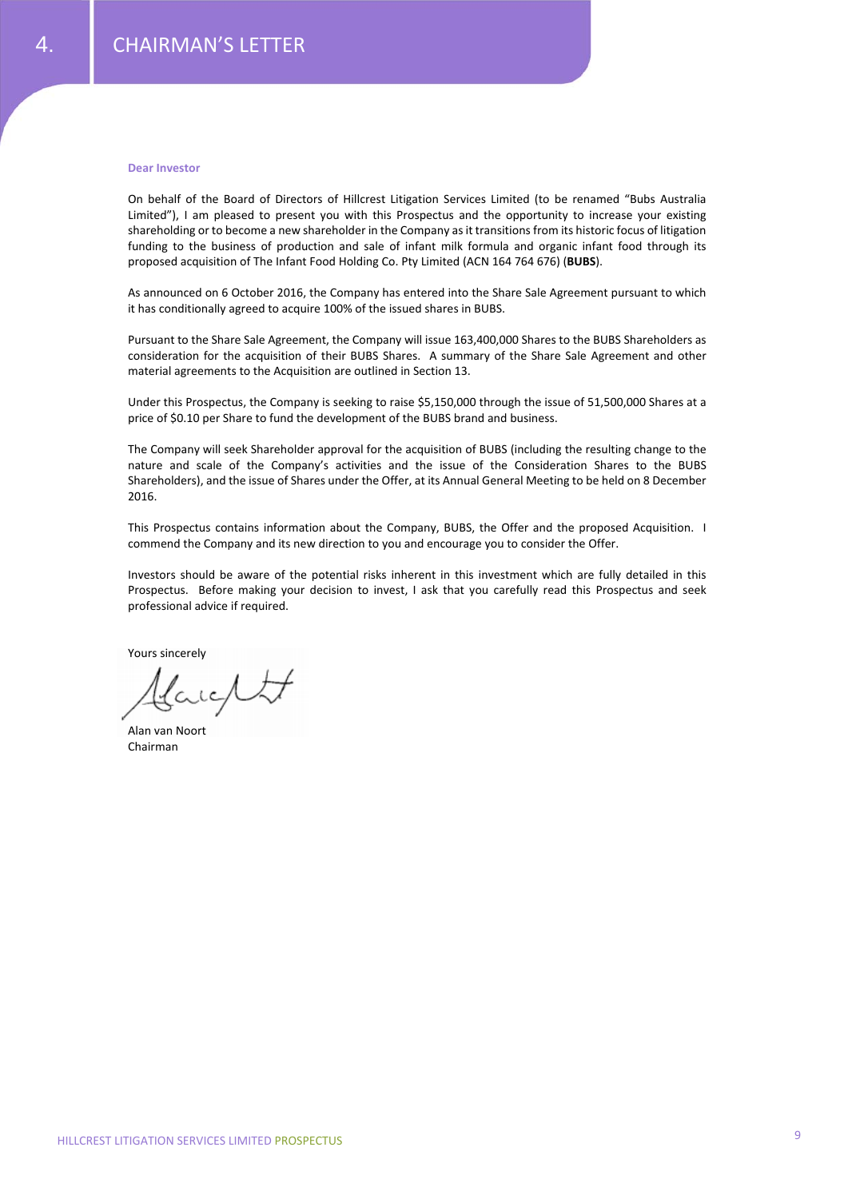# 4. CHAIRMAN'S LETTER

**Dear Investor**

On behalf of the Board of Directors of Hillcrest Litigation Services Limited (to be renamed "Bubs Australia Limited"), I am pleased to present you with this Prospectus and the opportunity to increase your existing shareholding or to become a new shareholder in the Company as it transitions from its historic focus of litigation funding to the business of production and sale of infant milk formula and organic infant food through its proposed acquisition of The Infant Food Holding Co. Pty Limited (ACN 164 764 676) (**BUBS**).

As announced on 6 October 2016, the Company has entered into the Share Sale Agreement pursuant to which it has conditionally agreed to acquire 100% of the issued shares in BUBS.

Pursuant to the Share Sale Agreement, the Company will issue 163,400,000 Shares to the BUBS Shareholders as consideration for the acquisition of their BUBS Shares. A summary of the Share Sale Agreement and other material agreements to the Acquisition are outlined in Section 13.

Under this Prospectus, the Company is seeking to raise $5,150,000 through the issue of 51,500,000 Shares at a price of $0.10 per Share to fund the development of the BUBS brand and business.

The Company will seek Shareholder approval for the acquisition of BUBS (including the resulting change to the nature and scale of the Company's activities and the issue of the Consideration Shares to the BUBS Shareholders), and the issue of Shares under the Offer, at its Annual General Meeting to be held on 8 December 2016.

This Prospectus contains information about the Company, BUBS, the Offer and the proposed Acquisition. I commend the Company and its new direction to you and encourage you to consider the Offer.

Investors should be aware of the potential risks inherent in this investment which are fully detailed in this Prospectus. Before making your decision to invest, I ask that you carefully read this Prospectus and seek professional advice if required.

Yours sincerely

Alan van Noort
Chairman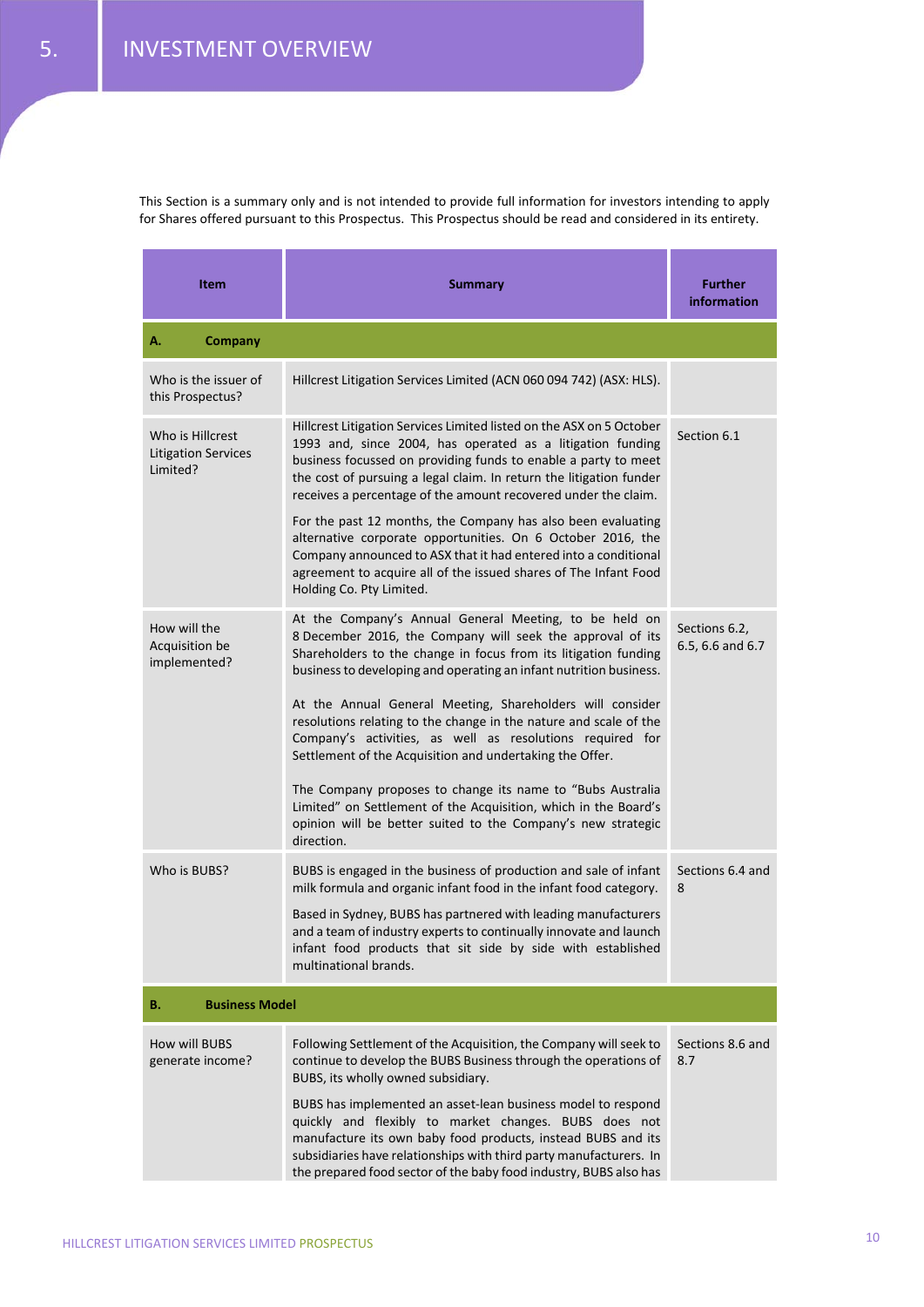# 5. INVESTMENT OVERVIEW

This Section is a summary only and is not intended to provide full information for investors intending to apply for Shares offered pursuant to this Prospectus. This Prospectus should be read and considered in its entirety.

| Item | Summary | Further information |
|---|---|---|
| **A. Company** | | |
| Who is the issuer of this Prospectus? | Hillcrest Litigation Services Limited (ACN 060 094 742) (ASX: HLS). | |
| Who is Hillcrest Litigation Services Limited? | Hillcrest Litigation Services Limited listed on the ASX on 5 October 1993 and, since 2004, has operated as a litigation funding business focussed on providing funds to enable a party to meet the cost of pursuing a legal claim. In return the litigation funder receives a percentage of the amount recovered under the claim.<br><br>For the past 12 months, the Company has also been evaluating alternative corporate opportunities. On 6 October 2016, the Company announced to ASX that it had entered into a conditional agreement to acquire all of the issued shares of The Infant Food Holding Co. Pty Limited. | Section 6.1 |
| How will the Acquisition be implemented? | At the Company's Annual General Meeting, to be held on 8 December 2016, the Company will seek the approval of its Shareholders to the change in focus from its litigation funding business to developing and operating an infant nutrition business.<br><br>At the Annual General Meeting, Shareholders will consider resolutions relating to the change in the nature and scale of the Company's activities, as well as resolutions required for Settlement of the Acquisition and undertaking the Offer.<br><br>The Company proposes to change its name to "Bubs Australia Limited" on Settlement of the Acquisition, which in the Board's opinion will be better suited to the Company's new strategic direction. | Sections 6.2, 6.5, 6.6 and 6.7 |
| Who is BUBS? | BUBS is engaged in the business of production and sale of infant milk formula and organic infant food in the infant food category.<br><br>Based in Sydney, BUBS has partnered with leading manufacturers and a team of industry experts to continually innovate and launch infant food products that sit side by side with established multinational brands. | Sections 6.4 and 8 |
| **B. Business Model** | | |
| How will BUBS generate income? | Following Settlement of the Acquisition, the Company will seek to continue to develop the BUBS Business through the operations of BUBS, its wholly owned subsidiary.<br><br>BUBS has implemented an asset-lean business model to respond quickly and flexibly to market changes. BUBS does not manufacture its own baby food products, instead BUBS and its subsidiaries have relationships with third party manufacturers. In the prepared food sector of the baby food industry, BUBS also has | Sections 8.6 and 8.7 |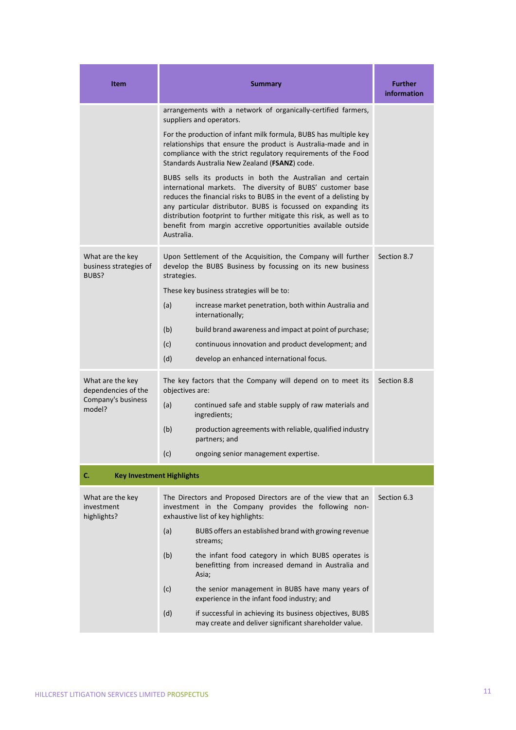| Item | Summary | Further information |
|---|---|---|
| | arrangements with a network of organically-certified farmers, suppliers and operators.<br><br>For the production of infant milk formula, BUBS has multiple key relationships that ensure the product is Australia-made and in compliance with the strict regulatory requirements of the Food Standards Australia New Zealand (**FSANZ**) code.<br><br>BUBS sells its products in both the Australian and certain international markets. The diversity of BUBS' customer base reduces the financial risks to BUBS in the event of a delisting by any particular distributor. BUBS is focussed on expanding its distribution footprint to further mitigate this risk, as well as to benefit from margin accretive opportunities available outside Australia. | |
| What are the key business strategies of BUBS? | Upon Settlement of the Acquisition, the Company will further develop the BUBS Business by focussing on its new business strategies.<br><br>These key business strategies will be to:<br><br>(a) increase market penetration, both within Australia and internationally;<br><br>(b) build brand awareness and impact at point of purchase;<br><br>(c) continuous innovation and product development; and<br><br>(d) develop an enhanced international focus. | Section 8.7 |
| What are the key dependencies of the Company's business model? | The key factors that the Company will depend on to meet its objectives are:<br><br>(a) continued safe and stable supply of raw materials and ingredients;<br><br>(b) production agreements with reliable, qualified industry partners; and<br><br>(c) ongoing senior management expertise. | Section 8.8 |
| **C. Key Investment Highlights** | | |
| What are the key investment highlights? | The Directors and Proposed Directors are of the view that an investment in the Company provides the following non-exhaustive list of key highlights:<br><br>(a) BUBS offers an established brand with growing revenue streams;<br><br>(b) the infant food category in which BUBS operates is benefitting from increased demand in Australia and Asia;<br><br>(c) the senior management in BUBS have many years of experience in the infant food industry; and<br><br>(d) if successful in achieving its business objectives, BUBS may create and deliver significant shareholder value. | Section 6.3 |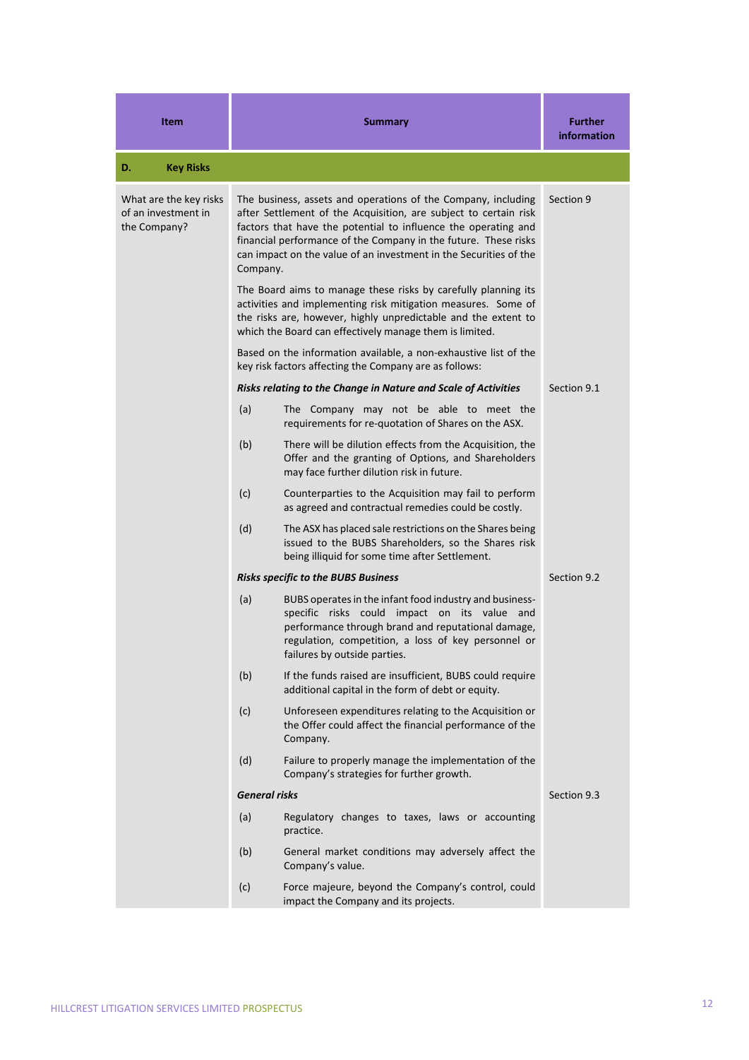| Item | Summary | Further information |
|---|---|---|
| **D. Key Risks** | | |
| What are the key risks of an investment in the Company? | The business, assets and operations of the Company, including after Settlement of the Acquisition, are subject to certain risk factors that have the potential to influence the operating and financial performance of the Company in the future. These risks can impact on the value of an investment in the Securities of the Company.<br><br>The Board aims to manage these risks by carefully planning its activities and implementing risk mitigation measures. Some of the risks are, however, highly unpredictable and the extent to which the Board can effectively manage them is limited.<br><br>Based on the information available, a non-exhaustive list of the key risk factors affecting the Company are as follows: | Section 9 |
| | ***Risks relating to the Change in Nature and Scale of Activities***<br><br>(a) The Company may not be able to meet the requirements for re-quotation of Shares on the ASX.<br><br>(b) There will be dilution effects from the Acquisition, the Offer and the granting of Options, and Shareholders may face further dilution risk in future.<br><br>(c) Counterparties to the Acquisition may fail to perform as agreed and contractual remedies could be costly.<br><br>(d) The ASX has placed sale restrictions on the Shares being issued to the BUBS Shareholders, so the Shares risk being illiquid for some time after Settlement. | Section 9.1 |
| | ***Risks specific to the BUBS Business***<br><br>(a) BUBS operates in the infant food industry and business-specific risks could impact on its value and performance through brand and reputational damage, regulation, competition, a loss of key personnel or failures by outside parties.<br><br>(b) If the funds raised are insufficient, BUBS could require additional capital in the form of debt or equity.<br><br>(c) Unforeseen expenditures relating to the Acquisition or the Offer could affect the financial performance of the Company.<br><br>(d) Failure to properly manage the implementation of the Company's strategies for further growth. | Section 9.2 |
| | ***General risks***<br><br>(a) Regulatory changes to taxes, laws or accounting practice.<br><br>(b) General market conditions may adversely affect the Company's value.<br><br>(c) Force majeure, beyond the Company's control, could impact the Company and its projects. | Section 9.3 |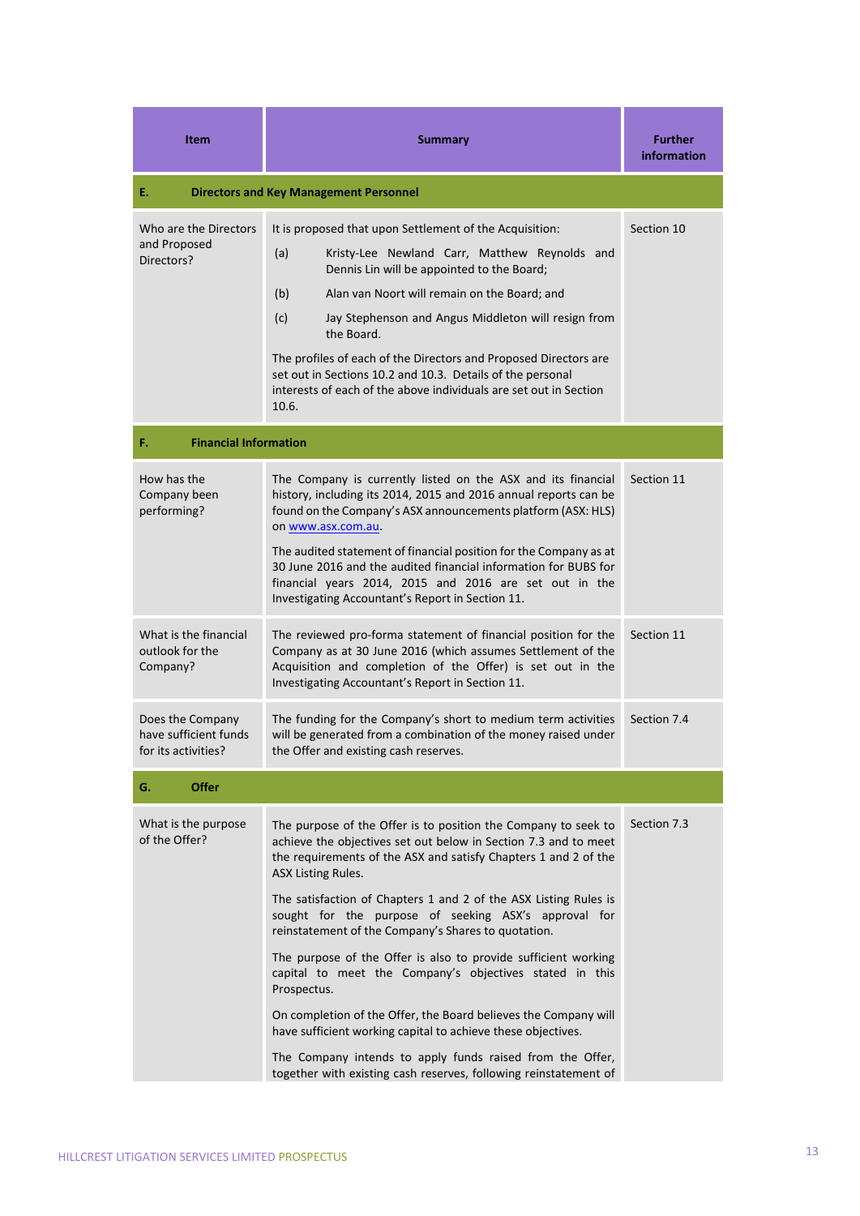| Item | Summary | Further information |
|---|---|---|
| **E. Directors and Key Management Personnel** | | |
| Who are the Directors and Proposed Directors? | It is proposed that upon Settlement of the Acquisition:<br>(a) Kristy-Lee Newland Carr, Matthew Reynolds and Dennis Lin will be appointed to the Board;<br>(b) Alan van Noort will remain on the Board; and<br>(c) Jay Stephenson and Angus Middleton will resign from the Board.<br>The profiles of each of the Directors and Proposed Directors are set out in Sections 10.2 and 10.3. Details of the personal interests of each of the above individuals are set out in Section 10.6. | Section 10 |
| **F. Financial Information** | | |
| How has the Company been performing? | The Company is currently listed on the ASX and its financial history, including its 2014, 2015 and 2016 annual reports can be found on the Company's ASX announcements platform (ASX: HLS) on www.asx.com.au.<br>The audited statement of financial position for the Company as at 30 June 2016 and the audited financial information for BUBS for financial years 2014, 2015 and 2016 are set out in the Investigating Accountant's Report in Section 11. | Section 11 |
| What is the financial outlook for the Company? | The reviewed pro-forma statement of financial position for the Company as at 30 June 2016 (which assumes Settlement of the Acquisition and completion of the Offer) is set out in the Investigating Accountant's Report in Section 11. | Section 11 |
| Does the Company have sufficient funds for its activities? | The funding for the Company's short to medium term activities will be generated from a combination of the money raised under the Offer and existing cash reserves. | Section 7.4 |
| **G. Offer** | | |
| What is the purpose of the Offer? | The purpose of the Offer is to position the Company to seek to achieve the objectives set out below in Section 7.3 and to meet the requirements of the ASX and satisfy Chapters 1 and 2 of the ASX Listing Rules.<br>The satisfaction of Chapters 1 and 2 of the ASX Listing Rules is sought for the purpose of seeking ASX's approval for reinstatement of the Company's Shares to quotation.<br>The purpose of the Offer is also to provide sufficient working capital to meet the Company's objectives stated in this Prospectus.<br>On completion of the Offer, the Board believes the Company will have sufficient working capital to achieve these objectives.<br>The Company intends to apply funds raised from the Offer, together with existing cash reserves, following reinstatement of | Section 7.3 |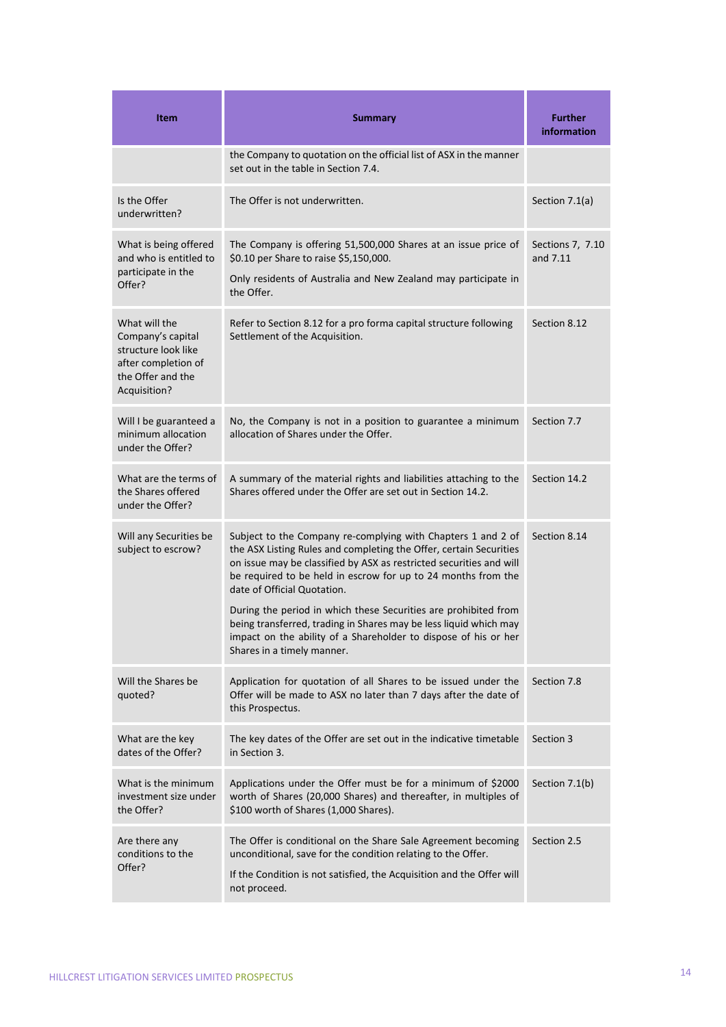| Item | Summary | Further information |
|---|---|---|
| | the Company to quotation on the official list of ASX in the manner set out in the table in Section 7.4. | |
| Is the Offer underwritten? | The Offer is not underwritten. | Section 7.1(a) |
| What is being offered and who is entitled to participate in the Offer? | The Company is offering 51,500,000 Shares at an issue price of $0.10 per Share to raise $5,150,000.<br><br>Only residents of Australia and New Zealand may participate in the Offer. | Sections 7, 7.10 and 7.11 |
| What will the Company's capital structure look like after completion of the Offer and the Acquisition? | Refer to Section 8.12 for a pro forma capital structure following Settlement of the Acquisition. | Section 8.12 |
| Will I be guaranteed a minimum allocation under the Offer? | No, the Company is not in a position to guarantee a minimum allocation of Shares under the Offer. | Section 7.7 |
| What are the terms of the Shares offered under the Offer? | A summary of the material rights and liabilities attaching to the Shares offered under the Offer are set out in Section 14.2. | Section 14.2 |
| Will any Securities be subject to escrow? | Subject to the Company re-complying with Chapters 1 and 2 of the ASX Listing Rules and completing the Offer, certain Securities on issue may be classified by ASX as restricted securities and will be required to be held in escrow for up to 24 months from the date of Official Quotation.<br><br>During the period in which these Securities are prohibited from being transferred, trading in Shares may be less liquid which may impact on the ability of a Shareholder to dispose of his or her Shares in a timely manner. | Section 8.14 |
| Will the Shares be quoted? | Application for quotation of all Shares to be issued under the Offer will be made to ASX no later than 7 days after the date of this Prospectus. | Section 7.8 |
| What are the key dates of the Offer? | The key dates of the Offer are set out in the indicative timetable in Section 3. | Section 3 |
| What is the minimum investment size under the Offer? | Applications under the Offer must be for a minimum of $2000 worth of Shares (20,000 Shares) and thereafter, in multiples of $100 worth of Shares (1,000 Shares). | Section 7.1(b) |
| Are there any conditions to the Offer? | The Offer is conditional on the Share Sale Agreement becoming unconditional, save for the condition relating to the Offer.<br><br>If the Condition is not satisfied, the Acquisition and the Offer will not proceed. | Section 2.5 |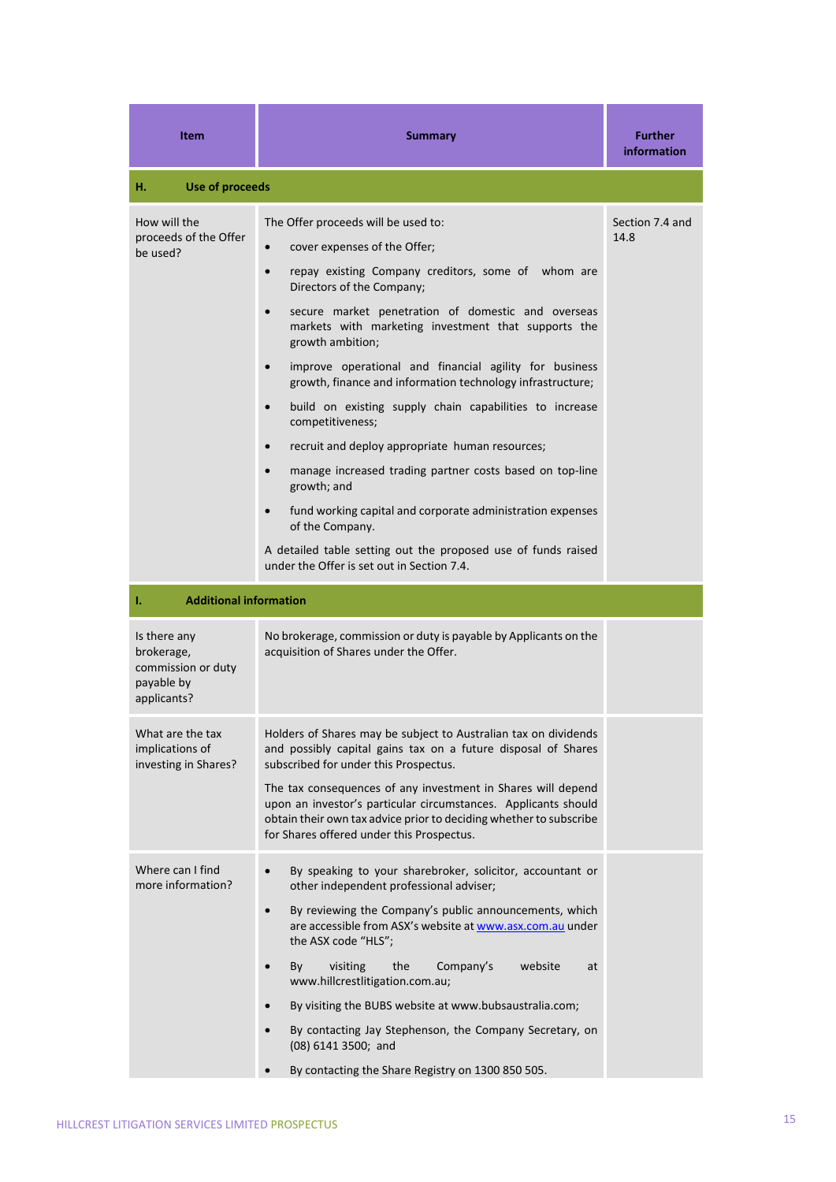| Item | Summary | Further information |
|---|---|---|
| **H. Use of proceeds** | | |
| How will the proceeds of the Offer be used? | The Offer proceeds will be used to:<br>• cover expenses of the Offer;<br>• repay existing Company creditors, some of whom are Directors of the Company;<br>• secure market penetration of domestic and overseas markets with marketing investment that supports the growth ambition;<br>• improve operational and financial agility for business growth, finance and information technology infrastructure;<br>• build on existing supply chain capabilities to increase competitiveness;<br>• recruit and deploy appropriate human resources;<br>• manage increased trading partner costs based on top-line growth; and<br>• fund working capital and corporate administration expenses of the Company.<br>A detailed table setting out the proposed use of funds raised under the Offer is set out in Section 7.4. | Section 7.4 and 14.8 |
| **I. Additional information** | | |
| Is there any brokerage, commission or duty payable by applicants? | No brokerage, commission or duty is payable by Applicants on the acquisition of Shares under the Offer. | |
| What are the tax implications of investing in Shares? | Holders of Shares may be subject to Australian tax on dividends and possibly capital gains tax on a future disposal of Shares subscribed for under this Prospectus.<br>The tax consequences of any investment in Shares will depend upon an investor's particular circumstances. Applicants should obtain their own tax advice prior to deciding whether to subscribe for Shares offered under this Prospectus. | |
| Where can I find more information? | • By speaking to your sharebroker, solicitor, accountant or other independent professional adviser;<br>• By reviewing the Company's public announcements, which are accessible from ASX's website at www.asx.com.au under the ASX code "HLS";<br>• By visiting the Company's website at www.hillcrestlitigation.com.au;<br>• By visiting the BUBS website at www.bubsaustralia.com;<br>• By contacting Jay Stephenson, the Company Secretary, on (08) 6141 3500; and<br>• By contacting the Share Registry on 1300 850 505. | |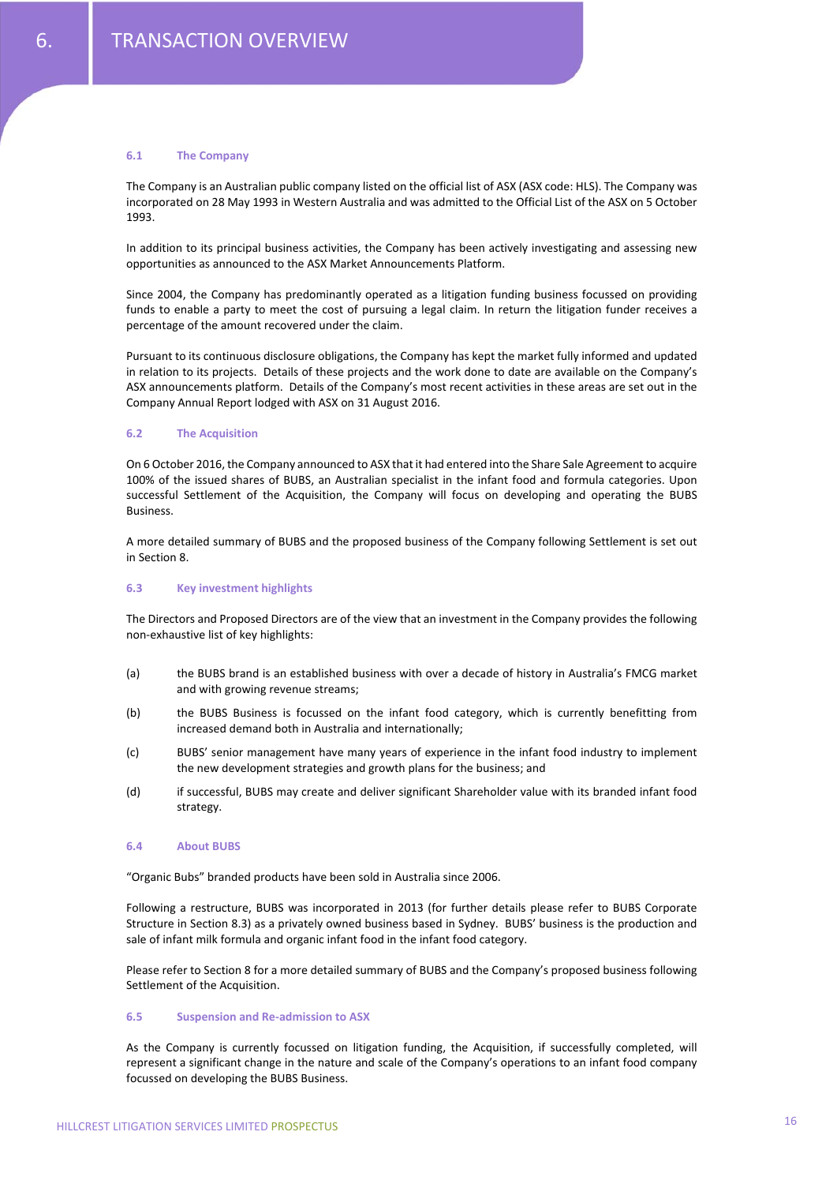# 6. TRANSACTION OVERVIEW

### 6.1 The Company

The Company is an Australian public company listed on the official list of ASX (ASX code: HLS). The Company was incorporated on 28 May 1993 in Western Australia and was admitted to the Official List of the ASX on 5 October 1993.

In addition to its principal business activities, the Company has been actively investigating and assessing new opportunities as announced to the ASX Market Announcements Platform.

Since 2004, the Company has predominantly operated as a litigation funding business focussed on providing funds to enable a party to meet the cost of pursuing a legal claim. In return the litigation funder receives a percentage of the amount recovered under the claim.

Pursuant to its continuous disclosure obligations, the Company has kept the market fully informed and updated in relation to its projects. Details of these projects and the work done to date are available on the Company's ASX announcements platform. Details of the Company's most recent activities in these areas are set out in the Company Annual Report lodged with ASX on 31 August 2016.

### 6.2 The Acquisition

On 6 October 2016, the Company announced to ASX that it had entered into the Share Sale Agreement to acquire 100% of the issued shares of BUBS, an Australian specialist in the infant food and formula categories. Upon successful Settlement of the Acquisition, the Company will focus on developing and operating the BUBS Business.

A more detailed summary of BUBS and the proposed business of the Company following Settlement is set out in Section 8.

### 6.3 Key investment highlights

The Directors and Proposed Directors are of the view that an investment in the Company provides the following non-exhaustive list of key highlights:

(a) the BUBS brand is an established business with over a decade of history in Australia's FMCG market and with growing revenue streams;

(b) the BUBS Business is focussed on the infant food category, which is currently benefitting from increased demand both in Australia and internationally;

(c) BUBS' senior management have many years of experience in the infant food industry to implement the new development strategies and growth plans for the business; and

(d) if successful, BUBS may create and deliver significant Shareholder value with its branded infant food strategy.

### 6.4 About BUBS

"Organic Bubs" branded products have been sold in Australia since 2006.

Following a restructure, BUBS was incorporated in 2013 (for further details please refer to BUBS Corporate Structure in Section 8.3) as a privately owned business based in Sydney. BUBS' business is the production and sale of infant milk formula and organic infant food in the infant food category.

Please refer to Section 8 for a more detailed summary of BUBS and the Company's proposed business following Settlement of the Acquisition.

### 6.5 Suspension and Re-admission to ASX

As the Company is currently focussed on litigation funding, the Acquisition, if successfully completed, will represent a significant change in the nature and scale of the Company's operations to an infant food company focussed on developing the BUBS Business.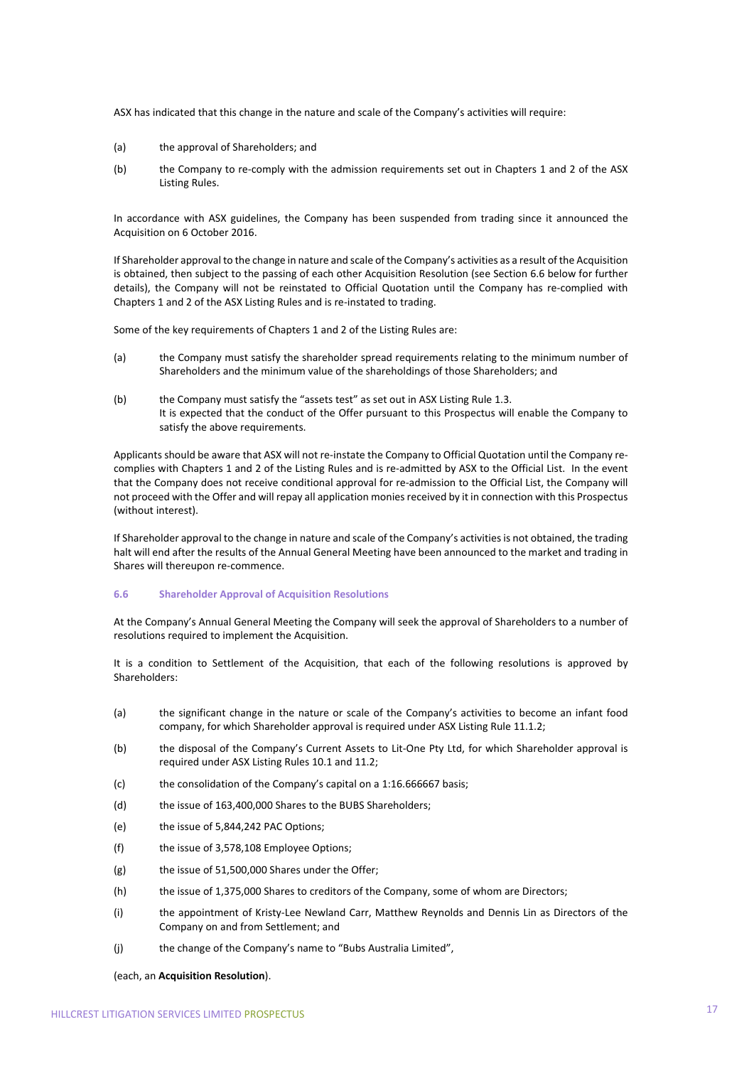ASX has indicated that this change in the nature and scale of the Company's activities will require:

(a) the approval of Shareholders; and

(b) the Company to re-comply with the admission requirements set out in Chapters 1 and 2 of the ASX Listing Rules.

In accordance with ASX guidelines, the Company has been suspended from trading since it announced the Acquisition on 6 October 2016.

If Shareholder approval to the change in nature and scale of the Company's activities as a result of the Acquisition is obtained, then subject to the passing of each other Acquisition Resolution (see Section 6.6 below for further details), the Company will not be reinstated to Official Quotation until the Company has re-complied with Chapters 1 and 2 of the ASX Listing Rules and is re-instated to trading.

Some of the key requirements of Chapters 1 and 2 of the Listing Rules are:

(a) the Company must satisfy the shareholder spread requirements relating to the minimum number of Shareholders and the minimum value of the shareholdings of those Shareholders; and

(b) the Company must satisfy the "assets test" as set out in ASX Listing Rule 1.3.
It is expected that the conduct of the Offer pursuant to this Prospectus will enable the Company to satisfy the above requirements.

Applicants should be aware that ASX will not re-instate the Company to Official Quotation until the Company re-complies with Chapters 1 and 2 of the Listing Rules and is re-admitted by ASX to the Official List. In the event that the Company does not receive conditional approval for re-admission to the Official List, the Company will not proceed with the Offer and will repay all application monies received by it in connection with this Prospectus (without interest).

If Shareholder approval to the change in nature and scale of the Company's activities is not obtained, the trading halt will end after the results of the Annual General Meeting have been announced to the market and trading in Shares will thereupon re-commence.

### 6.6 Shareholder Approval of Acquisition Resolutions

At the Company's Annual General Meeting the Company will seek the approval of Shareholders to a number of resolutions required to implement the Acquisition.

It is a condition to Settlement of the Acquisition, that each of the following resolutions is approved by Shareholders:

(a) the significant change in the nature or scale of the Company's activities to become an infant food company, for which Shareholder approval is required under ASX Listing Rule 11.1.2;

(b) the disposal of the Company's Current Assets to Lit-One Pty Ltd, for which Shareholder approval is required under ASX Listing Rules 10.1 and 11.2;

(c) the consolidation of the Company's capital on a 1:16.666667 basis;

(d) the issue of 163,400,000 Shares to the BUBS Shareholders;

(e) the issue of 5,844,242 PAC Options;

(f) the issue of 3,578,108 Employee Options;

(g) the issue of 51,500,000 Shares under the Offer;

(h) the issue of 1,375,000 Shares to creditors of the Company, some of whom are Directors;

(i) the appointment of Kristy-Lee Newland Carr, Matthew Reynolds and Dennis Lin as Directors of the Company on and from Settlement; and

(j) the change of the Company's name to "Bubs Australia Limited",

(each, an **Acquisition Resolution**).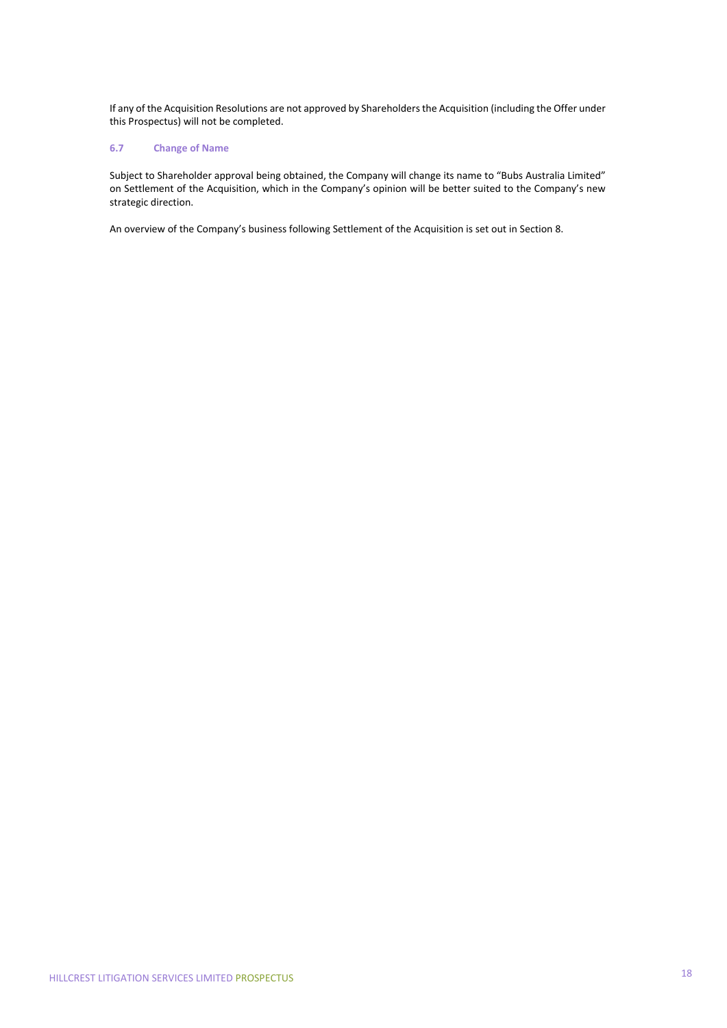If any of the Acquisition Resolutions are not approved by Shareholders the Acquisition (including the Offer under this Prospectus) will not be completed.

### 6.7 Change of Name

Subject to Shareholder approval being obtained, the Company will change its name to "Bubs Australia Limited" on Settlement of the Acquisition, which in the Company's opinion will be better suited to the Company's new strategic direction.

An overview of the Company's business following Settlement of the Acquisition is set out in Section 8.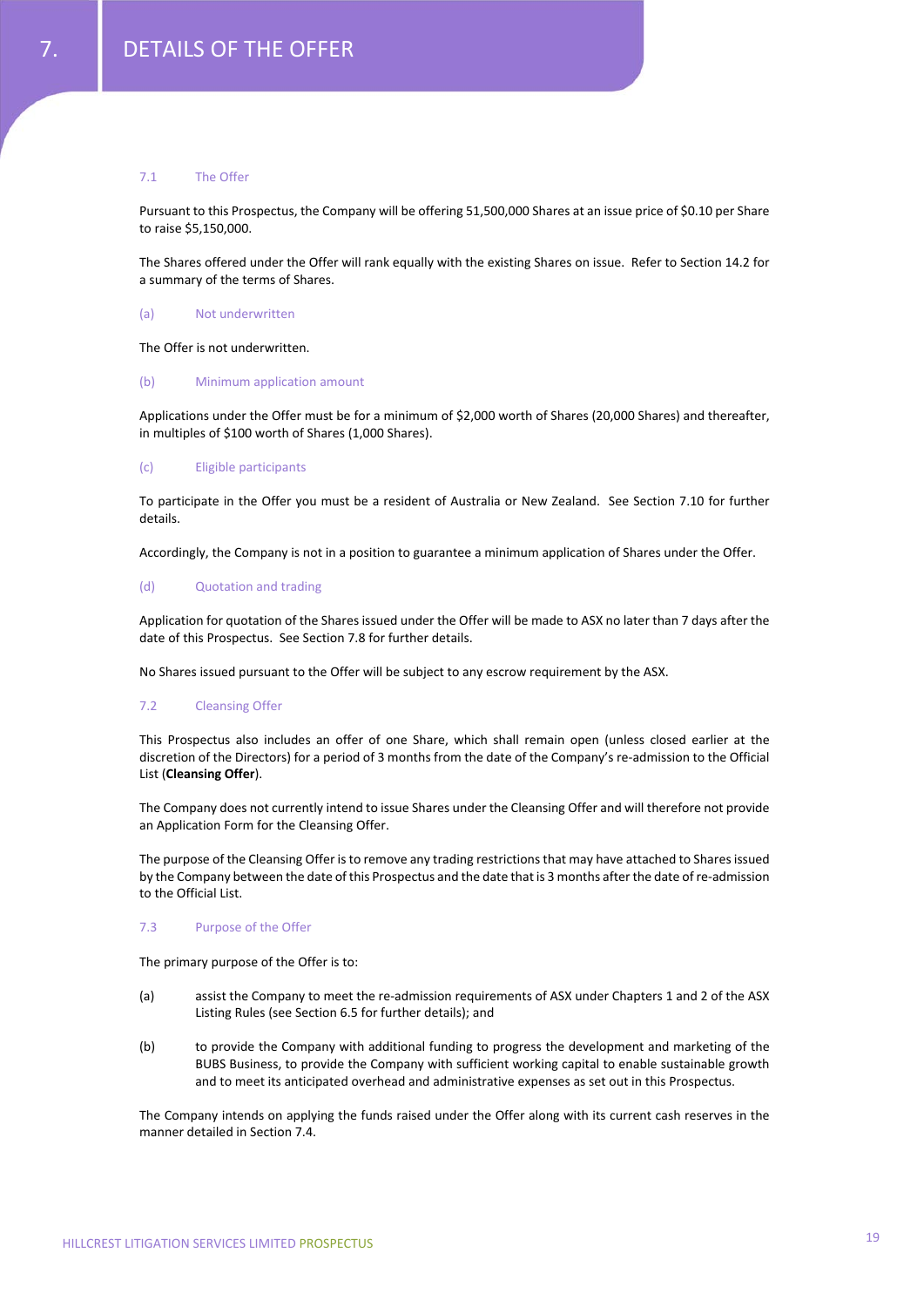# 7. DETAILS OF THE OFFER

## 7.1 The Offer

Pursuant to this Prospectus, the Company will be offering 51,500,000 Shares at an issue price of $0.10 per Share to raise $5,150,000.

The Shares offered under the Offer will rank equally with the existing Shares on issue. Refer to Section 14.2 for a summary of the terms of Shares.

### (a) Not underwritten

The Offer is not underwritten.

### (b) Minimum application amount

Applications under the Offer must be for a minimum of $2,000 worth of Shares (20,000 Shares) and thereafter, in multiples of $100 worth of Shares (1,000 Shares).

### (c) Eligible participants

To participate in the Offer you must be a resident of Australia or New Zealand. See Section 7.10 for further details.

Accordingly, the Company is not in a position to guarantee a minimum application of Shares under the Offer.

### (d) Quotation and trading

Application for quotation of the Shares issued under the Offer will be made to ASX no later than 7 days after the date of this Prospectus. See Section 7.8 for further details.

No Shares issued pursuant to the Offer will be subject to any escrow requirement by the ASX.

## 7.2 Cleansing Offer

This Prospectus also includes an offer of one Share, which shall remain open (unless closed earlier at the discretion of the Directors) for a period of 3 months from the date of the Company's re-admission to the Official List (**Cleansing Offer**).

The Company does not currently intend to issue Shares under the Cleansing Offer and will therefore not provide an Application Form for the Cleansing Offer.

The purpose of the Cleansing Offer is to remove any trading restrictions that may have attached to Shares issued by the Company between the date of this Prospectus and the date that is 3 months after the date of re-admission to the Official List.

## 7.3 Purpose of the Offer

The primary purpose of the Offer is to:

(a) assist the Company to meet the re-admission requirements of ASX under Chapters 1 and 2 of the ASX Listing Rules (see Section 6.5 for further details); and

(b) to provide the Company with additional funding to progress the development and marketing of the BUBS Business, to provide the Company with sufficient working capital to enable sustainable growth and to meet its anticipated overhead and administrative expenses as set out in this Prospectus.

The Company intends on applying the funds raised under the Offer along with its current cash reserves in the manner detailed in Section 7.4.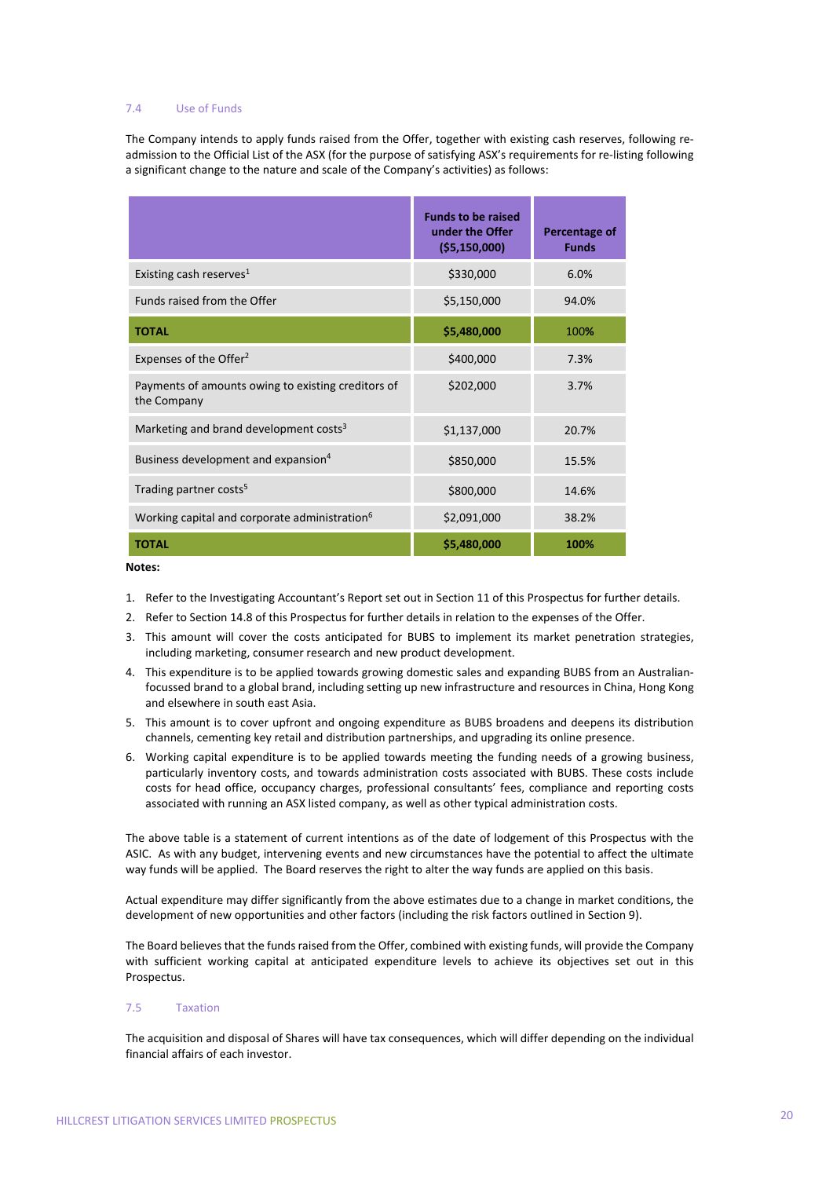### 7.4 Use of Funds

The Company intends to apply funds raised from the Offer, together with existing cash reserves, following re-admission to the Official List of the ASX (for the purpose of satisfying ASX's requirements for re-listing following a significant change to the nature and scale of the Company's activities) as follows:

| | Funds to be raised under the Offer ($5,150,000) | Percentage of Funds |
|---|---|---|
| Existing cash reserves[1] | $330,000 | 6.0% |
| Funds raised from the Offer | $5,150,000 | 94.0% |
| **TOTAL** | **$5,480,000** | 100% |
| Expenses of the Offer[2] | $400,000 | 7.3% |
| Payments of amounts owing to existing creditors of the Company | $202,000 | 3.7% |
| Marketing and brand development costs[3] | $1,137,000 | 20.7% |
| Business development and expansion[4] | $850,000 | 15.5% |
| Trading partner costs[5] | $800,000 | 14.6% |
| Working capital and corporate administration[6] | $2,091,000 | 38.2% |
| **TOTAL** | **$5,480,000** | **100%** |

**Notes:**

1. Refer to the Investigating Accountant's Report set out in Section 11 of this Prospectus for further details.
2. Refer to Section 14.8 of this Prospectus for further details in relation to the expenses of the Offer.
3. This amount will cover the costs anticipated for BUBS to implement its market penetration strategies, including marketing, consumer research and new product development.
4. This expenditure is to be applied towards growing domestic sales and expanding BUBS from an Australian-focussed brand to a global brand, including setting up new infrastructure and resources in China, Hong Kong and elsewhere in south east Asia.
5. This amount is to cover upfront and ongoing expenditure as BUBS broadens and deepens its distribution channels, cementing key retail and distribution partnerships, and upgrading its online presence.
6. Working capital expenditure is to be applied towards meeting the funding needs of a growing business, particularly inventory costs, and towards administration costs associated with BUBS. These costs include costs for head office, occupancy charges, professional consultants' fees, compliance and reporting costs associated with running an ASX listed company, as well as other typical administration costs.

The above table is a statement of current intentions as of the date of lodgement of this Prospectus with the ASIC. As with any budget, intervening events and new circumstances have the potential to affect the ultimate way funds will be applied. The Board reserves the right to alter the way funds are applied on this basis.

Actual expenditure may differ significantly from the above estimates due to a change in market conditions, the development of new opportunities and other factors (including the risk factors outlined in Section 9).

The Board believes that the funds raised from the Offer, combined with existing funds, will provide the Company with sufficient working capital at anticipated expenditure levels to achieve its objectives set out in this Prospectus.

### 7.5 Taxation

The acquisition and disposal of Shares will have tax consequences, which will differ depending on the individual financial affairs of each investor.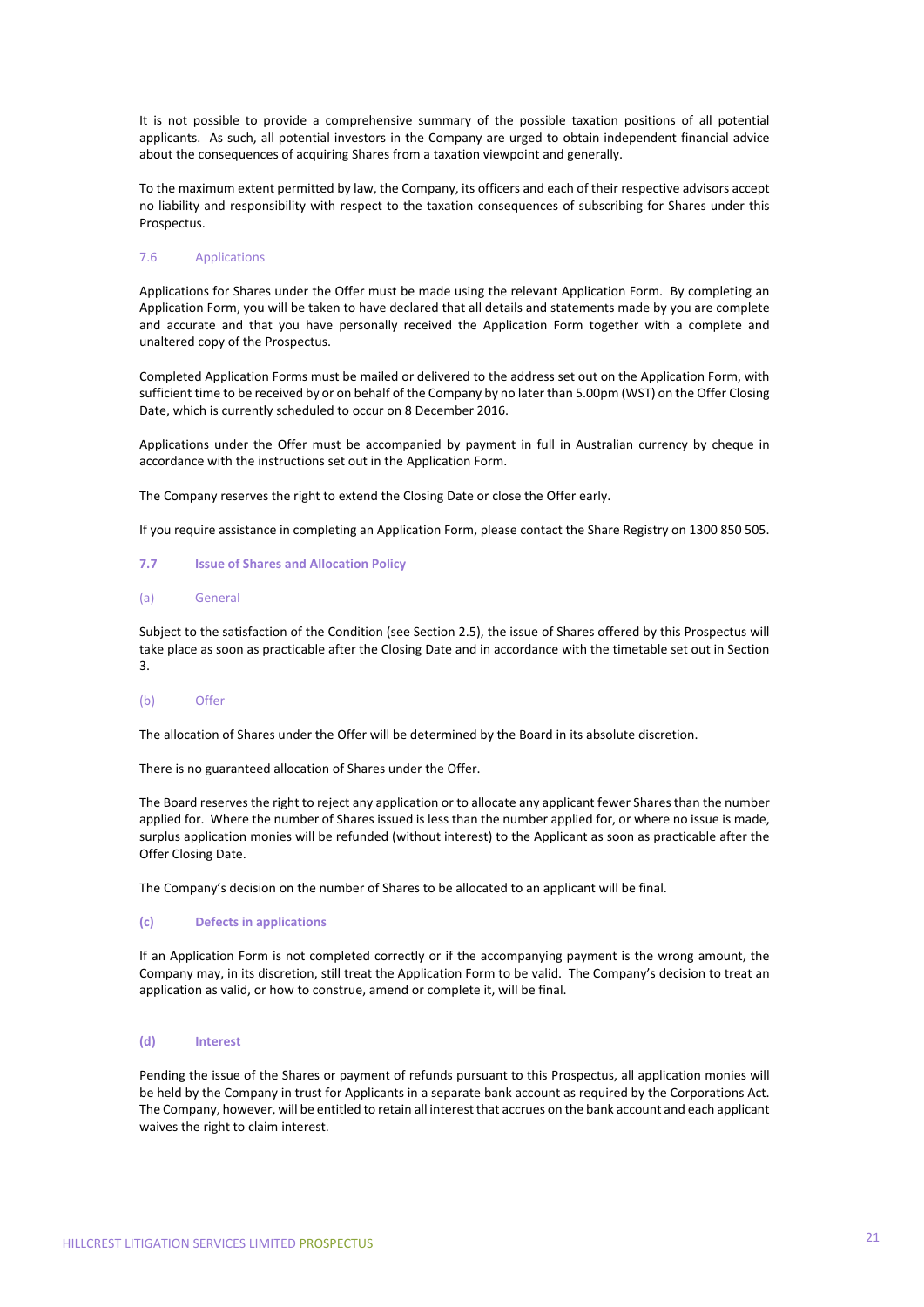It is not possible to provide a comprehensive summary of the possible taxation positions of all potential applicants. As such, all potential investors in the Company are urged to obtain independent financial advice about the consequences of acquiring Shares from a taxation viewpoint and generally.

To the maximum extent permitted by law, the Company, its officers and each of their respective advisors accept no liability and responsibility with respect to the taxation consequences of subscribing for Shares under this Prospectus.

### 7.6 Applications

Applications for Shares under the Offer must be made using the relevant Application Form. By completing an Application Form, you will be taken to have declared that all details and statements made by you are complete and accurate and that you have personally received the Application Form together with a complete and unaltered copy of the Prospectus.

Completed Application Forms must be mailed or delivered to the address set out on the Application Form, with sufficient time to be received by or on behalf of the Company by no later than 5.00pm (WST) on the Offer Closing Date, which is currently scheduled to occur on 8 December 2016.

Applications under the Offer must be accompanied by payment in full in Australian currency by cheque in accordance with the instructions set out in the Application Form.

The Company reserves the right to extend the Closing Date or close the Offer early.

If you require assistance in completing an Application Form, please contact the Share Registry on 1300 850 505.

### 7.7 Issue of Shares and Allocation Policy

#### (a) General

Subject to the satisfaction of the Condition (see Section 2.5), the issue of Shares offered by this Prospectus will take place as soon as practicable after the Closing Date and in accordance with the timetable set out in Section 3.

#### (b) Offer

The allocation of Shares under the Offer will be determined by the Board in its absolute discretion.

There is no guaranteed allocation of Shares under the Offer.

The Board reserves the right to reject any application or to allocate any applicant fewer Shares than the number applied for. Where the number of Shares issued is less than the number applied for, or where no issue is made, surplus application monies will be refunded (without interest) to the Applicant as soon as practicable after the Offer Closing Date.

The Company's decision on the number of Shares to be allocated to an applicant will be final.

#### (c) Defects in applications

If an Application Form is not completed correctly or if the accompanying payment is the wrong amount, the Company may, in its discretion, still treat the Application Form to be valid. The Company's decision to treat an application as valid, or how to construe, amend or complete it, will be final.

#### (d) Interest

Pending the issue of the Shares or payment of refunds pursuant to this Prospectus, all application monies will be held by the Company in trust for Applicants in a separate bank account as required by the Corporations Act. The Company, however, will be entitled to retain all interest that accrues on the bank account and each applicant waives the right to claim interest.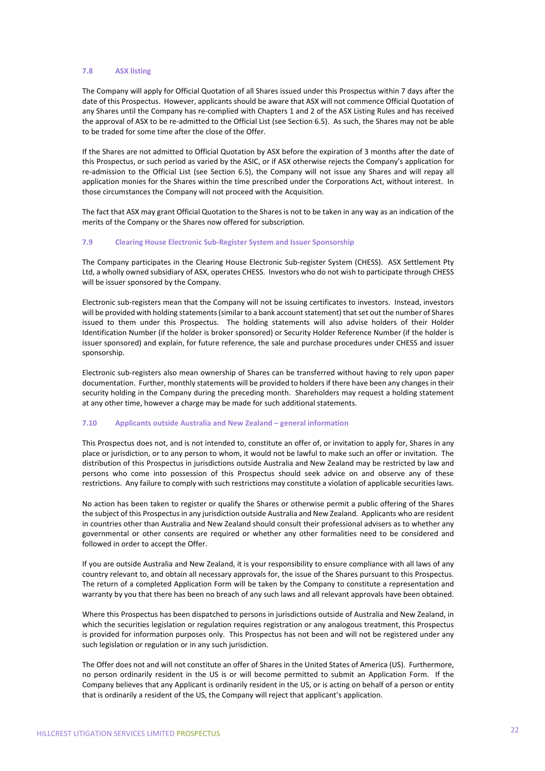### 7.8 ASX listing

The Company will apply for Official Quotation of all Shares issued under this Prospectus within 7 days after the date of this Prospectus. However, applicants should be aware that ASX will not commence Official Quotation of any Shares until the Company has re-complied with Chapters 1 and 2 of the ASX Listing Rules and has received the approval of ASX to be re-admitted to the Official List (see Section 6.5). As such, the Shares may not be able to be traded for some time after the close of the Offer.

If the Shares are not admitted to Official Quotation by ASX before the expiration of 3 months after the date of this Prospectus, or such period as varied by the ASIC, or if ASX otherwise rejects the Company's application for re-admission to the Official List (see Section 6.5), the Company will not issue any Shares and will repay all application monies for the Shares within the time prescribed under the Corporations Act, without interest. In those circumstances the Company will not proceed with the Acquisition.

The fact that ASX may grant Official Quotation to the Shares is not to be taken in any way as an indication of the merits of the Company or the Shares now offered for subscription.

### 7.9 Clearing House Electronic Sub-Register System and Issuer Sponsorship

The Company participates in the Clearing House Electronic Sub-register System (CHESS). ASX Settlement Pty Ltd, a wholly owned subsidiary of ASX, operates CHESS. Investors who do not wish to participate through CHESS will be issuer sponsored by the Company.

Electronic sub-registers mean that the Company will not be issuing certificates to investors. Instead, investors will be provided with holding statements (similar to a bank account statement) that set out the number of Shares issued to them under this Prospectus. The holding statements will also advise holders of their Holder Identification Number (if the holder is broker sponsored) or Security Holder Reference Number (if the holder is issuer sponsored) and explain, for future reference, the sale and purchase procedures under CHESS and issuer sponsorship.

Electronic sub-registers also mean ownership of Shares can be transferred without having to rely upon paper documentation. Further, monthly statements will be provided to holders if there have been any changes in their security holding in the Company during the preceding month. Shareholders may request a holding statement at any other time, however a charge may be made for such additional statements.

### 7.10 Applicants outside Australia and New Zealand – general information

This Prospectus does not, and is not intended to, constitute an offer of, or invitation to apply for, Shares in any place or jurisdiction, or to any person to whom, it would not be lawful to make such an offer or invitation. The distribution of this Prospectus in jurisdictions outside Australia and New Zealand may be restricted by law and persons who come into possession of this Prospectus should seek advice on and observe any of these restrictions. Any failure to comply with such restrictions may constitute a violation of applicable securities laws.

No action has been taken to register or qualify the Shares or otherwise permit a public offering of the Shares the subject of this Prospectus in any jurisdiction outside Australia and New Zealand. Applicants who are resident in countries other than Australia and New Zealand should consult their professional advisers as to whether any governmental or other consents are required or whether any other formalities need to be considered and followed in order to accept the Offer.

If you are outside Australia and New Zealand, it is your responsibility to ensure compliance with all laws of any country relevant to, and obtain all necessary approvals for, the issue of the Shares pursuant to this Prospectus. The return of a completed Application Form will be taken by the Company to constitute a representation and warranty by you that there has been no breach of any such laws and all relevant approvals have been obtained.

Where this Prospectus has been dispatched to persons in jurisdictions outside of Australia and New Zealand, in which the securities legislation or regulation requires registration or any analogous treatment, this Prospectus is provided for information purposes only. This Prospectus has not been and will not be registered under any such legislation or regulation or in any such jurisdiction.

The Offer does not and will not constitute an offer of Shares in the United States of America (US). Furthermore, no person ordinarily resident in the US is or will become permitted to submit an Application Form. If the Company believes that any Applicant is ordinarily resident in the US, or is acting on behalf of a person or entity that is ordinarily a resident of the US, the Company will reject that applicant's application.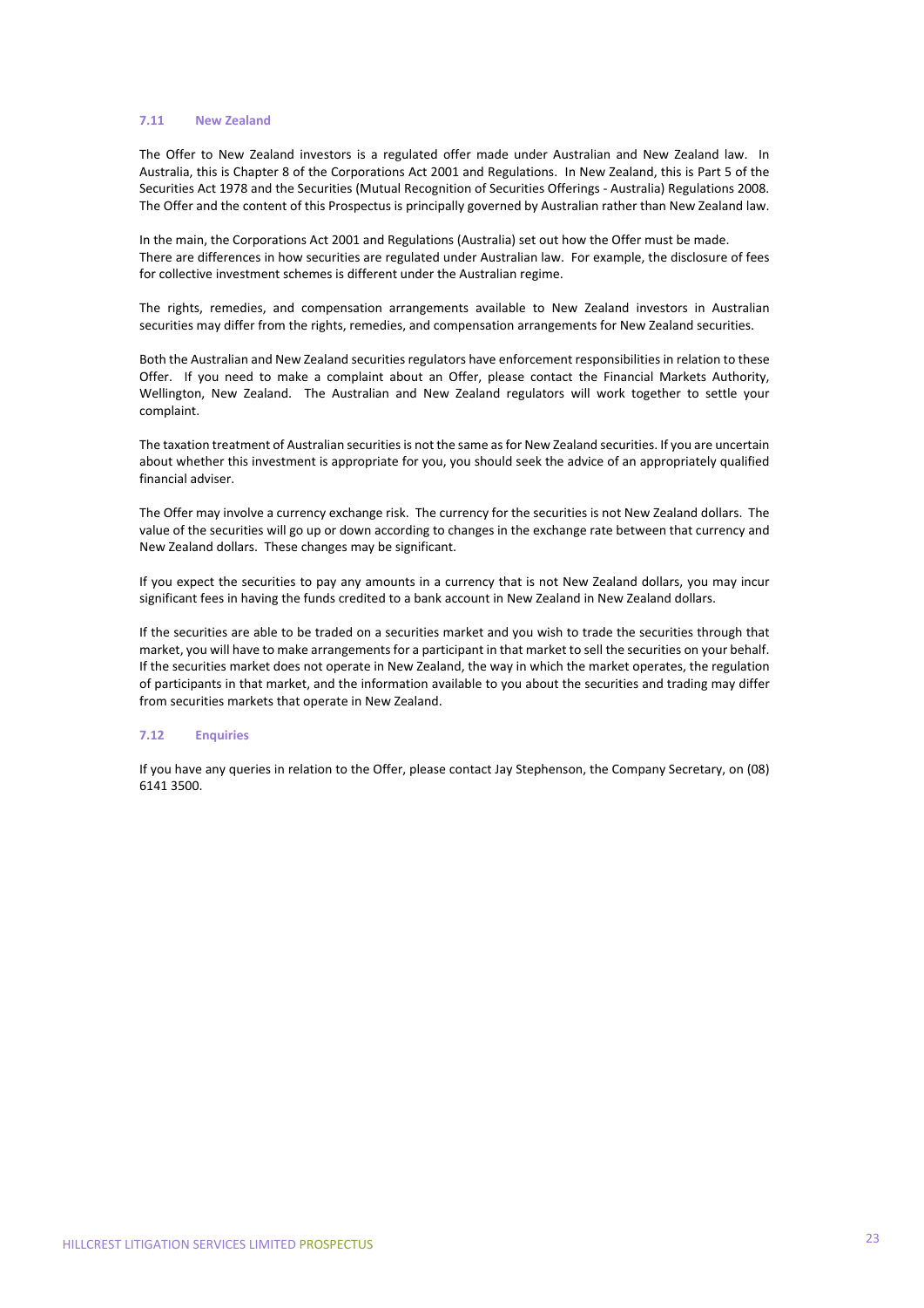### 7.11 New Zealand

The Offer to New Zealand investors is a regulated offer made under Australian and New Zealand law. In Australia, this is Chapter 8 of the Corporations Act 2001 and Regulations. In New Zealand, this is Part 5 of the Securities Act 1978 and the Securities (Mutual Recognition of Securities Offerings - Australia) Regulations 2008. The Offer and the content of this Prospectus is principally governed by Australian rather than New Zealand law.

In the main, the Corporations Act 2001 and Regulations (Australia) set out how the Offer must be made. There are differences in how securities are regulated under Australian law. For example, the disclosure of fees for collective investment schemes is different under the Australian regime.

The rights, remedies, and compensation arrangements available to New Zealand investors in Australian securities may differ from the rights, remedies, and compensation arrangements for New Zealand securities.

Both the Australian and New Zealand securities regulators have enforcement responsibilities in relation to these Offer. If you need to make a complaint about an Offer, please contact the Financial Markets Authority, Wellington, New Zealand. The Australian and New Zealand regulators will work together to settle your complaint.

The taxation treatment of Australian securities is not the same as for New Zealand securities. If you are uncertain about whether this investment is appropriate for you, you should seek the advice of an appropriately qualified financial adviser.

The Offer may involve a currency exchange risk. The currency for the securities is not New Zealand dollars. The value of the securities will go up or down according to changes in the exchange rate between that currency and New Zealand dollars. These changes may be significant.

If you expect the securities to pay any amounts in a currency that is not New Zealand dollars, you may incur significant fees in having the funds credited to a bank account in New Zealand in New Zealand dollars.

If the securities are able to be traded on a securities market and you wish to trade the securities through that market, you will have to make arrangements for a participant in that market to sell the securities on your behalf. If the securities market does not operate in New Zealand, the way in which the market operates, the regulation of participants in that market, and the information available to you about the securities and trading may differ from securities markets that operate in New Zealand.

### 7.12 Enquiries

If you have any queries in relation to the Offer, please contact Jay Stephenson, the Company Secretary, on (08) 6141 3500.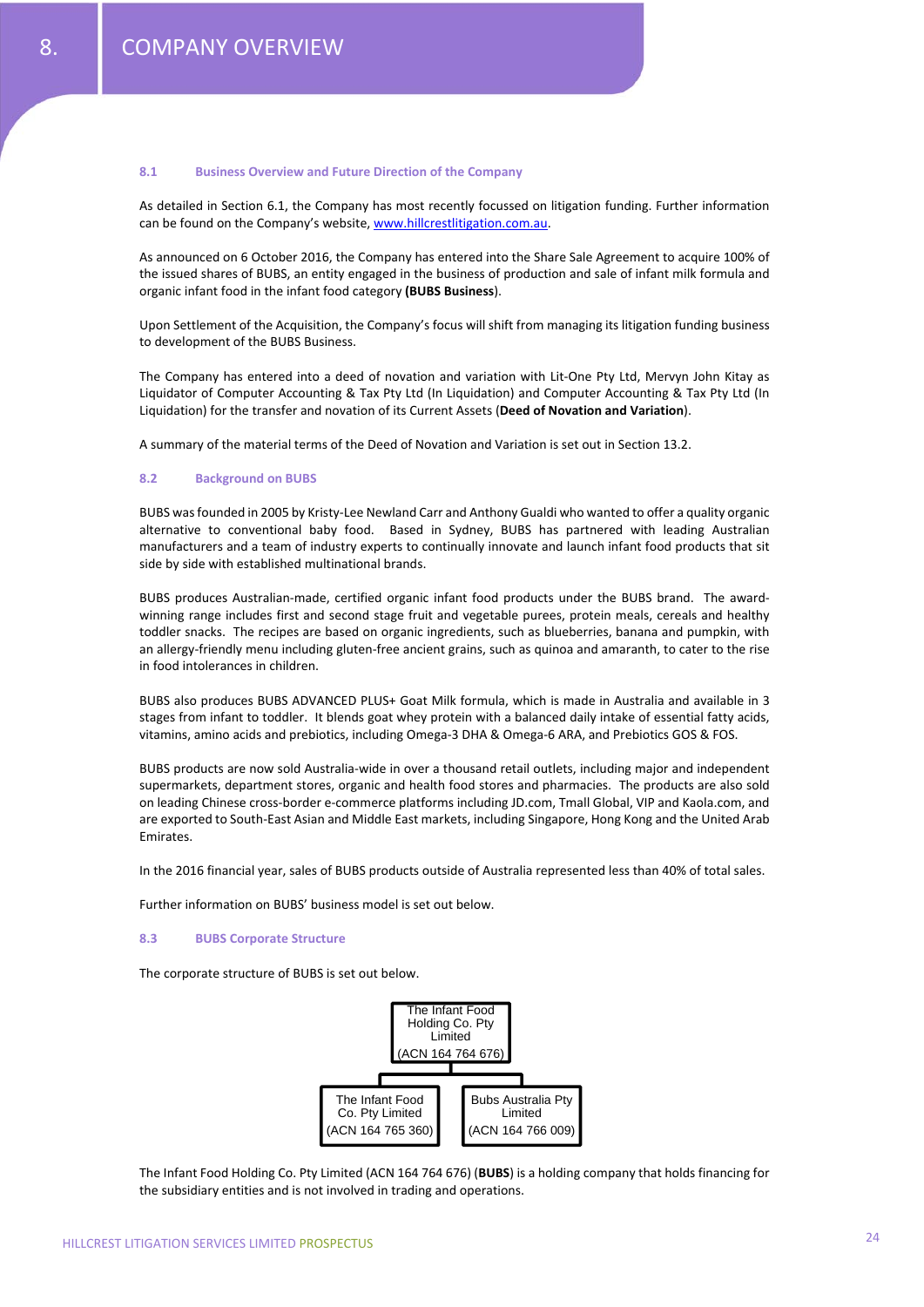# 8. COMPANY OVERVIEW

## 8.1 Business Overview and Future Direction of the Company

As detailed in Section 6.1, the Company has most recently focussed on litigation funding. Further information can be found on the Company's website, www.hillcrestlitigation.com.au.

As announced on 6 October 2016, the Company has entered into the Share Sale Agreement to acquire 100% of the issued shares of BUBS, an entity engaged in the business of production and sale of infant milk formula and organic infant food in the infant food category **(BUBS Business**).

Upon Settlement of the Acquisition, the Company's focus will shift from managing its litigation funding business to development of the BUBS Business.

The Company has entered into a deed of novation and variation with Lit-One Pty Ltd, Mervyn John Kitay as Liquidator of Computer Accounting & Tax Pty Ltd (In Liquidation) and Computer Accounting & Tax Pty Ltd (In Liquidation) for the transfer and novation of its Current Assets (**Deed of Novation and Variation**).

A summary of the material terms of the Deed of Novation and Variation is set out in Section 13.2.

## 8.2 Background on BUBS

BUBS was founded in 2005 by Kristy-Lee Newland Carr and Anthony Gualdi who wanted to offer a quality organic alternative to conventional baby food. Based in Sydney, BUBS has partnered with leading Australian manufacturers and a team of industry experts to continually innovate and launch infant food products that sit side by side with established multinational brands.

BUBS produces Australian-made, certified organic infant food products under the BUBS brand. The award-winning range includes first and second stage fruit and vegetable purees, protein meals, cereals and healthy toddler snacks. The recipes are based on organic ingredients, such as blueberries, banana and pumpkin, with an allergy-friendly menu including gluten-free ancient grains, such as quinoa and amaranth, to cater to the rise in food intolerances in children.

BUBS also produces BUBS ADVANCED PLUS+ Goat Milk formula, which is made in Australia and available in 3 stages from infant to toddler. It blends goat whey protein with a balanced daily intake of essential fatty acids, vitamins, amino acids and prebiotics, including Omega-3 DHA & Omega-6 ARA, and Prebiotics GOS & FOS.

BUBS products are now sold Australia-wide in over a thousand retail outlets, including major and independent supermarkets, department stores, organic and health food stores and pharmacies. The products are also sold on leading Chinese cross-border e-commerce platforms including JD.com, Tmall Global, VIP and Kaola.com, and are exported to South-East Asian and Middle East markets, including Singapore, Hong Kong and the United Arab Emirates.

In the 2016 financial year, sales of BUBS products outside of Australia represented less than 40% of total sales.

Further information on BUBS' business model is set out below.

## 8.3 BUBS Corporate Structure

The corporate structure of BUBS is set out below.

- The Infant Food Holding Co. Pty Limited (ACN 164 764 676)
  - The Infant Food Co. Pty Limited (ACN 164 765 360)
  - Bubs Australia Pty Limited (ACN 164 766 009)

The Infant Food Holding Co. Pty Limited (ACN 164 764 676) (**BUBS**) is a holding company that holds financing for the subsidiary entities and is not involved in trading and operations.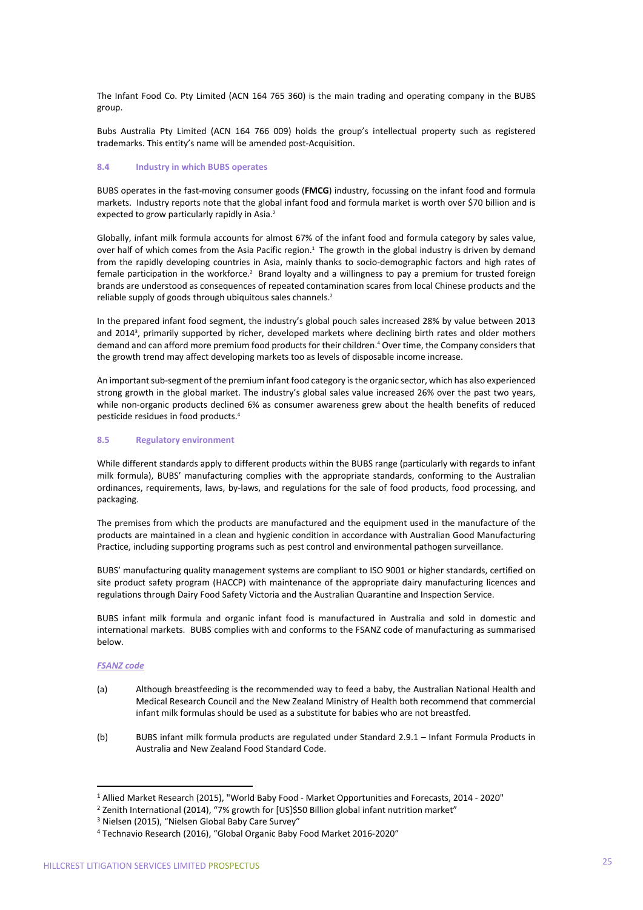The Infant Food Co. Pty Limited (ACN 164 765 360) is the main trading and operating company in the BUBS group.

Bubs Australia Pty Limited (ACN 164 766 009) holds the group's intellectual property such as registered trademarks. This entity's name will be amended post-Acquisition.

### 8.4 Industry in which BUBS operates

BUBS operates in the fast-moving consumer goods (**FMCG**) industry, focussing on the infant food and formula markets. Industry reports note that the global infant food and formula market is worth over $70 billion and is expected to grow particularly rapidly in Asia.[2]

Globally, infant milk formula accounts for almost 67% of the infant food and formula category by sales value, over half of which comes from the Asia Pacific region.[1] The growth in the global industry is driven by demand from the rapidly developing countries in Asia, mainly thanks to socio-demographic factors and high rates of female participation in the workforce.[2] Brand loyalty and a willingness to pay a premium for trusted foreign brands are understood as consequences of repeated contamination scares from local Chinese products and the reliable supply of goods through ubiquitous sales channels.[2]

In the prepared infant food segment, the industry's global pouch sales increased 28% by value between 2013 and 2014[3], primarily supported by richer, developed markets where declining birth rates and older mothers demand and can afford more premium food products for their children.[4] Over time, the Company considers that the growth trend may affect developing markets too as levels of disposable income increase.

An important sub-segment of the premium infant food category is the organic sector, which has also experienced strong growth in the global market. The industry's global sales value increased 26% over the past two years, while non-organic products declined 6% as consumer awareness grew about the health benefits of reduced pesticide residues in food products.[4]

### 8.5 Regulatory environment

While different standards apply to different products within the BUBS range (particularly with regards to infant milk formula), BUBS' manufacturing complies with the appropriate standards, conforming to the Australian ordinances, requirements, laws, by-laws, and regulations for the sale of food products, food processing, and packaging.

The premises from which the products are manufactured and the equipment used in the manufacture of the products are maintained in a clean and hygienic condition in accordance with Australian Good Manufacturing Practice, including supporting programs such as pest control and environmental pathogen surveillance.

BUBS' manufacturing quality management systems are compliant to ISO 9001 or higher standards, certified on site product safety program (HACCP) with maintenance of the appropriate dairy manufacturing licences and regulations through Dairy Food Safety Victoria and the Australian Quarantine and Inspection Service.

BUBS infant milk formula and organic infant food is manufactured in Australia and sold in domestic and international markets. BUBS complies with and conforms to the FSANZ code of manufacturing as summarised below.

***FSANZ code***

(a) Although breastfeeding is the recommended way to feed a baby, the Australian National Health and Medical Research Council and the New Zealand Ministry of Health both recommend that commercial infant milk formulas should be used as a substitute for babies who are not breastfed.

(b) BUBS infant milk formula products are regulated under Standard 2.9.1 – Infant Formula Products in Australia and New Zealand Food Standard Code.

---

[1] Allied Market Research (2015), "World Baby Food - Market Opportunities and Forecasts, 2014 - 2020"

[2] Zenith International (2014), "7% growth for [US]$50 Billion global infant nutrition market"

[3] Nielsen (2015), "Nielsen Global Baby Care Survey"

[4] Technavio Research (2016), "Global Organic Baby Food Market 2016-2020"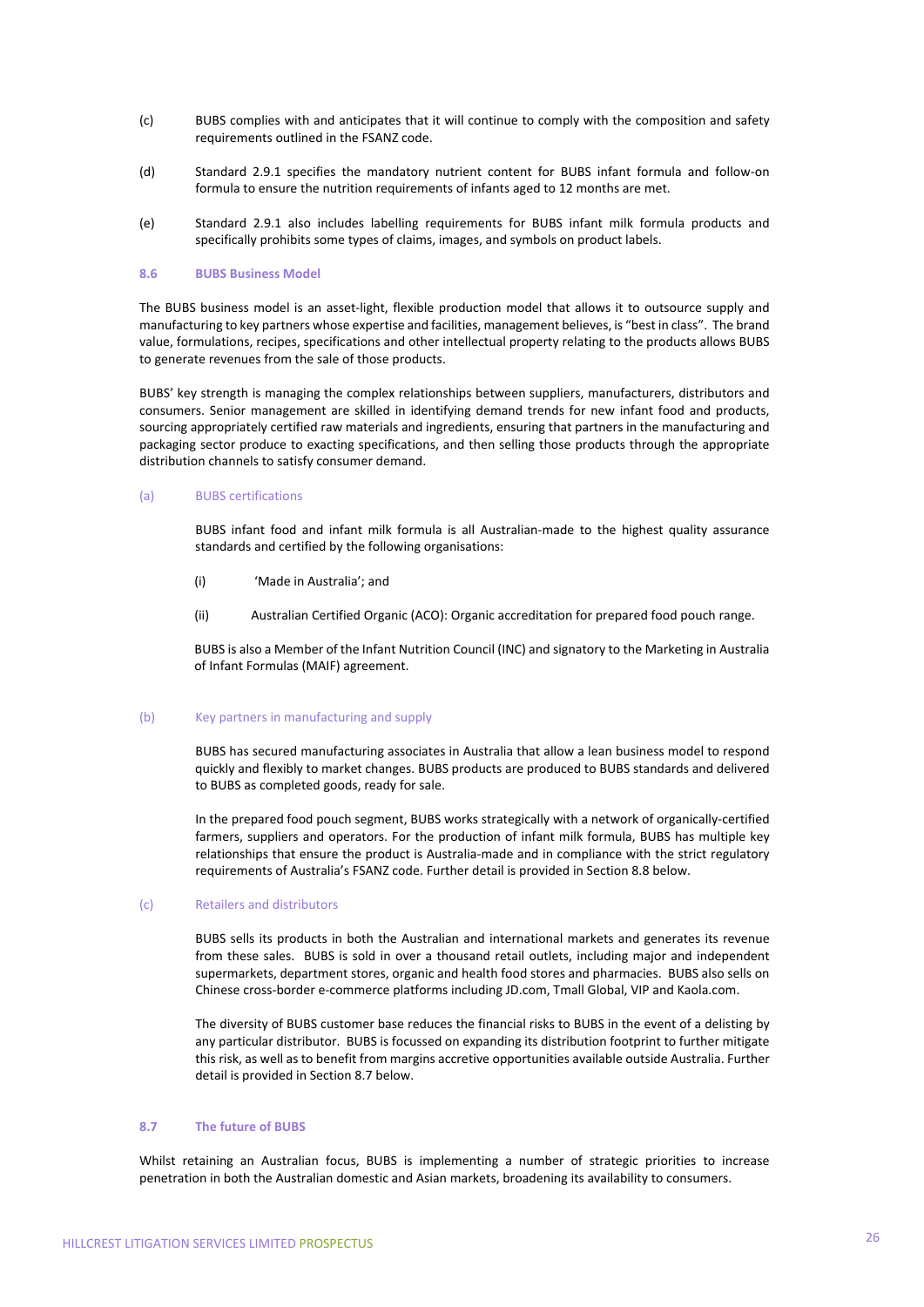(c) BUBS complies with and anticipates that it will continue to comply with the composition and safety requirements outlined in the FSANZ code.

(d) Standard 2.9.1 specifies the mandatory nutrient content for BUBS infant formula and follow-on formula to ensure the nutrition requirements of infants aged to 12 months are met.

(e) Standard 2.9.1 also includes labelling requirements for BUBS infant milk formula products and specifically prohibits some types of claims, images, and symbols on product labels.

### 8.6 BUBS Business Model

The BUBS business model is an asset-light, flexible production model that allows it to outsource supply and manufacturing to key partners whose expertise and facilities, management believes, is "best in class". The brand value, formulations, recipes, specifications and other intellectual property relating to the products allows BUBS to generate revenues from the sale of those products.

BUBS' key strength is managing the complex relationships between suppliers, manufacturers, distributors and consumers. Senior management are skilled in identifying demand trends for new infant food and products, sourcing appropriately certified raw materials and ingredients, ensuring that partners in the manufacturing and packaging sector produce to exacting specifications, and then selling those products through the appropriate distribution channels to satisfy consumer demand.

#### (a) BUBS certifications

BUBS infant food and infant milk formula is all Australian-made to the highest quality assurance standards and certified by the following organisations:

(i) 'Made in Australia'; and

(ii) Australian Certified Organic (ACO): Organic accreditation for prepared food pouch range.

BUBS is also a Member of the Infant Nutrition Council (INC) and signatory to the Marketing in Australia of Infant Formulas (MAIF) agreement.

#### (b) Key partners in manufacturing and supply

BUBS has secured manufacturing associates in Australia that allow a lean business model to respond quickly and flexibly to market changes. BUBS products are produced to BUBS standards and delivered to BUBS as completed goods, ready for sale.

In the prepared food pouch segment, BUBS works strategically with a network of organically-certified farmers, suppliers and operators. For the production of infant milk formula, BUBS has multiple key relationships that ensure the product is Australia-made and in compliance with the strict regulatory requirements of Australia's FSANZ code. Further detail is provided in Section 8.8 below.

#### (c) Retailers and distributors

BUBS sells its products in both the Australian and international markets and generates its revenue from these sales. BUBS is sold in over a thousand retail outlets, including major and independent supermarkets, department stores, organic and health food stores and pharmacies. BUBS also sells on Chinese cross-border e-commerce platforms including JD.com, Tmall Global, VIP and Kaola.com.

The diversity of BUBS customer base reduces the financial risks to BUBS in the event of a delisting by any particular distributor. BUBS is focussed on expanding its distribution footprint to further mitigate this risk, as well as to benefit from margins accretive opportunities available outside Australia. Further detail is provided in Section 8.7 below.

### 8.7 The future of BUBS

Whilst retaining an Australian focus, BUBS is implementing a number of strategic priorities to increase penetration in both the Australian domestic and Asian markets, broadening its availability to consumers.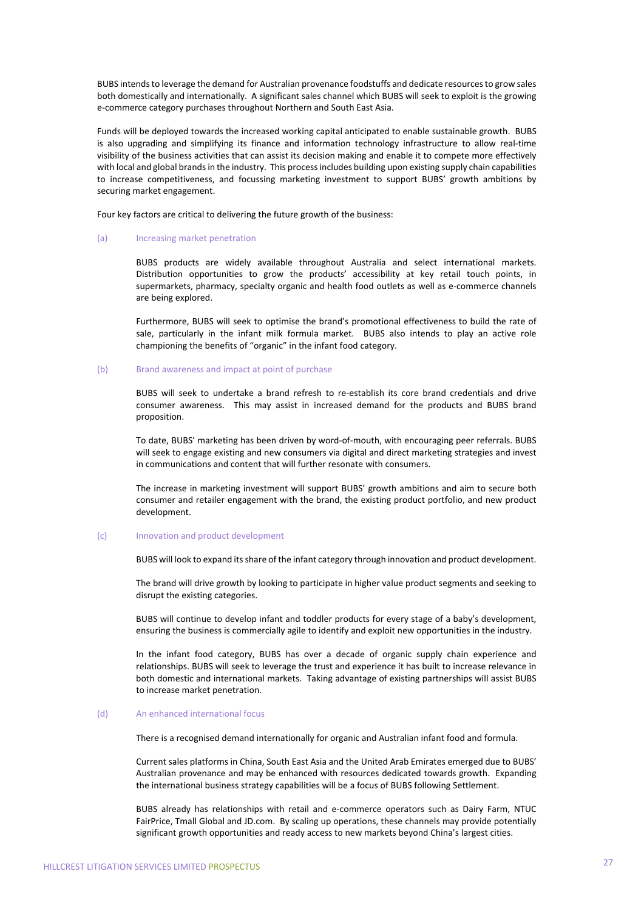BUBS intends to leverage the demand for Australian provenance foodstuffs and dedicate resources to grow sales both domestically and internationally. A significant sales channel which BUBS will seek to exploit is the growing e-commerce category purchases throughout Northern and South East Asia.

Funds will be deployed towards the increased working capital anticipated to enable sustainable growth. BUBS is also upgrading and simplifying its finance and information technology infrastructure to allow real-time visibility of the business activities that can assist its decision making and enable it to compete more effectively with local and global brands in the industry. This process includes building upon existing supply chain capabilities to increase competitiveness, and focussing marketing investment to support BUBS' growth ambitions by securing market engagement.

Four key factors are critical to delivering the future growth of the business:

(a) Increasing market penetration

BUBS products are widely available throughout Australia and select international markets. Distribution opportunities to grow the products' accessibility at key retail touch points, in supermarkets, pharmacy, specialty organic and health food outlets as well as e-commerce channels are being explored.

Furthermore, BUBS will seek to optimise the brand's promotional effectiveness to build the rate of sale, particularly in the infant milk formula market. BUBS also intends to play an active role championing the benefits of "organic" in the infant food category.

(b) Brand awareness and impact at point of purchase

BUBS will seek to undertake a brand refresh to re-establish its core brand credentials and drive consumer awareness. This may assist in increased demand for the products and BUBS brand proposition.

To date, BUBS' marketing has been driven by word-of-mouth, with encouraging peer referrals. BUBS will seek to engage existing and new consumers via digital and direct marketing strategies and invest in communications and content that will further resonate with consumers.

The increase in marketing investment will support BUBS' growth ambitions and aim to secure both consumer and retailer engagement with the brand, the existing product portfolio, and new product development.

(c) Innovation and product development

BUBS will look to expand its share of the infant category through innovation and product development.

The brand will drive growth by looking to participate in higher value product segments and seeking to disrupt the existing categories.

BUBS will continue to develop infant and toddler products for every stage of a baby's development, ensuring the business is commercially agile to identify and exploit new opportunities in the industry.

In the infant food category, BUBS has over a decade of organic supply chain experience and relationships. BUBS will seek to leverage the trust and experience it has built to increase relevance in both domestic and international markets. Taking advantage of existing partnerships will assist BUBS to increase market penetration.

(d) An enhanced international focus

There is a recognised demand internationally for organic and Australian infant food and formula.

Current sales platforms in China, South East Asia and the United Arab Emirates emerged due to BUBS' Australian provenance and may be enhanced with resources dedicated towards growth. Expanding the international business strategy capabilities will be a focus of BUBS following Settlement.

BUBS already has relationships with retail and e-commerce operators such as Dairy Farm, NTUC FairPrice, Tmall Global and JD.com. By scaling up operations, these channels may provide potentially significant growth opportunities and ready access to new markets beyond China's largest cities.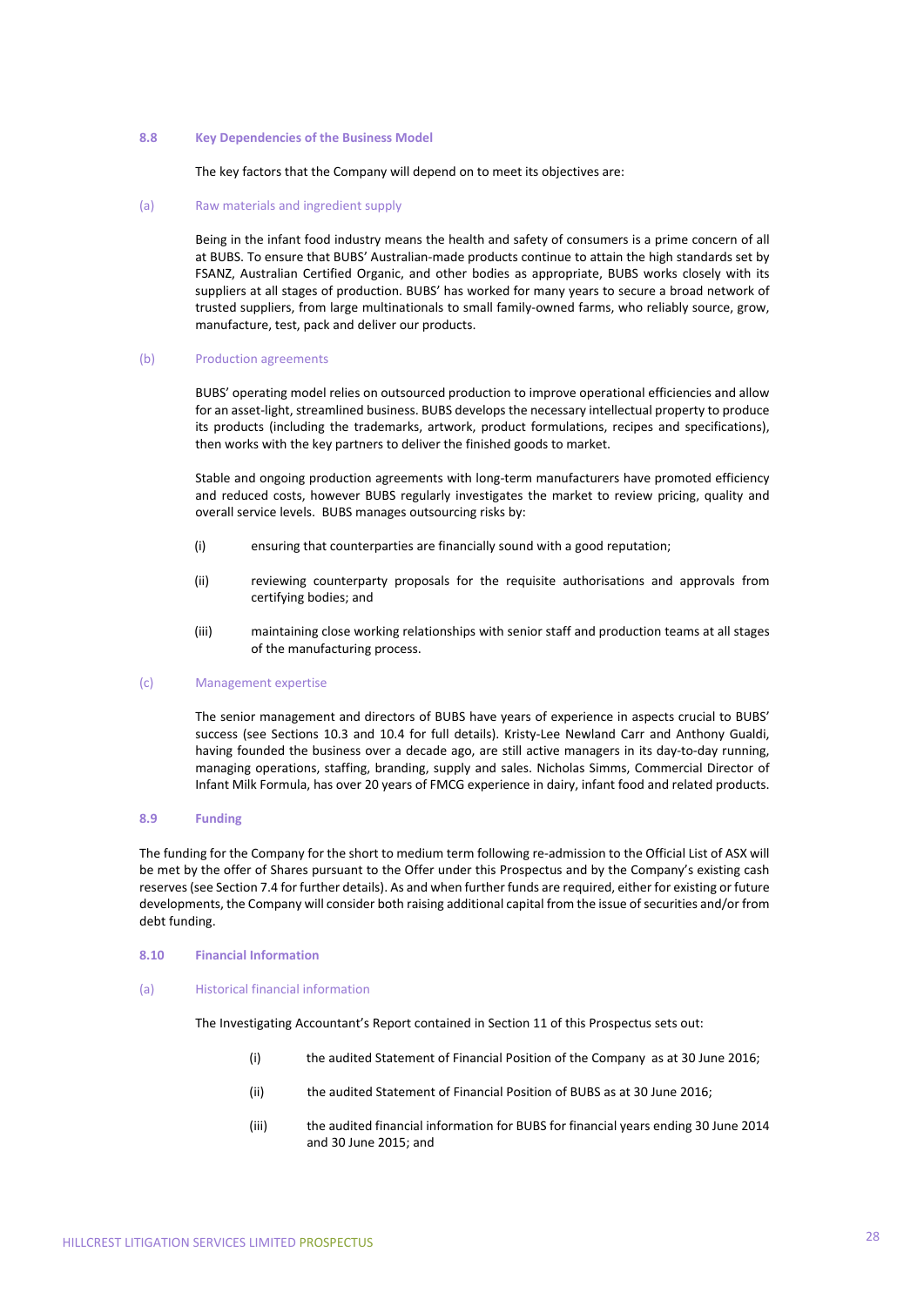### 8.8 Key Dependencies of the Business Model

The key factors that the Company will depend on to meet its objectives are:

#### (a) Raw materials and ingredient supply

Being in the infant food industry means the health and safety of consumers is a prime concern of all at BUBS. To ensure that BUBS' Australian-made products continue to attain the high standards set by FSANZ, Australian Certified Organic, and other bodies as appropriate, BUBS works closely with its suppliers at all stages of production. BUBS' has worked for many years to secure a broad network of trusted suppliers, from large multinationals to small family-owned farms, who reliably source, grow, manufacture, test, pack and deliver our products.

#### (b) Production agreements

BUBS' operating model relies on outsourced production to improve operational efficiencies and allow for an asset-light, streamlined business. BUBS develops the necessary intellectual property to produce its products (including the trademarks, artwork, product formulations, recipes and specifications), then works with the key partners to deliver the finished goods to market.

Stable and ongoing production agreements with long-term manufacturers have promoted efficiency and reduced costs, however BUBS regularly investigates the market to review pricing, quality and overall service levels. BUBS manages outsourcing risks by:

(i) ensuring that counterparties are financially sound with a good reputation;

(ii) reviewing counterparty proposals for the requisite authorisations and approvals from certifying bodies; and

(iii) maintaining close working relationships with senior staff and production teams at all stages of the manufacturing process.

#### (c) Management expertise

The senior management and directors of BUBS have years of experience in aspects crucial to BUBS' success (see Sections 10.3 and 10.4 for full details). Kristy-Lee Newland Carr and Anthony Gualdi, having founded the business over a decade ago, are still active managers in its day-to-day running, managing operations, staffing, branding, supply and sales. Nicholas Simms, Commercial Director of Infant Milk Formula, has over 20 years of FMCG experience in dairy, infant food and related products.

### 8.9 Funding

The funding for the Company for the short to medium term following re-admission to the Official List of ASX will be met by the offer of Shares pursuant to the Offer under this Prospectus and by the Company's existing cash reserves (see Section 7.4 for further details). As and when further funds are required, either for existing or future developments, the Company will consider both raising additional capital from the issue of securities and/or from debt funding.

### 8.10 Financial Information

#### (a) Historical financial information

The Investigating Accountant's Report contained in Section 11 of this Prospectus sets out:

(i) the audited Statement of Financial Position of the Company as at 30 June 2016;

(ii) the audited Statement of Financial Position of BUBS as at 30 June 2016;

(iii) the audited financial information for BUBS for financial years ending 30 June 2014 and 30 June 2015; and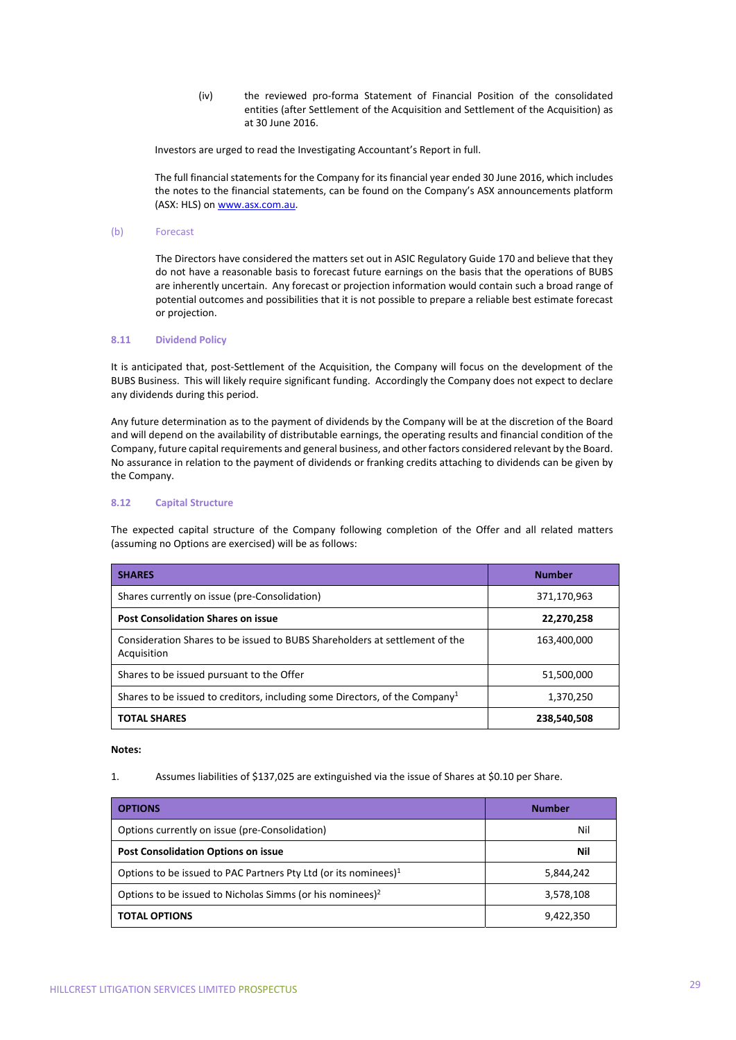(iv) the reviewed pro-forma Statement of Financial Position of the consolidated entities (after Settlement of the Acquisition and Settlement of the Acquisition) as at 30 June 2016.

Investors are urged to read the Investigating Accountant's Report in full.

The full financial statements for the Company for its financial year ended 30 June 2016, which includes the notes to the financial statements, can be found on the Company's ASX announcements platform (ASX: HLS) on www.asx.com.au.

(b) Forecast

The Directors have considered the matters set out in ASIC Regulatory Guide 170 and believe that they do not have a reasonable basis to forecast future earnings on the basis that the operations of BUBS are inherently uncertain. Any forecast or projection information would contain such a broad range of potential outcomes and possibilities that it is not possible to prepare a reliable best estimate forecast or projection.

### 8.11 Dividend Policy

It is anticipated that, post-Settlement of the Acquisition, the Company will focus on the development of the BUBS Business. This will likely require significant funding. Accordingly the Company does not expect to declare any dividends during this period.

Any future determination as to the payment of dividends by the Company will be at the discretion of the Board and will depend on the availability of distributable earnings, the operating results and financial condition of the Company, future capital requirements and general business, and other factors considered relevant by the Board. No assurance in relation to the payment of dividends or franking credits attaching to dividends can be given by the Company.

### 8.12 Capital Structure

The expected capital structure of the Company following completion of the Offer and all related matters (assuming no Options are exercised) will be as follows:

| SHARES | Number |
|---|---|
| Shares currently on issue (pre-Consolidation) | 371,170,963 |
| **Post Consolidation Shares on issue** | **22,270,258** |
| Consideration Shares to be issued to BUBS Shareholders at settlement of the Acquisition | 163,400,000 |
| Shares to be issued pursuant to the Offer | 51,500,000 |
| Shares to be issued to creditors, including some Directors, of the Company[1] | 1,370,250 |
| **TOTAL SHARES** | **238,540,508** |

**Notes:**

1. Assumes liabilities of $137,025 are extinguished via the issue of Shares at $0.10 per Share.

| OPTIONS | Number |
|---|---|
| Options currently on issue (pre-Consolidation) | Nil |
| **Post Consolidation Options on issue** | **Nil** |
| Options to be issued to PAC Partners Pty Ltd (or its nominees)[1] | 5,844,242 |
| Options to be issued to Nicholas Simms (or his nominees)[2] | 3,578,108 |
| **TOTAL OPTIONS** | 9,422,350 |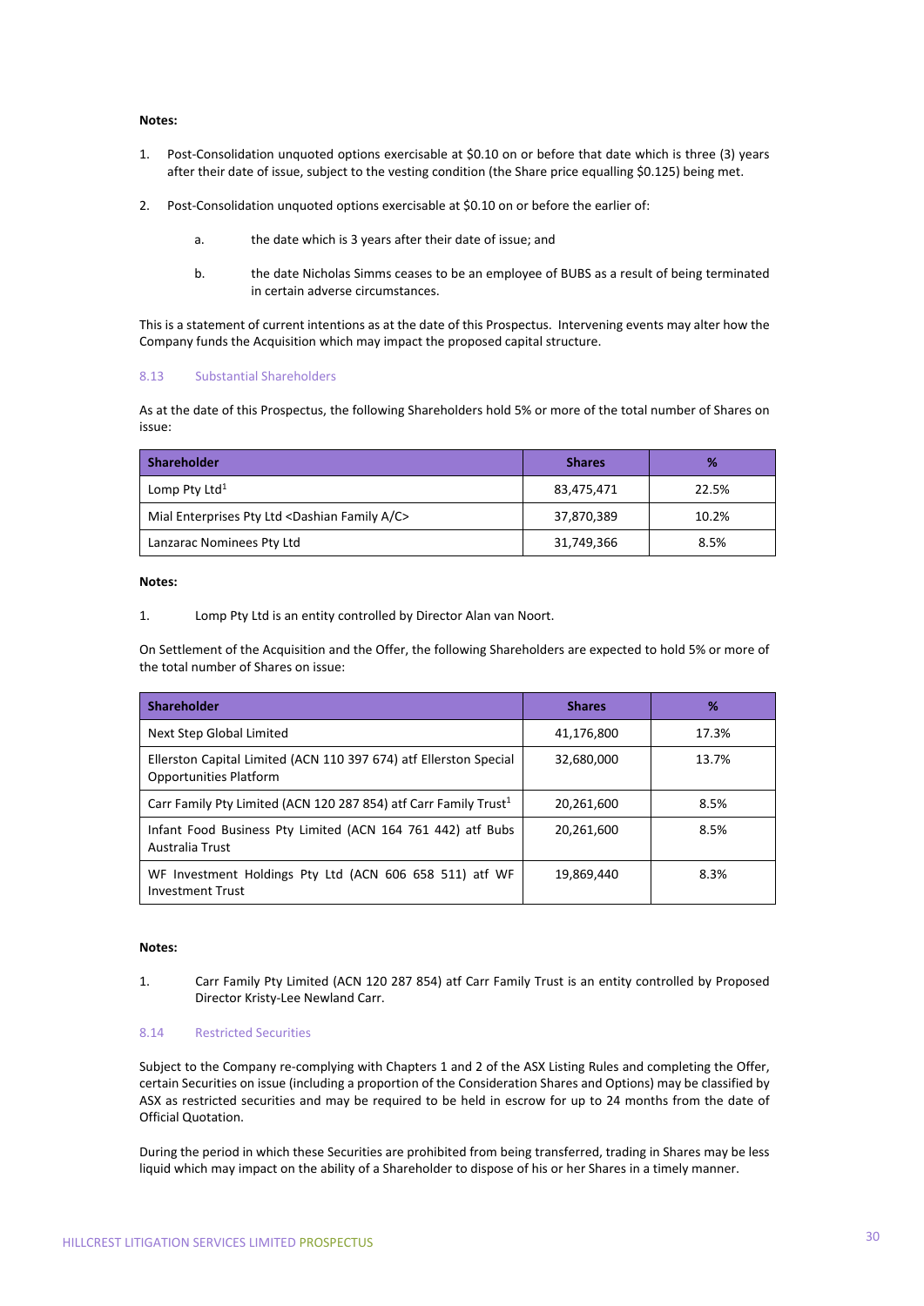**Notes:**

1. Post-Consolidation unquoted options exercisable at $0.10 on or before that date which is three (3) years after their date of issue, subject to the vesting condition (the Share price equalling $0.125) being met.

2. Post-Consolidation unquoted options exercisable at $0.10 on or before the earlier of:

   a. the date which is 3 years after their date of issue; and

   b. the date Nicholas Simms ceases to be an employee of BUBS as a result of being terminated in certain adverse circumstances.

This is a statement of current intentions as at the date of this Prospectus. Intervening events may alter how the Company funds the Acquisition which may impact the proposed capital structure.

## 8.13 Substantial Shareholders

As at the date of this Prospectus, the following Shareholders hold 5% or more of the total number of Shares on issue:

| Shareholder | Shares | % |
|---|---|---|
| Lomp Pty Ltd[1] | 83,475,471 | 22.5% |
| Mial Enterprises Pty Ltd <Dashian Family A/C> | 37,870,389 | 10.2% |
| Lanzarac Nominees Pty Ltd | 31,749,366 | 8.5% |

**Notes:**

1. Lomp Pty Ltd is an entity controlled by Director Alan van Noort.

On Settlement of the Acquisition and the Offer, the following Shareholders are expected to hold 5% or more of the total number of Shares on issue:

| Shareholder | Shares | % |
|---|---|---|
| Next Step Global Limited | 41,176,800 | 17.3% |
| Ellerston Capital Limited (ACN 110 397 674) atf Ellerston Special Opportunities Platform | 32,680,000 | 13.7% |
| Carr Family Pty Limited (ACN 120 287 854) atf Carr Family Trust[1] | 20,261,600 | 8.5% |
| Infant Food Business Pty Limited (ACN 164 761 442) atf Bubs Australia Trust | 20,261,600 | 8.5% |
| WF Investment Holdings Pty Ltd (ACN 606 658 511) atf WF Investment Trust | 19,869,440 | 8.3% |

**Notes:**

1. Carr Family Pty Limited (ACN 120 287 854) atf Carr Family Trust is an entity controlled by Proposed Director Kristy-Lee Newland Carr.

## 8.14 Restricted Securities

Subject to the Company re-complying with Chapters 1 and 2 of the ASX Listing Rules and completing the Offer, certain Securities on issue (including a proportion of the Consideration Shares and Options) may be classified by ASX as restricted securities and may be required to be held in escrow for up to 24 months from the date of Official Quotation.

During the period in which these Securities are prohibited from being transferred, trading in Shares may be less liquid which may impact on the ability of a Shareholder to dispose of his or her Shares in a timely manner.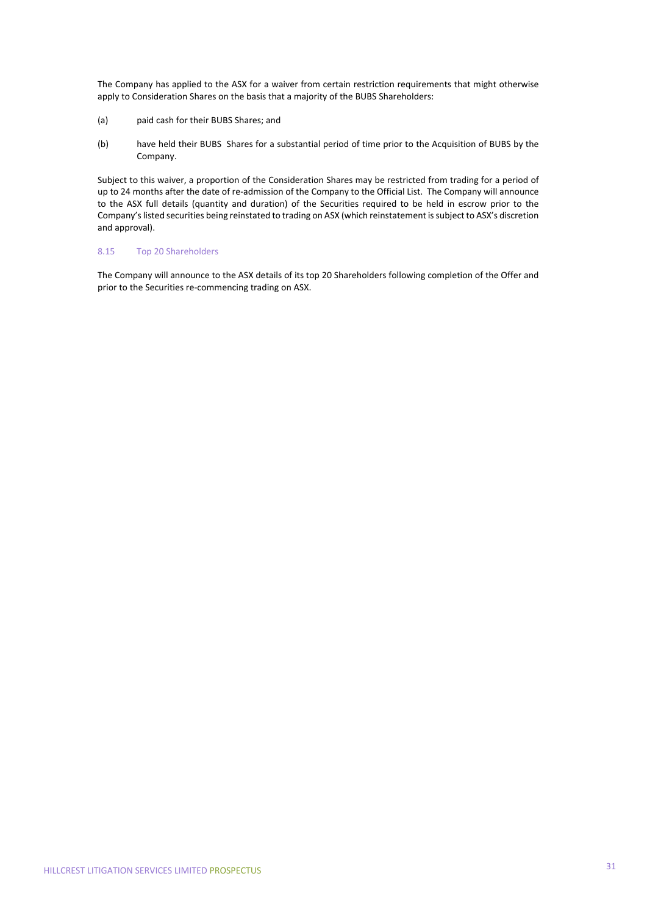The Company has applied to the ASX for a waiver from certain restriction requirements that might otherwise apply to Consideration Shares on the basis that a majority of the BUBS Shareholders:

(a) paid cash for their BUBS Shares; and

(b) have held their BUBS Shares for a substantial period of time prior to the Acquisition of BUBS by the Company.

Subject to this waiver, a proportion of the Consideration Shares may be restricted from trading for a period of up to 24 months after the date of re-admission of the Company to the Official List. The Company will announce to the ASX full details (quantity and duration) of the Securities required to be held in escrow prior to the Company's listed securities being reinstated to trading on ASX (which reinstatement is subject to ASX's discretion and approval).

### 8.15 Top 20 Shareholders

The Company will announce to the ASX details of its top 20 Shareholders following completion of the Offer and prior to the Securities re-commencing trading on ASX.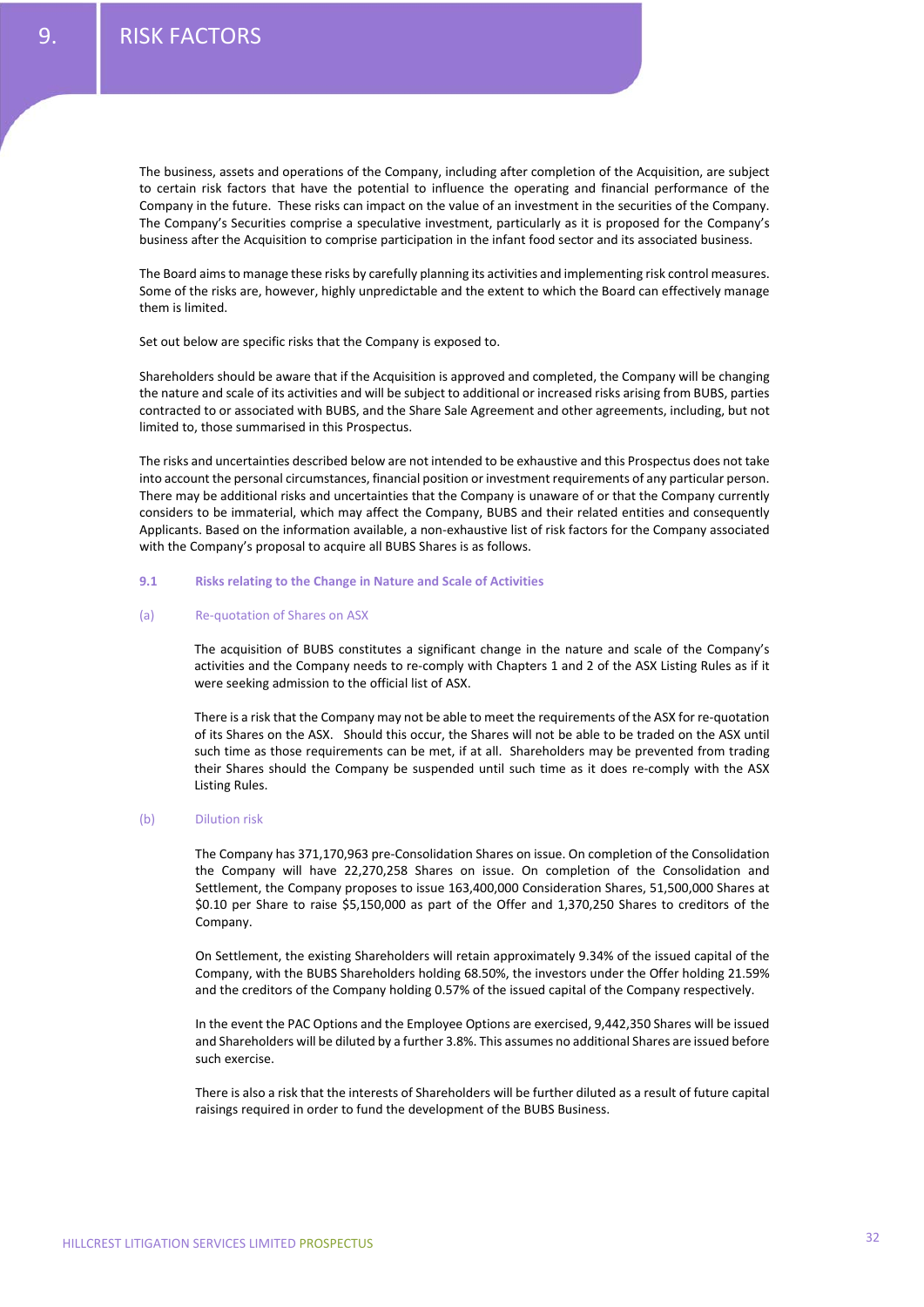# 9. RISK FACTORS

The business, assets and operations of the Company, including after completion of the Acquisition, are subject to certain risk factors that have the potential to influence the operating and financial performance of the Company in the future. These risks can impact on the value of an investment in the securities of the Company. The Company's Securities comprise a speculative investment, particularly as it is proposed for the Company's business after the Acquisition to comprise participation in the infant food sector and its associated business.

The Board aims to manage these risks by carefully planning its activities and implementing risk control measures. Some of the risks are, however, highly unpredictable and the extent to which the Board can effectively manage them is limited.

Set out below are specific risks that the Company is exposed to.

Shareholders should be aware that if the Acquisition is approved and completed, the Company will be changing the nature and scale of its activities and will be subject to additional or increased risks arising from BUBS, parties contracted to or associated with BUBS, and the Share Sale Agreement and other agreements, including, but not limited to, those summarised in this Prospectus.

The risks and uncertainties described below are not intended to be exhaustive and this Prospectus does not take into account the personal circumstances, financial position or investment requirements of any particular person. There may be additional risks and uncertainties that the Company is unaware of or that the Company currently considers to be immaterial, which may affect the Company, BUBS and their related entities and consequently Applicants. Based on the information available, a non-exhaustive list of risk factors for the Company associated with the Company's proposal to acquire all BUBS Shares is as follows.

## 9.1 Risks relating to the Change in Nature and Scale of Activities

### (a) Re-quotation of Shares on ASX

The acquisition of BUBS constitutes a significant change in the nature and scale of the Company's activities and the Company needs to re-comply with Chapters 1 and 2 of the ASX Listing Rules as if it were seeking admission to the official list of ASX.

There is a risk that the Company may not be able to meet the requirements of the ASX for re-quotation of its Shares on the ASX. Should this occur, the Shares will not be able to be traded on the ASX until such time as those requirements can be met, if at all. Shareholders may be prevented from trading their Shares should the Company be suspended until such time as it does re-comply with the ASX Listing Rules.

### (b) Dilution risk

The Company has 371,170,963 pre-Consolidation Shares on issue. On completion of the Consolidation the Company will have 22,270,258 Shares on issue. On completion of the Consolidation and Settlement, the Company proposes to issue 163,400,000 Consideration Shares, 51,500,000 Shares at $0.10 per Share to raise $5,150,000 as part of the Offer and 1,370,250 Shares to creditors of the Company.

On Settlement, the existing Shareholders will retain approximately 9.34% of the issued capital of the Company, with the BUBS Shareholders holding 68.50%, the investors under the Offer holding 21.59% and the creditors of the Company holding 0.57% of the issued capital of the Company respectively.

In the event the PAC Options and the Employee Options are exercised, 9,442,350 Shares will be issued and Shareholders will be diluted by a further 3.8%. This assumes no additional Shares are issued before such exercise.

There is also a risk that the interests of Shareholders will be further diluted as a result of future capital raisings required in order to fund the development of the BUBS Business.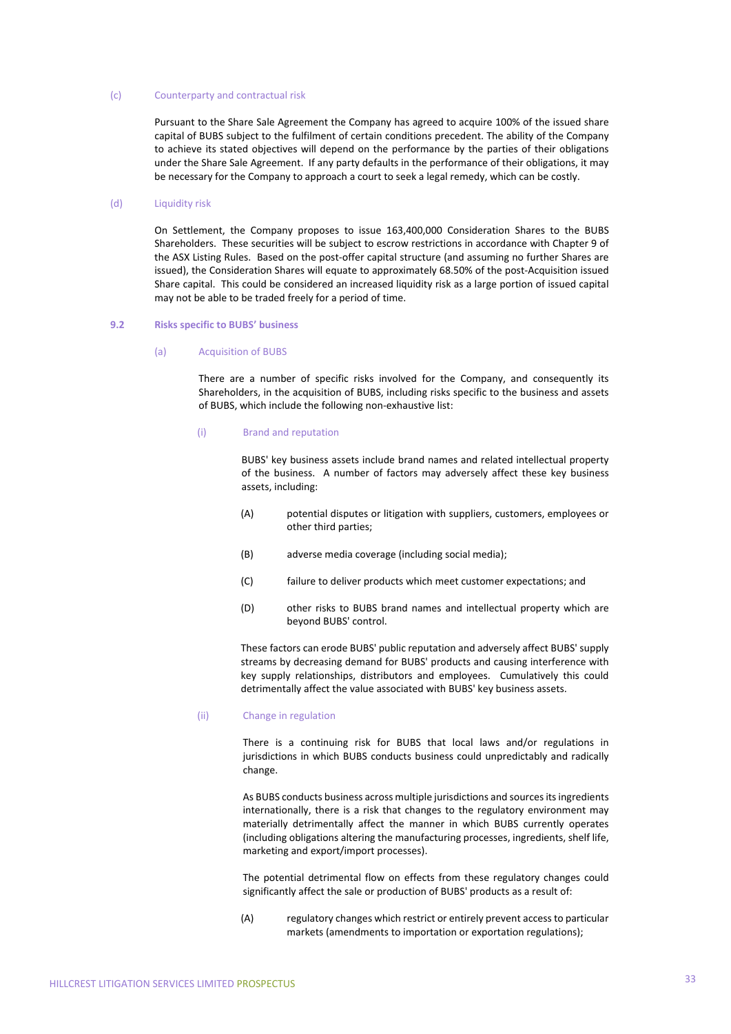(c) Counterparty and contractual risk

Pursuant to the Share Sale Agreement the Company has agreed to acquire 100% of the issued share capital of BUBS subject to the fulfilment of certain conditions precedent. The ability of the Company to achieve its stated objectives will depend on the performance by the parties of their obligations under the Share Sale Agreement. If any party defaults in the performance of their obligations, it may be necessary for the Company to approach a court to seek a legal remedy, which can be costly.

(d) Liquidity risk

On Settlement, the Company proposes to issue 163,400,000 Consideration Shares to the BUBS Shareholders. These securities will be subject to escrow restrictions in accordance with Chapter 9 of the ASX Listing Rules. Based on the post-offer capital structure (and assuming no further Shares are issued), the Consideration Shares will equate to approximately 68.50% of the post-Acquisition issued Share capital. This could be considered an increased liquidity risk as a large portion of issued capital may not be able to be traded freely for a period of time.

## 9.2 Risks specific to BUBS' business

(a) Acquisition of BUBS

There are a number of specific risks involved for the Company, and consequently its Shareholders, in the acquisition of BUBS, including risks specific to the business and assets of BUBS, which include the following non-exhaustive list:

(i) Brand and reputation

BUBS' key business assets include brand names and related intellectual property of the business. A number of factors may adversely affect these key business assets, including:

(A) potential disputes or litigation with suppliers, customers, employees or other third parties;

(B) adverse media coverage (including social media);

(C) failure to deliver products which meet customer expectations; and

(D) other risks to BUBS brand names and intellectual property which are beyond BUBS' control.

These factors can erode BUBS' public reputation and adversely affect BUBS' supply streams by decreasing demand for BUBS' products and causing interference with key supply relationships, distributors and employees. Cumulatively this could detrimentally affect the value associated with BUBS' key business assets.

(ii) Change in regulation

There is a continuing risk for BUBS that local laws and/or regulations in jurisdictions in which BUBS conducts business could unpredictably and radically change.

As BUBS conducts business across multiple jurisdictions and sources its ingredients internationally, there is a risk that changes to the regulatory environment may materially detrimentally affect the manner in which BUBS currently operates (including obligations altering the manufacturing processes, ingredients, shelf life, marketing and export/import processes).

The potential detrimental flow on effects from these regulatory changes could significantly affect the sale or production of BUBS' products as a result of:

(A) regulatory changes which restrict or entirely prevent access to particular markets (amendments to importation or exportation regulations);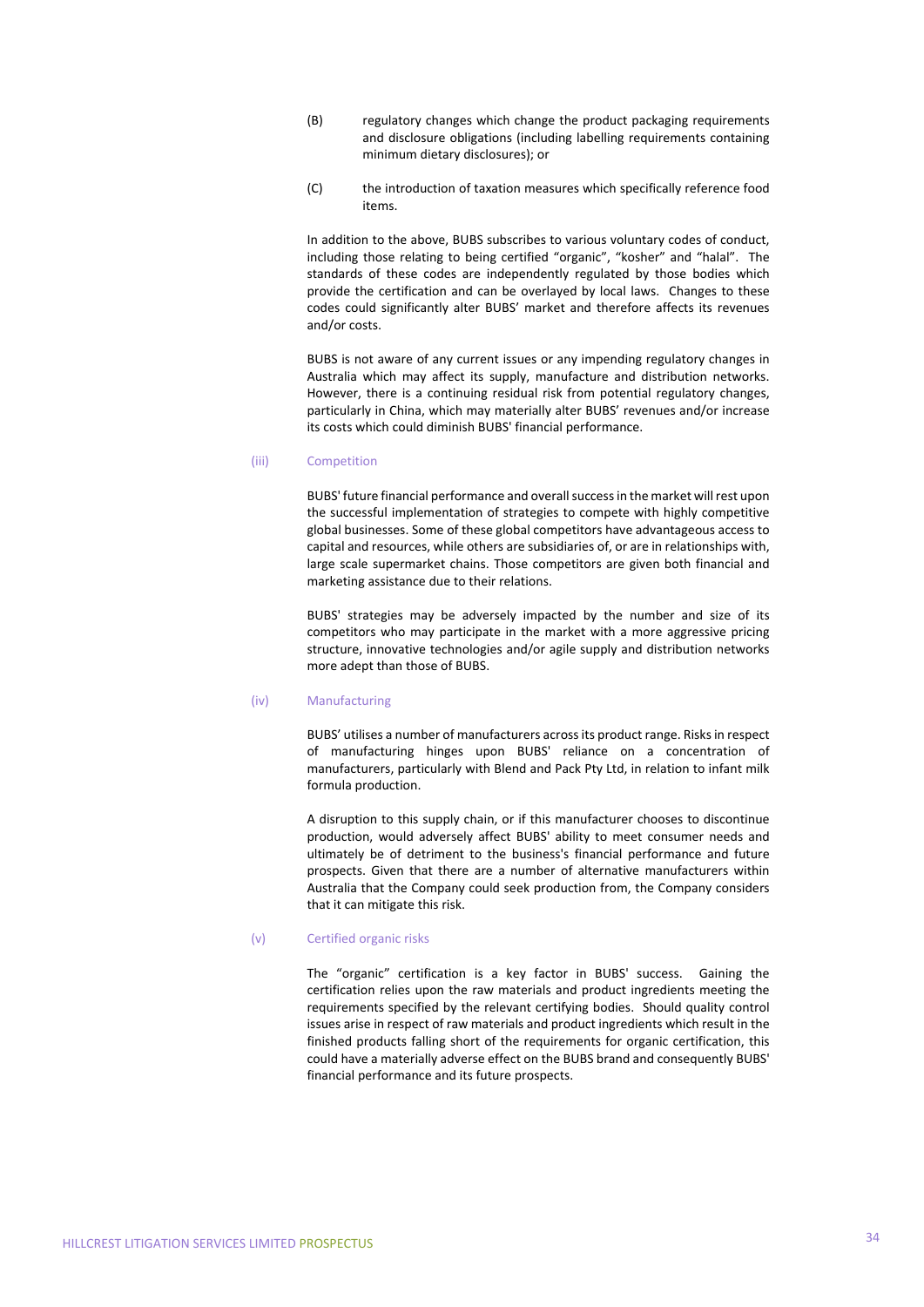(B) regulatory changes which change the product packaging requirements and disclosure obligations (including labelling requirements containing minimum dietary disclosures); or

(C) the introduction of taxation measures which specifically reference food items.

In addition to the above, BUBS subscribes to various voluntary codes of conduct, including those relating to being certified "organic", "kosher" and "halal". The standards of these codes are independently regulated by those bodies which provide the certification and can be overlayed by local laws. Changes to these codes could significantly alter BUBS' market and therefore affects its revenues and/or costs.

BUBS is not aware of any current issues or any impending regulatory changes in Australia which may affect its supply, manufacture and distribution networks. However, there is a continuing residual risk from potential regulatory changes, particularly in China, which may materially alter BUBS' revenues and/or increase its costs which could diminish BUBS' financial performance.

### (iii) Competition

BUBS' future financial performance and overall success in the market will rest upon the successful implementation of strategies to compete with highly competitive global businesses. Some of these global competitors have advantageous access to capital and resources, while others are subsidiaries of, or are in relationships with, large scale supermarket chains. Those competitors are given both financial and marketing assistance due to their relations.

BUBS' strategies may be adversely impacted by the number and size of its competitors who may participate in the market with a more aggressive pricing structure, innovative technologies and/or agile supply and distribution networks more adept than those of BUBS.

### (iv) Manufacturing

BUBS' utilises a number of manufacturers across its product range. Risks in respect of manufacturing hinges upon BUBS' reliance on a concentration of manufacturers, particularly with Blend and Pack Pty Ltd, in relation to infant milk formula production.

A disruption to this supply chain, or if this manufacturer chooses to discontinue production, would adversely affect BUBS' ability to meet consumer needs and ultimately be of detriment to the business's financial performance and future prospects. Given that there are a number of alternative manufacturers within Australia that the Company could seek production from, the Company considers that it can mitigate this risk.

### (v) Certified organic risks

The "organic" certification is a key factor in BUBS' success. Gaining the certification relies upon the raw materials and product ingredients meeting the requirements specified by the relevant certifying bodies. Should quality control issues arise in respect of raw materials and product ingredients which result in the finished products falling short of the requirements for organic certification, this could have a materially adverse effect on the BUBS brand and consequently BUBS' financial performance and its future prospects.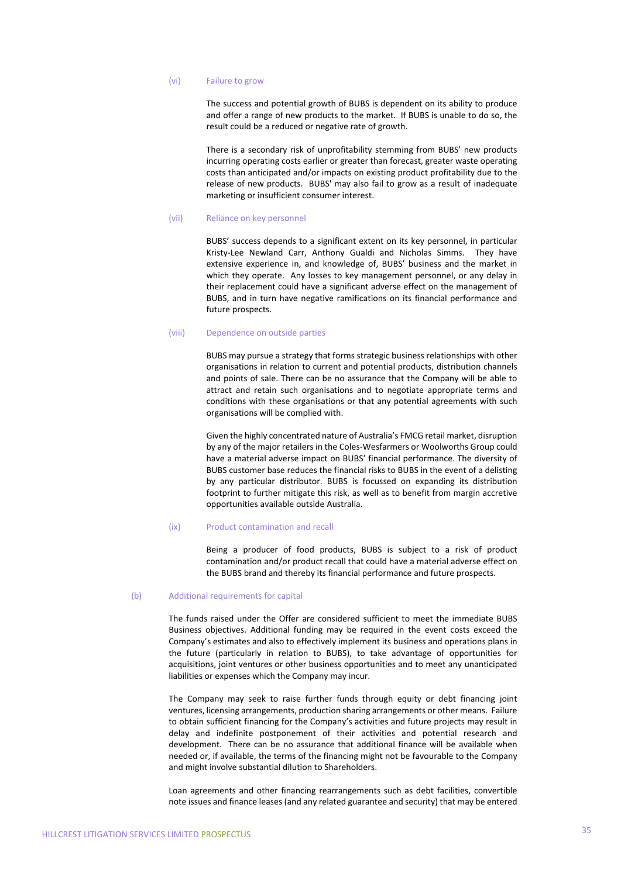(vi) Failure to grow

The success and potential growth of BUBS is dependent on its ability to produce and offer a range of new products to the market. If BUBS is unable to do so, the result could be a reduced or negative rate of growth.

There is a secondary risk of unprofitability stemming from BUBS' new products incurring operating costs earlier or greater than forecast, greater waste operating costs than anticipated and/or impacts on existing product profitability due to the release of new products. BUBS' may also fail to grow as a result of inadequate marketing or insufficient consumer interest.

(vii) Reliance on key personnel

BUBS' success depends to a significant extent on its key personnel, in particular Kristy-Lee Newland Carr, Anthony Gualdi and Nicholas Simms. They have extensive experience in, and knowledge of, BUBS' business and the market in which they operate. Any losses to key management personnel, or any delay in their replacement could have a significant adverse effect on the management of BUBS, and in turn have negative ramifications on its financial performance and future prospects.

(viii) Dependence on outside parties

BUBS may pursue a strategy that forms strategic business relationships with other organisations in relation to current and potential products, distribution channels and points of sale. There can be no assurance that the Company will be able to attract and retain such organisations and to negotiate appropriate terms and conditions with these organisations or that any potential agreements with such organisations will be complied with.

Given the highly concentrated nature of Australia's FMCG retail market, disruption by any of the major retailers in the Coles-Wesfarmers or Woolworths Group could have a material adverse impact on BUBS' financial performance. The diversity of BUBS customer base reduces the financial risks to BUBS in the event of a delisting by any particular distributor. BUBS is focussed on expanding its distribution footprint to further mitigate this risk, as well as to benefit from margin accretive opportunities available outside Australia.

(ix) Product contamination and recall

Being a producer of food products, BUBS is subject to a risk of product contamination and/or product recall that could have a material adverse effect on the BUBS brand and thereby its financial performance and future prospects.

(b) Additional requirements for capital

The funds raised under the Offer are considered sufficient to meet the immediate BUBS Business objectives. Additional funding may be required in the event costs exceed the Company's estimates and also to effectively implement its business and operations plans in the future (particularly in relation to BUBS), to take advantage of opportunities for acquisitions, joint ventures or other business opportunities and to meet any unanticipated liabilities or expenses which the Company may incur.

The Company may seek to raise further funds through equity or debt financing joint ventures, licensing arrangements, production sharing arrangements or other means. Failure to obtain sufficient financing for the Company's activities and future projects may result in delay and indefinite postponement of their activities and potential research and development. There can be no assurance that additional finance will be available when needed or, if available, the terms of the financing might not be favourable to the Company and might involve substantial dilution to Shareholders.

Loan agreements and other financing rearrangements such as debt facilities, convertible note issues and finance leases (and any related guarantee and security) that may be entered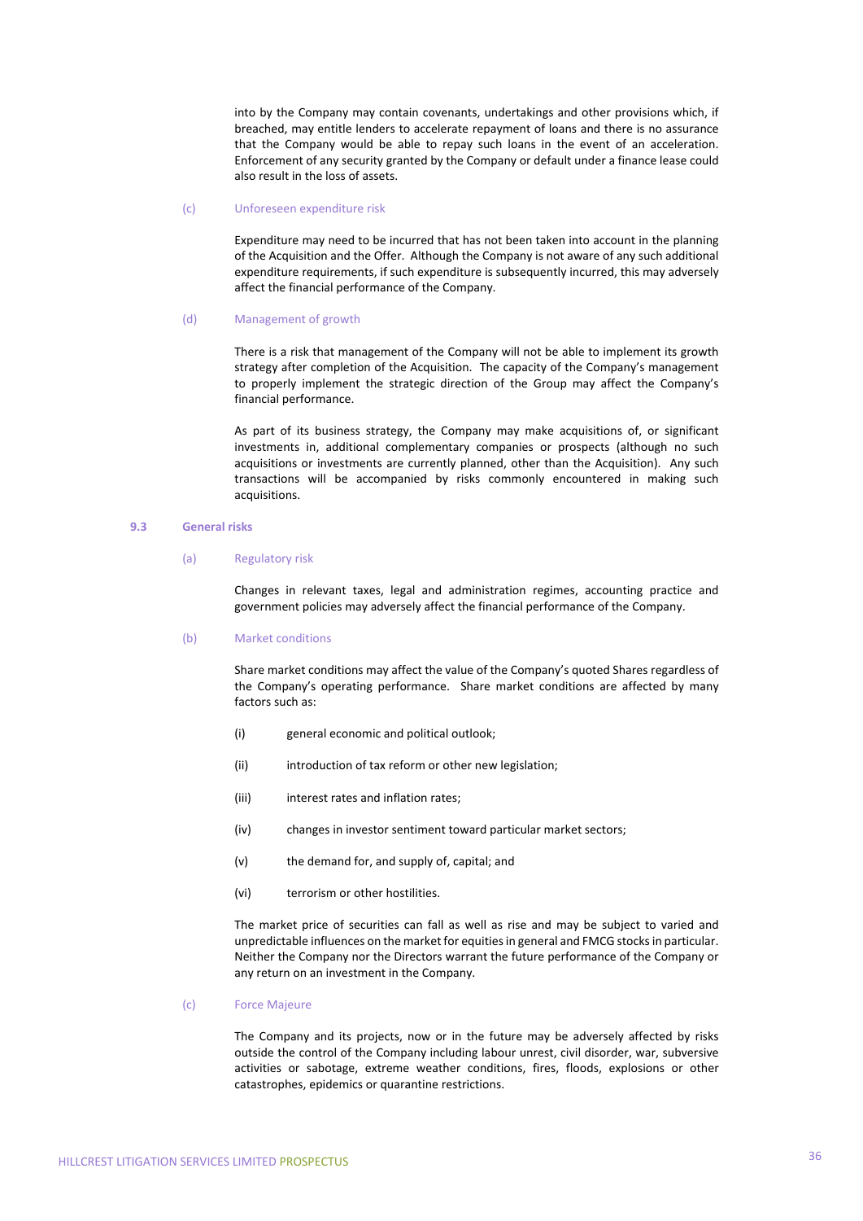into by the Company may contain covenants, undertakings and other provisions which, if breached, may entitle lenders to accelerate repayment of loans and there is no assurance that the Company would be able to repay such loans in the event of an acceleration. Enforcement of any security granted by the Company or default under a finance lease could also result in the loss of assets.

(c) Unforeseen expenditure risk

Expenditure may need to be incurred that has not been taken into account in the planning of the Acquisition and the Offer. Although the Company is not aware of any such additional expenditure requirements, if such expenditure is subsequently incurred, this may adversely affect the financial performance of the Company.

(d) Management of growth

There is a risk that management of the Company will not be able to implement its growth strategy after completion of the Acquisition. The capacity of the Company's management to properly implement the strategic direction of the Group may affect the Company's financial performance.

As part of its business strategy, the Company may make acquisitions of, or significant investments in, additional complementary companies or prospects (although no such acquisitions or investments are currently planned, other than the Acquisition). Any such transactions will be accompanied by risks commonly encountered in making such acquisitions.

## 9.3 General risks

(a) Regulatory risk

Changes in relevant taxes, legal and administration regimes, accounting practice and government policies may adversely affect the financial performance of the Company.

(b) Market conditions

Share market conditions may affect the value of the Company's quoted Shares regardless of the Company's operating performance. Share market conditions are affected by many factors such as:

(i) general economic and political outlook;

(ii) introduction of tax reform or other new legislation;

(iii) interest rates and inflation rates;

(iv) changes in investor sentiment toward particular market sectors;

(v) the demand for, and supply of, capital; and

(vi) terrorism or other hostilities.

The market price of securities can fall as well as rise and may be subject to varied and unpredictable influences on the market for equities in general and FMCG stocks in particular. Neither the Company nor the Directors warrant the future performance of the Company or any return on an investment in the Company.

(c) Force Majeure

The Company and its projects, now or in the future may be adversely affected by risks outside the control of the Company including labour unrest, civil disorder, war, subversive activities or sabotage, extreme weather conditions, fires, floods, explosions or other catastrophes, epidemics or quarantine restrictions.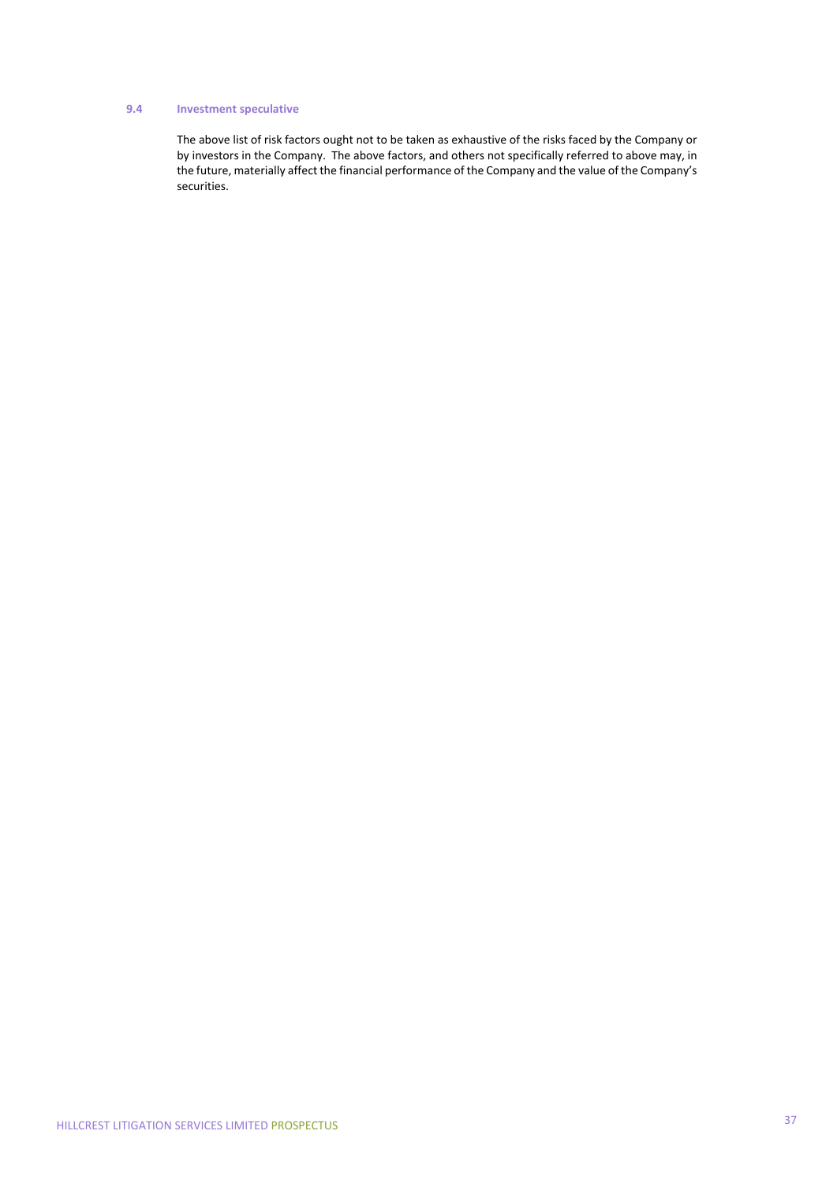### 9.4 Investment speculative

The above list of risk factors ought not to be taken as exhaustive of the risks faced by the Company or by investors in the Company. The above factors, and others not specifically referred to above may, in the future, materially affect the financial performance of the Company and the value of the Company's securities.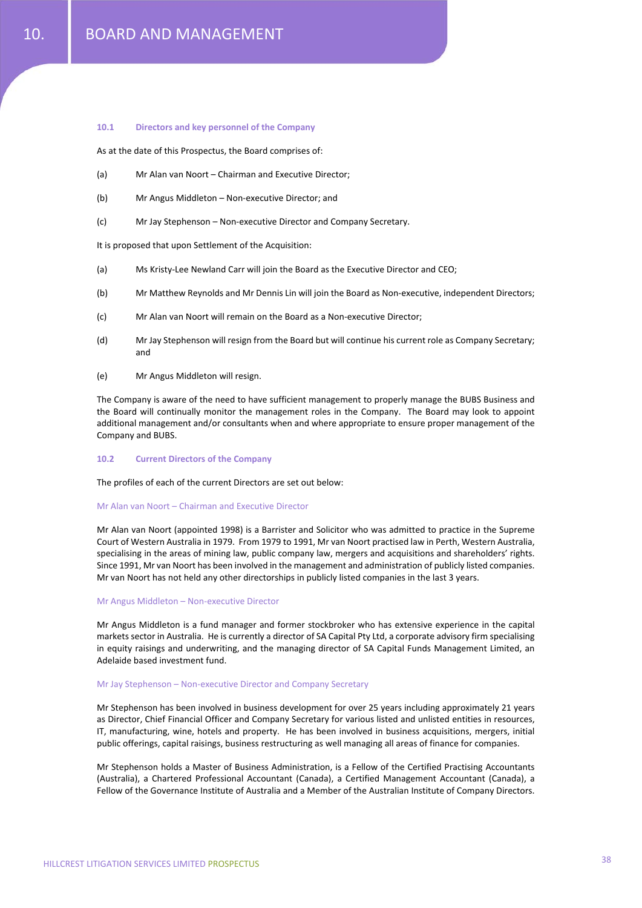# 10. BOARD AND MANAGEMENT

## 10.1 Directors and key personnel of the Company

As at the date of this Prospectus, the Board comprises of:

(a) Mr Alan van Noort – Chairman and Executive Director;

(b) Mr Angus Middleton – Non-executive Director; and

(c) Mr Jay Stephenson – Non-executive Director and Company Secretary.

It is proposed that upon Settlement of the Acquisition:

(a) Ms Kristy-Lee Newland Carr will join the Board as the Executive Director and CEO;

(b) Mr Matthew Reynolds and Mr Dennis Lin will join the Board as Non-executive, independent Directors;

(c) Mr Alan van Noort will remain on the Board as a Non-executive Director;

(d) Mr Jay Stephenson will resign from the Board but will continue his current role as Company Secretary; and

(e) Mr Angus Middleton will resign.

The Company is aware of the need to have sufficient management to properly manage the BUBS Business and the Board will continually monitor the management roles in the Company. The Board may look to appoint additional management and/or consultants when and where appropriate to ensure proper management of the Company and BUBS.

## 10.2 Current Directors of the Company

The profiles of each of the current Directors are set out below:

### Mr Alan van Noort – Chairman and Executive Director

Mr Alan van Noort (appointed 1998) is a Barrister and Solicitor who was admitted to practice in the Supreme Court of Western Australia in 1979. From 1979 to 1991, Mr van Noort practised law in Perth, Western Australia, specialising in the areas of mining law, public company law, mergers and acquisitions and shareholders' rights. Since 1991, Mr van Noort has been involved in the management and administration of publicly listed companies. Mr van Noort has not held any other directorships in publicly listed companies in the last 3 years.

### Mr Angus Middleton – Non-executive Director

Mr Angus Middleton is a fund manager and former stockbroker who has extensive experience in the capital markets sector in Australia. He is currently a director of SA Capital Pty Ltd, a corporate advisory firm specialising in equity raisings and underwriting, and the managing director of SA Capital Funds Management Limited, an Adelaide based investment fund.

### Mr Jay Stephenson – Non-executive Director and Company Secretary

Mr Stephenson has been involved in business development for over 25 years including approximately 21 years as Director, Chief Financial Officer and Company Secretary for various listed and unlisted entities in resources, IT, manufacturing, wine, hotels and property. He has been involved in business acquisitions, mergers, initial public offerings, capital raisings, business restructuring as well managing all areas of finance for companies.

Mr Stephenson holds a Master of Business Administration, is a Fellow of the Certified Practising Accountants (Australia), a Chartered Professional Accountant (Canada), a Certified Management Accountant (Canada), a Fellow of the Governance Institute of Australia and a Member of the Australian Institute of Company Directors.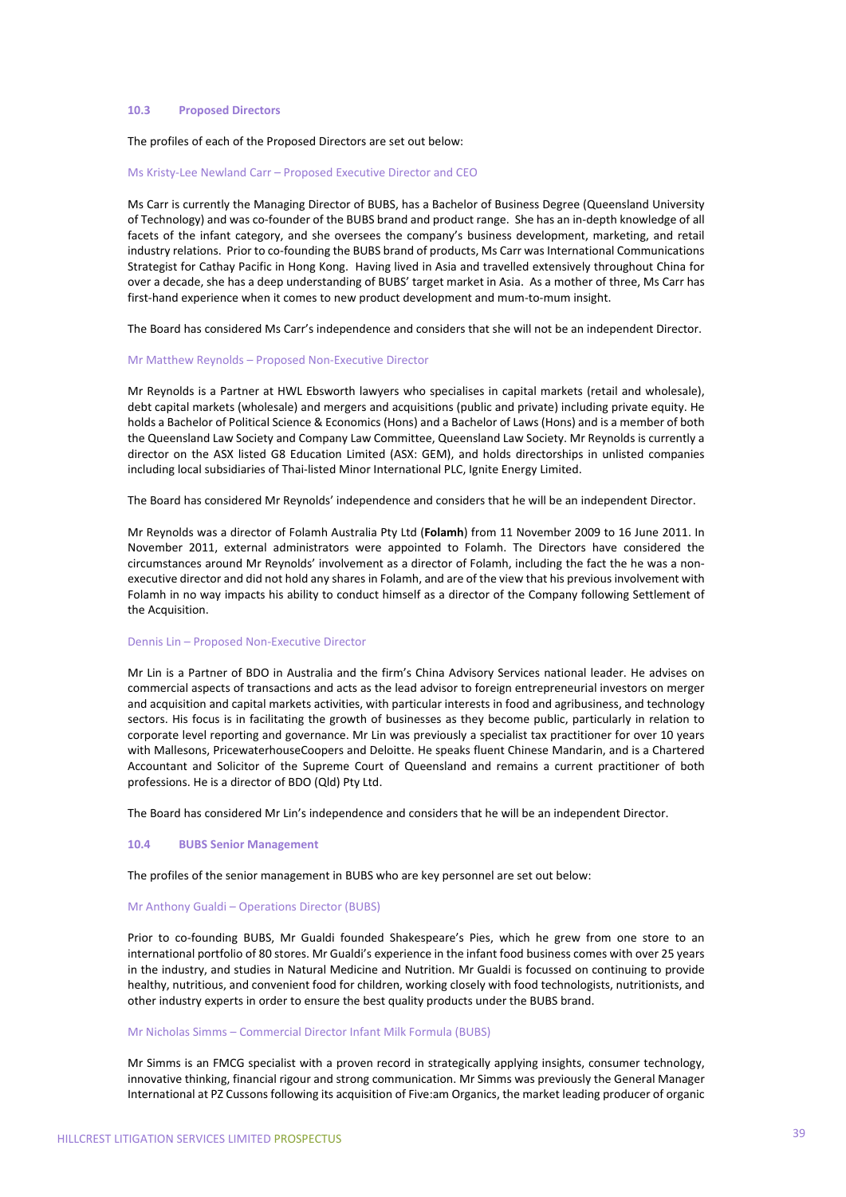## 10.3 Proposed Directors

The profiles of each of the Proposed Directors are set out below:

### Ms Kristy-Lee Newland Carr – Proposed Executive Director and CEO

Ms Carr is currently the Managing Director of BUBS, has a Bachelor of Business Degree (Queensland University of Technology) and was co-founder of the BUBS brand and product range. She has an in-depth knowledge of all facets of the infant category, and she oversees the company's business development, marketing, and retail industry relations. Prior to co-founding the BUBS brand of products, Ms Carr was International Communications Strategist for Cathay Pacific in Hong Kong. Having lived in Asia and travelled extensively throughout China for over a decade, she has a deep understanding of BUBS' target market in Asia. As a mother of three, Ms Carr has first-hand experience when it comes to new product development and mum-to-mum insight.

The Board has considered Ms Carr's independence and considers that she will not be an independent Director.

### Mr Matthew Reynolds – Proposed Non-Executive Director

Mr Reynolds is a Partner at HWL Ebsworth lawyers who specialises in capital markets (retail and wholesale), debt capital markets (wholesale) and mergers and acquisitions (public and private) including private equity. He holds a Bachelor of Political Science & Economics (Hons) and a Bachelor of Laws (Hons) and is a member of both the Queensland Law Society and Company Law Committee, Queensland Law Society. Mr Reynolds is currently a director on the ASX listed G8 Education Limited (ASX: GEM), and holds directorships in unlisted companies including local subsidiaries of Thai-listed Minor International PLC, Ignite Energy Limited.

The Board has considered Mr Reynolds' independence and considers that he will be an independent Director.

Mr Reynolds was a director of Folamh Australia Pty Ltd (**Folamh**) from 11 November 2009 to 16 June 2011. In November 2011, external administrators were appointed to Folamh. The Directors have considered the circumstances around Mr Reynolds' involvement as a director of Folamh, including the fact the he was a non-executive director and did not hold any shares in Folamh, and are of the view that his previous involvement with Folamh in no way impacts his ability to conduct himself as a director of the Company following Settlement of the Acquisition.

### Dennis Lin – Proposed Non-Executive Director

Mr Lin is a Partner of BDO in Australia and the firm's China Advisory Services national leader. He advises on commercial aspects of transactions and acts as the lead advisor to foreign entrepreneurial investors on merger and acquisition and capital markets activities, with particular interests in food and agribusiness, and technology sectors. His focus is in facilitating the growth of businesses as they become public, particularly in relation to corporate level reporting and governance. Mr Lin was previously a specialist tax practitioner for over 10 years with Mallesons, PricewaterhouseCoopers and Deloitte. He speaks fluent Chinese Mandarin, and is a Chartered Accountant and Solicitor of the Supreme Court of Queensland and remains a current practitioner of both professions. He is a director of BDO (Qld) Pty Ltd.

The Board has considered Mr Lin's independence and considers that he will be an independent Director.

## 10.4 BUBS Senior Management

The profiles of the senior management in BUBS who are key personnel are set out below:

### Mr Anthony Gualdi – Operations Director (BUBS)

Prior to co-founding BUBS, Mr Gualdi founded Shakespeare's Pies, which he grew from one store to an international portfolio of 80 stores. Mr Gualdi's experience in the infant food business comes with over 25 years in the industry, and studies in Natural Medicine and Nutrition. Mr Gualdi is focussed on continuing to provide healthy, nutritious, and convenient food for children, working closely with food technologists, nutritionists, and other industry experts in order to ensure the best quality products under the BUBS brand.

### Mr Nicholas Simms – Commercial Director Infant Milk Formula (BUBS)

Mr Simms is an FMCG specialist with a proven record in strategically applying insights, consumer technology, innovative thinking, financial rigour and strong communication. Mr Simms was previously the General Manager International at PZ Cussons following its acquisition of Five:am Organics, the market leading producer of organic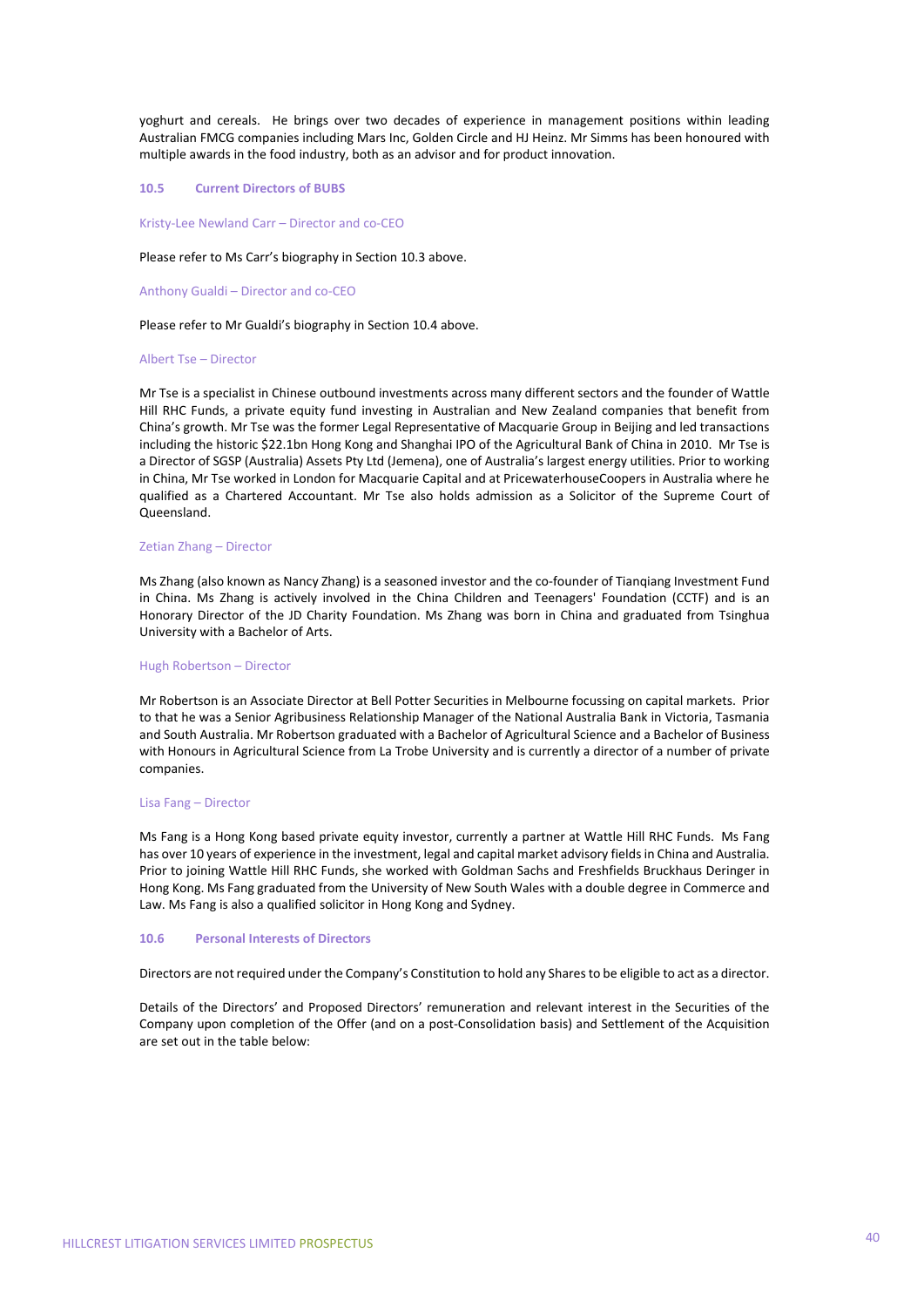yoghurt and cereals. He brings over two decades of experience in management positions within leading Australian FMCG companies including Mars Inc, Golden Circle and HJ Heinz. Mr Simms has been honoured with multiple awards in the food industry, both as an advisor and for product innovation.

### 10.5 Current Directors of BUBS

#### Kristy-Lee Newland Carr – Director and co-CEO

Please refer to Ms Carr's biography in Section 10.3 above.

#### Anthony Gualdi – Director and co-CEO

Please refer to Mr Gualdi's biography in Section 10.4 above.

#### Albert Tse – Director

Mr Tse is a specialist in Chinese outbound investments across many different sectors and the founder of Wattle Hill RHC Funds, a private equity fund investing in Australian and New Zealand companies that benefit from China's growth. Mr Tse was the former Legal Representative of Macquarie Group in Beijing and led transactions including the historic $22.1bn Hong Kong and Shanghai IPO of the Agricultural Bank of China in 2010. Mr Tse is a Director of SGSP (Australia) Assets Pty Ltd (Jemena), one of Australia's largest energy utilities. Prior to working in China, Mr Tse worked in London for Macquarie Capital and at PricewaterhouseCoopers in Australia where he qualified as a Chartered Accountant. Mr Tse also holds admission as a Solicitor of the Supreme Court of Queensland.

#### Zetian Zhang – Director

Ms Zhang (also known as Nancy Zhang) is a seasoned investor and the co-founder of Tianqiang Investment Fund in China. Ms Zhang is actively involved in the China Children and Teenagers' Foundation (CCTF) and is an Honorary Director of the JD Charity Foundation. Ms Zhang was born in China and graduated from Tsinghua University with a Bachelor of Arts.

#### Hugh Robertson – Director

Mr Robertson is an Associate Director at Bell Potter Securities in Melbourne focussing on capital markets. Prior to that he was a Senior Agribusiness Relationship Manager of the National Australia Bank in Victoria, Tasmania and South Australia. Mr Robertson graduated with a Bachelor of Agricultural Science and a Bachelor of Business with Honours in Agricultural Science from La Trobe University and is currently a director of a number of private companies.

#### Lisa Fang – Director

Ms Fang is a Hong Kong based private equity investor, currently a partner at Wattle Hill RHC Funds. Ms Fang has over 10 years of experience in the investment, legal and capital market advisory fields in China and Australia. Prior to joining Wattle Hill RHC Funds, she worked with Goldman Sachs and Freshfields Bruckhaus Deringer in Hong Kong. Ms Fang graduated from the University of New South Wales with a double degree in Commerce and Law. Ms Fang is also a qualified solicitor in Hong Kong and Sydney.

### 10.6 Personal Interests of Directors

Directors are not required under the Company's Constitution to hold any Shares to be eligible to act as a director.

Details of the Directors' and Proposed Directors' remuneration and relevant interest in the Securities of the Company upon completion of the Offer (and on a post-Consolidation basis) and Settlement of the Acquisition are set out in the table below: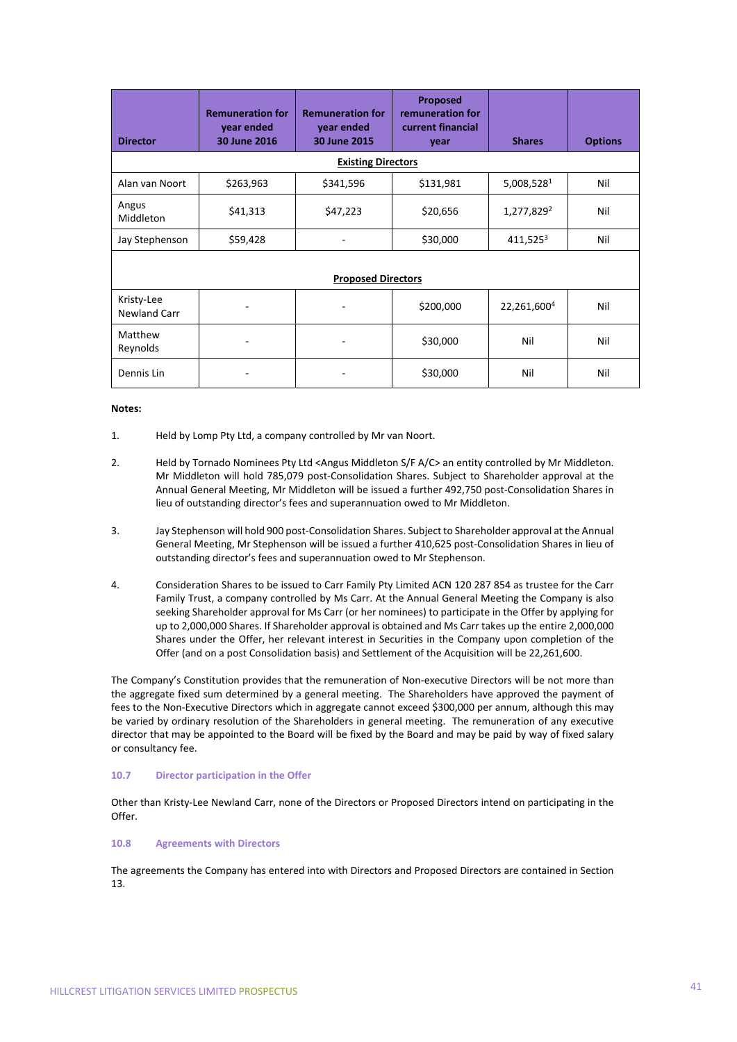| Director | Remuneration for year ended 30 June 2016 | Remuneration for year ended 30 June 2015 | Proposed remuneration for current financial year | Shares | Options |
|---|---|---|---|---|---|
| **Existing Directors** | | | | | |
| Alan van Noort | $263,963 | $341,596 | $131,981 | 5,008,528[1] | Nil |
| Angus Middleton | $41,313 | $47,223 | $20,656 | 1,277,829[2] | Nil |
| Jay Stephenson | $59,428 | - | $30,000 | 411,525[3] | Nil |
| **Proposed Directors** | | | | | |
| Kristy-Lee Newland Carr | - | - | $200,000 | 22,261,600[4] | Nil |
| Matthew Reynolds | - | - | $30,000 | Nil | Nil |
| Dennis Lin | - | - | $30,000 | Nil | Nil |

**Notes:**

1. Held by Lomp Pty Ltd, a company controlled by Mr van Noort.
2. Held by Tornado Nominees Pty Ltd <Angus Middleton S/F A/C> an entity controlled by Mr Middleton. Mr Middleton will hold 785,079 post-Consolidation Shares. Subject to Shareholder approval at the Annual General Meeting, Mr Middleton will be issued a further 492,750 post-Consolidation Shares in lieu of outstanding director's fees and superannuation owed to Mr Middleton.
3. Jay Stephenson will hold 900 post-Consolidation Shares. Subject to Shareholder approval at the Annual General Meeting, Mr Stephenson will be issued a further 410,625 post-Consolidation Shares in lieu of outstanding director's fees and superannuation owed to Mr Stephenson.
4. Consideration Shares to be issued to Carr Family Pty Limited ACN 120 287 854 as trustee for the Carr Family Trust, a company controlled by Ms Carr. At the Annual General Meeting the Company is also seeking Shareholder approval for Ms Carr (or her nominees) to participate in the Offer by applying for up to 2,000,000 Shares. If Shareholder approval is obtained and Ms Carr takes up the entire 2,000,000 Shares under the Offer, her relevant interest in Securities in the Company upon completion of the Offer (and on a post Consolidation basis) and Settlement of the Acquisition will be 22,261,600.

The Company's Constitution provides that the remuneration of Non-executive Directors will be not more than the aggregate fixed sum determined by a general meeting. The Shareholders have approved the payment of fees to the Non-Executive Directors which in aggregate cannot exceed $300,000 per annum, although this may be varied by ordinary resolution of the Shareholders in general meeting. The remuneration of any executive director that may be appointed to the Board will be fixed by the Board and may be paid by way of fixed salary or consultancy fee.

### 10.7 Director participation in the Offer

Other than Kristy-Lee Newland Carr, none of the Directors or Proposed Directors intend on participating in the Offer.

### 10.8 Agreements with Directors

The agreements the Company has entered into with Directors and Proposed Directors are contained in Section 13.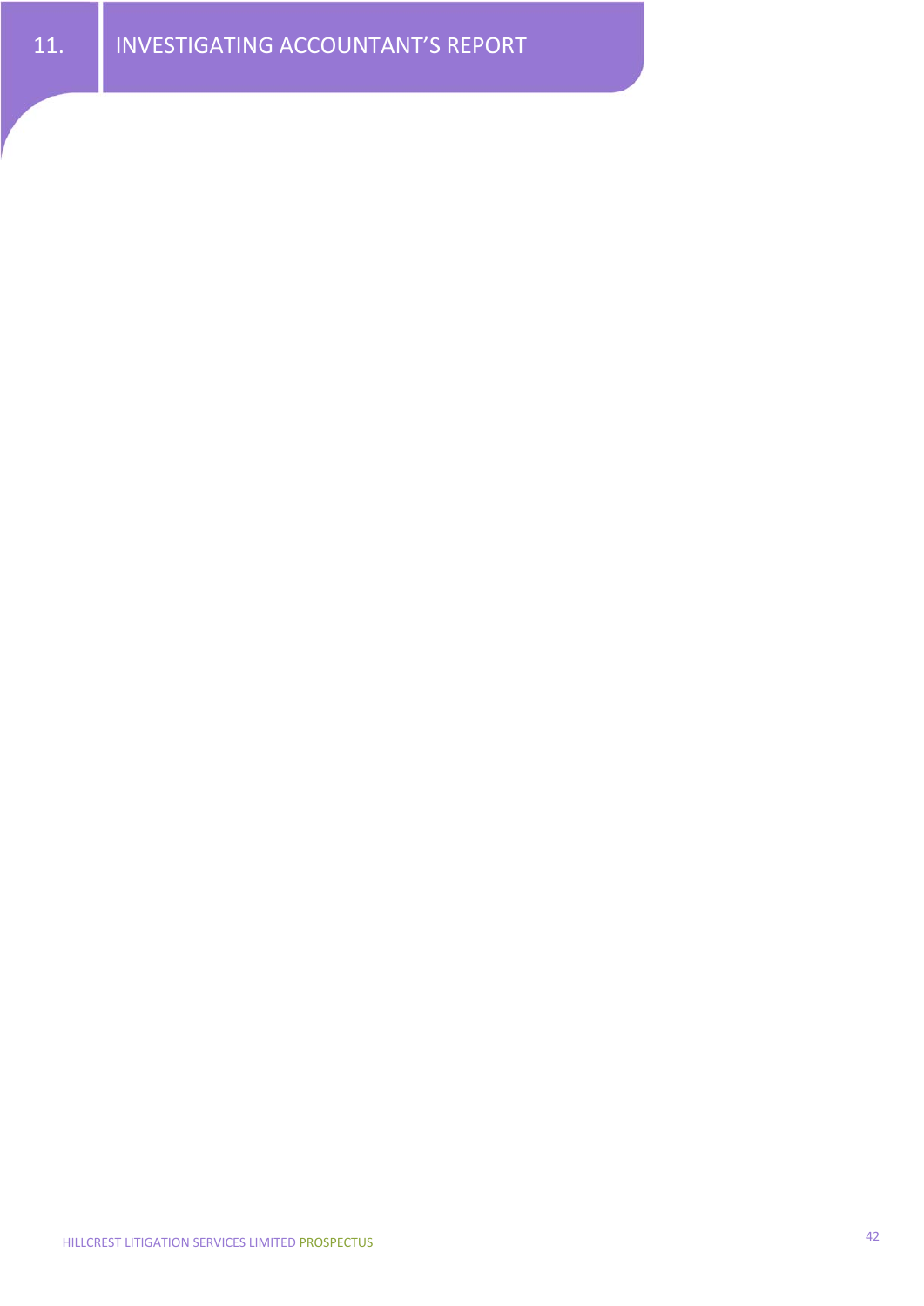# 11. INVESTIGATING ACCOUNTANT'S REPORT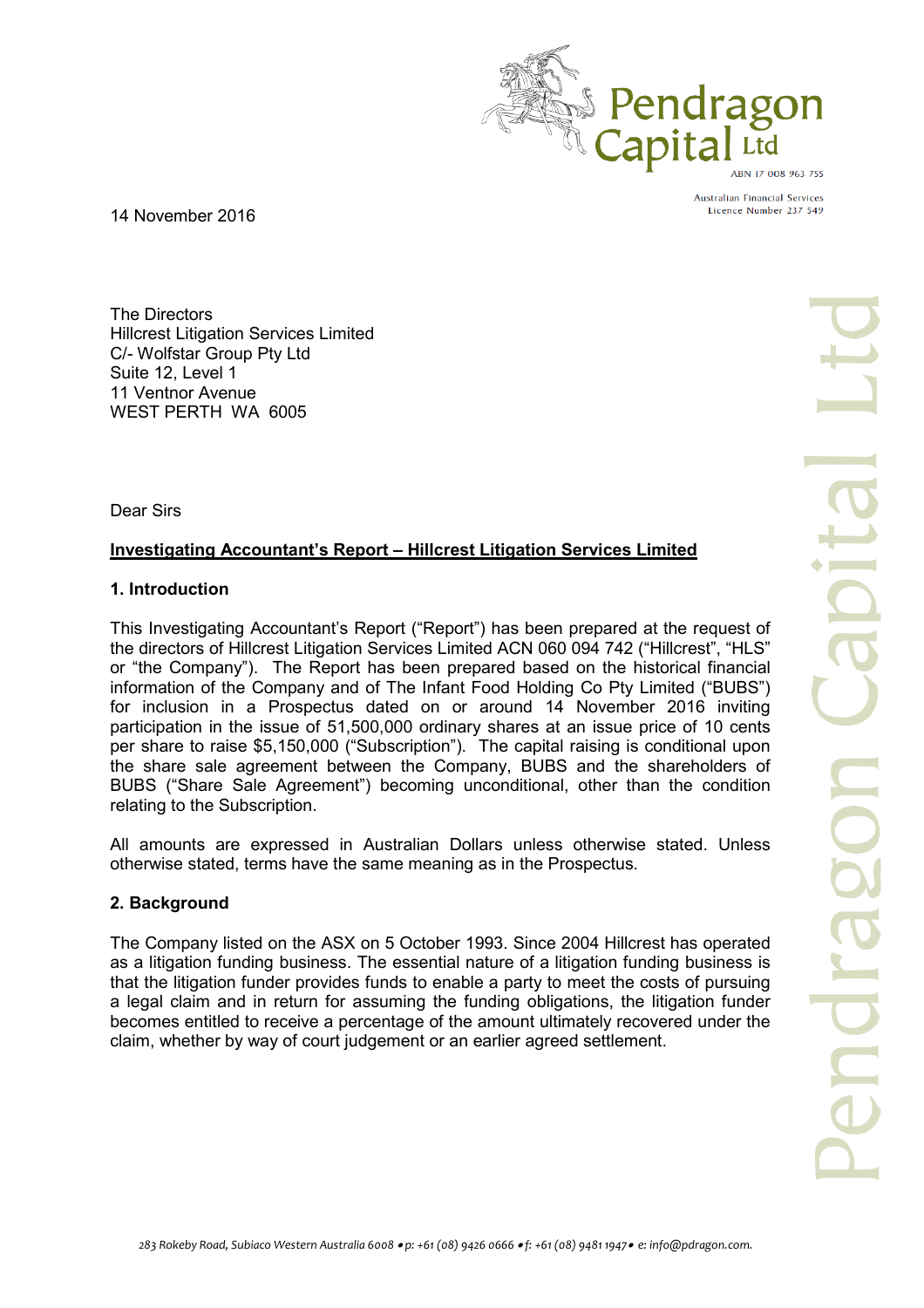Pendragon Capital Ltd

ABN 17 008 963 755

Australian Financial Services Licence Number 237 549

14 November 2016

The Directors
Hillcrest Litigation Services Limited
C/- Wolfstar Group Pty Ltd
Suite 12, Level 1
11 Ventnor Avenue
WEST PERTH WA 6005

Dear Sirs

**Investigating Accountant's Report – Hillcrest Litigation Services Limited**

## 1. Introduction

This Investigating Accountant's Report ("Report") has been prepared at the request of the directors of Hillcrest Litigation Services Limited ACN 060 094 742 ("Hillcrest", "HLS" or "the Company"). The Report has been prepared based on the historical financial information of the Company and of The Infant Food Holding Co Pty Limited ("BUBS") for inclusion in a Prospectus dated on or around 14 November 2016 inviting participation in the issue of 51,500,000 ordinary shares at an issue price of 10 cents per share to raise $5,150,000 ("Subscription"). The capital raising is conditional upon the share sale agreement between the Company, BUBS and the shareholders of BUBS ("Share Sale Agreement") becoming unconditional, other than the condition relating to the Subscription.

All amounts are expressed in Australian Dollars unless otherwise stated. Unless otherwise stated, terms have the same meaning as in the Prospectus.

## 2. Background

The Company listed on the ASX on 5 October 1993. Since 2004 Hillcrest has operated as a litigation funding business. The essential nature of a litigation funding business is that the litigation funder provides funds to enable a party to meet the costs of pursuing a legal claim and in return for assuming the funding obligations, the litigation funder becomes entitled to receive a percentage of the amount ultimately recovered under the claim, whether by way of court judgement or an earlier agreed settlement.

*283 Rokeby Road, Subiaco Western Australia 6008 • p: +61 (08) 9426 0666 • f: +61 (08) 9481 1947 • e: info@pdragon.com.*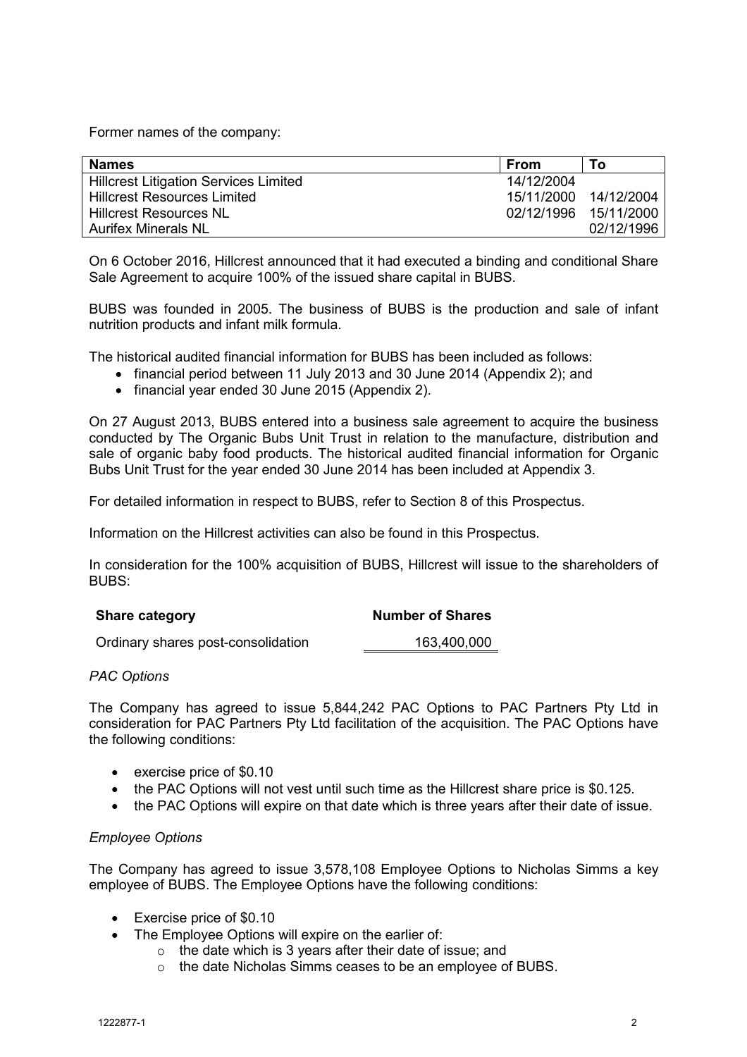Former names of the company:

| Names | From | To |
|---|---|---|
| Hillcrest Litigation Services Limited | 14/12/2004 | |
| Hillcrest Resources Limited | 15/11/2000 | 14/12/2004 |
| Hillcrest Resources NL | 02/12/1996 | 15/11/2000 |
| Aurifex Minerals NL | | 02/12/1996 |

On 6 October 2016, Hillcrest announced that it had executed a binding and conditional Share Sale Agreement to acquire 100% of the issued share capital in BUBS.

BUBS was founded in 2005. The business of BUBS is the production and sale of infant nutrition products and infant milk formula.

The historical audited financial information for BUBS has been included as follows:

- financial period between 11 July 2013 and 30 June 2014 (Appendix 2); and
- financial year ended 30 June 2015 (Appendix 2).

On 27 August 2013, BUBS entered into a business sale agreement to acquire the business conducted by The Organic Bubs Unit Trust in relation to the manufacture, distribution and sale of organic baby food products. The historical audited financial information for Organic Bubs Unit Trust for the year ended 30 June 2014 has been included at Appendix 3.

For detailed information in respect to BUBS, refer to Section 8 of this Prospectus.

Information on the Hillcrest activities can also be found in this Prospectus.

In consideration for the 100% acquisition of BUBS, Hillcrest will issue to the shareholders of BUBS:

| Share category | Number of Shares |
|---|---|
| Ordinary shares post-consolidation | 163,400,000 |

*PAC Options*

The Company has agreed to issue 5,844,242 PAC Options to PAC Partners Pty Ltd in consideration for PAC Partners Pty Ltd facilitation of the acquisition. The PAC Options have the following conditions:

- exercise price of $0.10
- the PAC Options will not vest until such time as the Hillcrest share price is $0.125.
- the PAC Options will expire on that date which is three years after their date of issue.

*Employee Options*

The Company has agreed to issue 3,578,108 Employee Options to Nicholas Simms a key employee of BUBS. The Employee Options have the following conditions:

- Exercise price of $0.10
- The Employee Options will expire on the earlier of:
  - the date which is 3 years after their date of issue; and
  - the date Nicholas Simms ceases to be an employee of BUBS.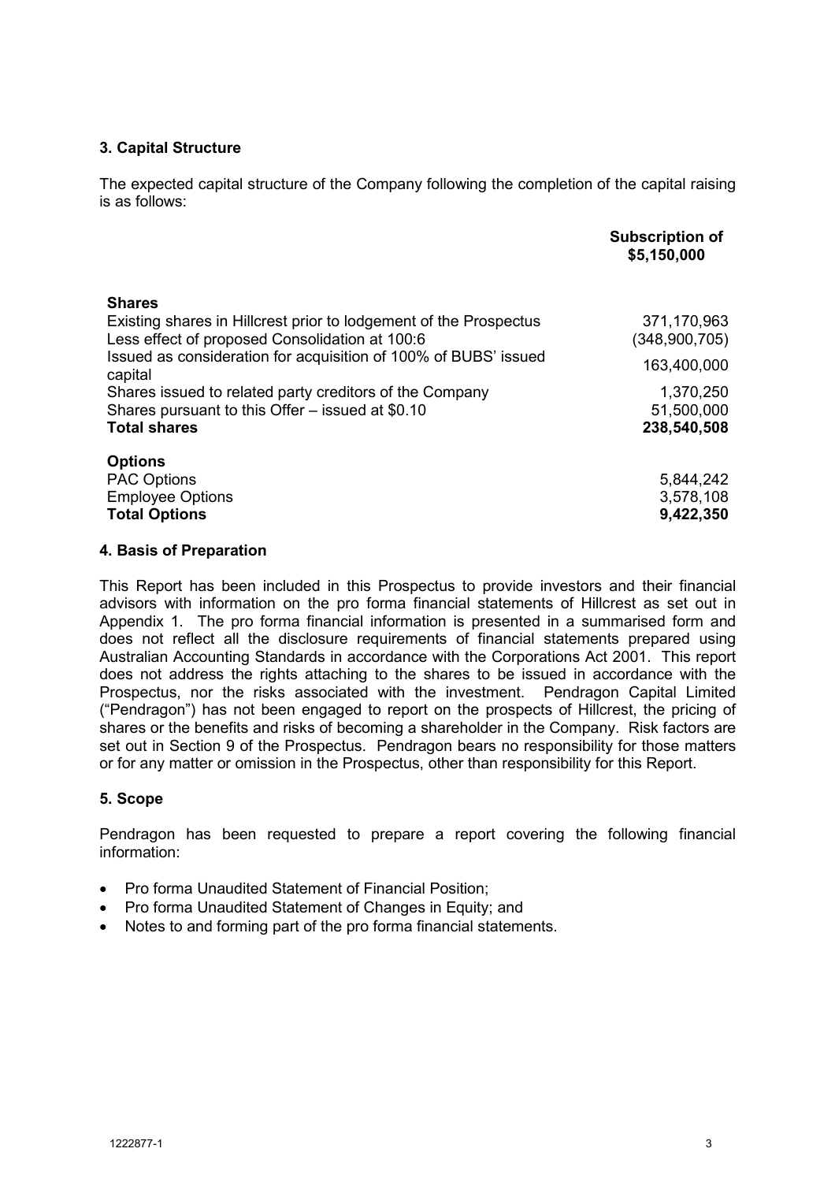### 3. Capital Structure

The expected capital structure of the Company following the completion of the capital raising is as follows:

| | Subscription of $5,150,000 |
|---|---|
| **Shares** | |
| Existing shares in Hillcrest prior to lodgement of the Prospectus | 371,170,963 |
| Less effect of proposed Consolidation at 100:6 | (348,900,705) |
| Issued as consideration for acquisition of 100% of BUBS' issued capital | 163,400,000 |
| Shares issued to related party creditors of the Company | 1,370,250 |
| Shares pursuant to this Offer – issued at $0.10 | 51,500,000 |
| **Total shares** | **238,540,508** |
| **Options** | |
| PAC Options | 5,844,242 |
| Employee Options | 3,578,108 |
| **Total Options** | **9,422,350** |

### 4. Basis of Preparation

This Report has been included in this Prospectus to provide investors and their financial advisors with information on the pro forma financial statements of Hillcrest as set out in Appendix 1. The pro forma financial information is presented in a summarised form and does not reflect all the disclosure requirements of financial statements prepared using Australian Accounting Standards in accordance with the Corporations Act 2001. This report does not address the rights attaching to the shares to be issued in accordance with the Prospectus, nor the risks associated with the investment. Pendragon Capital Limited ("Pendragon") has not been engaged to report on the prospects of Hillcrest, the pricing of shares or the benefits and risks of becoming a shareholder in the Company. Risk factors are set out in Section 9 of the Prospectus. Pendragon bears no responsibility for those matters or for any matter or omission in the Prospectus, other than responsibility for this Report.

### 5. Scope

Pendragon has been requested to prepare a report covering the following financial information:

- Pro forma Unaudited Statement of Financial Position;
- Pro forma Unaudited Statement of Changes in Equity; and
- Notes to and forming part of the pro forma financial statements.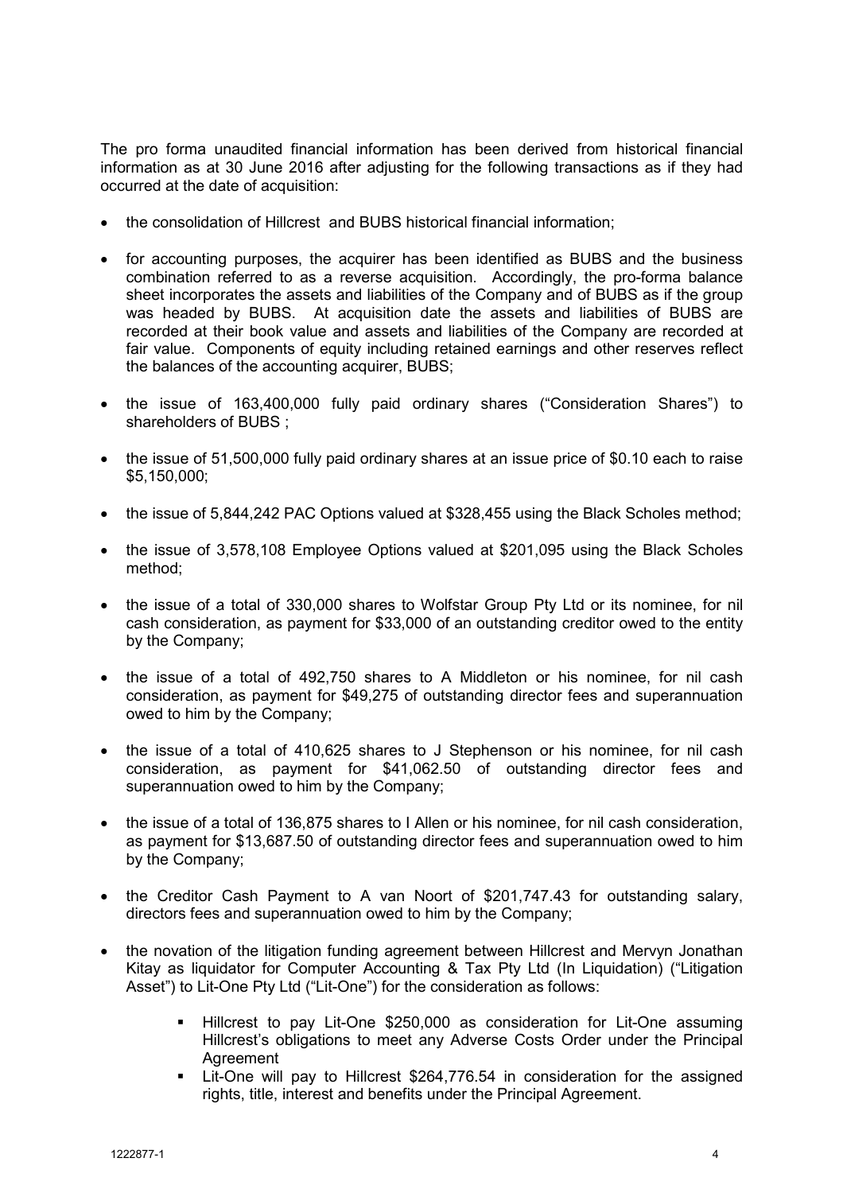The pro forma unaudited financial information has been derived from historical financial information as at 30 June 2016 after adjusting for the following transactions as if they had occurred at the date of acquisition:

- the consolidation of Hillcrest and BUBS historical financial information;
- for accounting purposes, the acquirer has been identified as BUBS and the business combination referred to as a reverse acquisition. Accordingly, the pro-forma balance sheet incorporates the assets and liabilities of the Company and of BUBS as if the group was headed by BUBS. At acquisition date the assets and liabilities of BUBS are recorded at their book value and assets and liabilities of the Company are recorded at fair value. Components of equity including retained earnings and other reserves reflect the balances of the accounting acquirer, BUBS;
- the issue of 163,400,000 fully paid ordinary shares ("Consideration Shares") to shareholders of BUBS ;
- the issue of 51,500,000 fully paid ordinary shares at an issue price of $0.10 each to raise $5,150,000;
- the issue of 5,844,242 PAC Options valued at $328,455 using the Black Scholes method;
- the issue of 3,578,108 Employee Options valued at $201,095 using the Black Scholes method;
- the issue of a total of 330,000 shares to Wolfstar Group Pty Ltd or its nominee, for nil cash consideration, as payment for $33,000 of an outstanding creditor owed to the entity by the Company;
- the issue of a total of 492,750 shares to A Middleton or his nominee, for nil cash consideration, as payment for $49,275 of outstanding director fees and superannuation owed to him by the Company;
- the issue of a total of 410,625 shares to J Stephenson or his nominee, for nil cash consideration, as payment for $41,062.50 of outstanding director fees and superannuation owed to him by the Company;
- the issue of a total of 136,875 shares to I Allen or his nominee, for nil cash consideration, as payment for $13,687.50 of outstanding director fees and superannuation owed to him by the Company;
- the Creditor Cash Payment to A van Noort of $201,747.43 for outstanding salary, directors fees and superannuation owed to him by the Company;
- the novation of the litigation funding agreement between Hillcrest and Mervyn Jonathan Kitay as liquidator for Computer Accounting & Tax Pty Ltd (In Liquidation) ("Litigation Asset") to Lit-One Pty Ltd ("Lit-One") for the consideration as follows:
  - Hillcrest to pay Lit-One $250,000 as consideration for Lit-One assuming Hillcrest's obligations to meet any Adverse Costs Order under the Principal Agreement
  - Lit-One will pay to Hillcrest $264,776.54 in consideration for the assigned rights, title, interest and benefits under the Principal Agreement.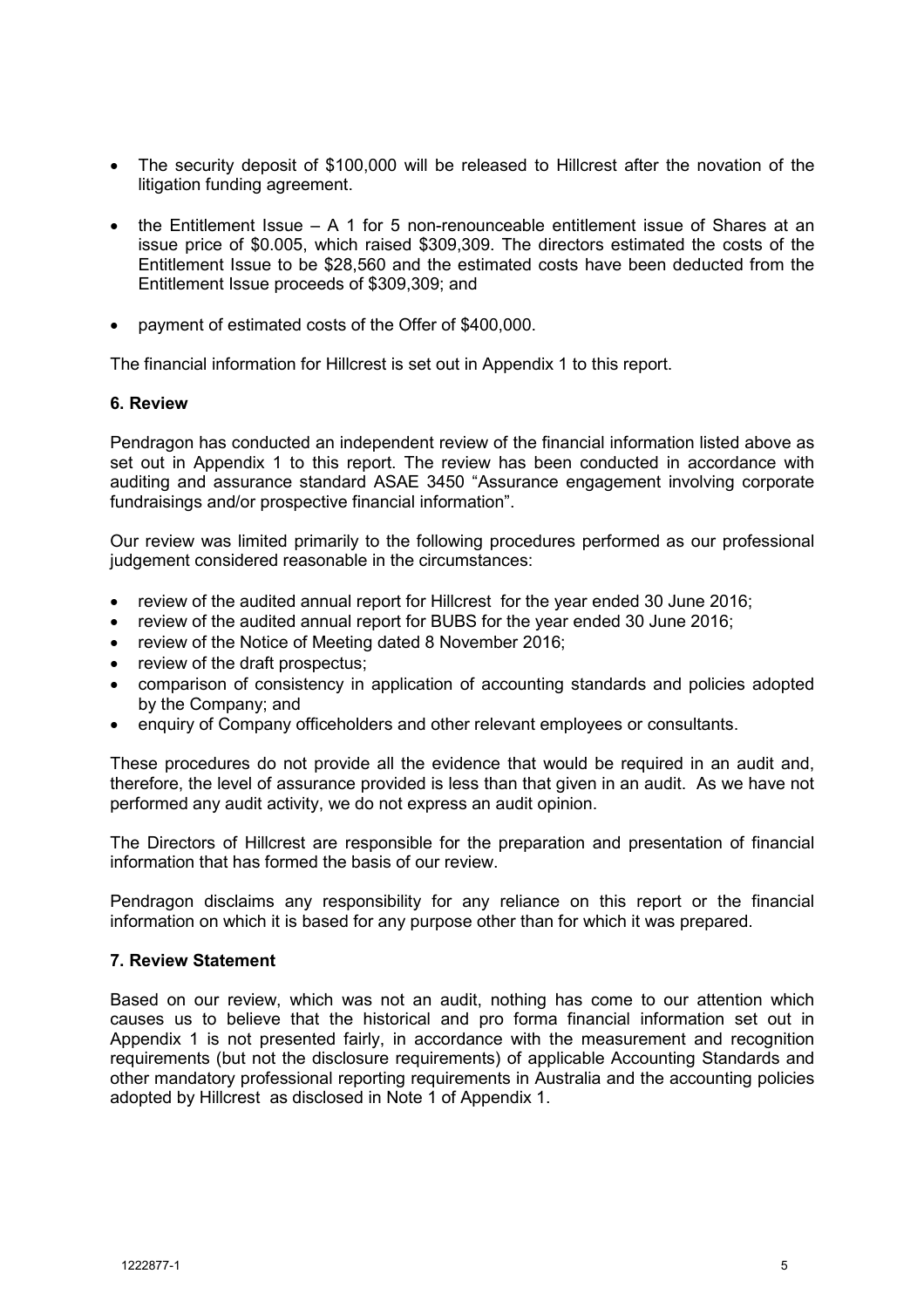- The security deposit of $100,000 will be released to Hillcrest after the novation of the litigation funding agreement.
- the Entitlement Issue – A 1 for 5 non-renounceable entitlement issue of Shares at an issue price of $0.005, which raised $309,309. The directors estimated the costs of the Entitlement Issue to be $28,560 and the estimated costs have been deducted from the Entitlement Issue proceeds of $309,309; and
- payment of estimated costs of the Offer of $400,000.

The financial information for Hillcrest is set out in Appendix 1 to this report.

### 6. Review

Pendragon has conducted an independent review of the financial information listed above as set out in Appendix 1 to this report. The review has been conducted in accordance with auditing and assurance standard ASAE 3450 "Assurance engagement involving corporate fundraisings and/or prospective financial information".

Our review was limited primarily to the following procedures performed as our professional judgement considered reasonable in the circumstances:

- review of the audited annual report for Hillcrest for the year ended 30 June 2016;
- review of the audited annual report for BUBS for the year ended 30 June 2016;
- review of the Notice of Meeting dated 8 November 2016;
- review of the draft prospectus;
- comparison of consistency in application of accounting standards and policies adopted by the Company; and
- enquiry of Company officeholders and other relevant employees or consultants.

These procedures do not provide all the evidence that would be required in an audit and, therefore, the level of assurance provided is less than that given in an audit. As we have not performed any audit activity, we do not express an audit opinion.

The Directors of Hillcrest are responsible for the preparation and presentation of financial information that has formed the basis of our review.

Pendragon disclaims any responsibility for any reliance on this report or the financial information on which it is based for any purpose other than for which it was prepared.

### 7. Review Statement

Based on our review, which was not an audit, nothing has come to our attention which causes us to believe that the historical and pro forma financial information set out in Appendix 1 is not presented fairly, in accordance with the measurement and recognition requirements (but not the disclosure requirements) of applicable Accounting Standards and other mandatory professional reporting requirements in Australia and the accounting policies adopted by Hillcrest as disclosed in Note 1 of Appendix 1.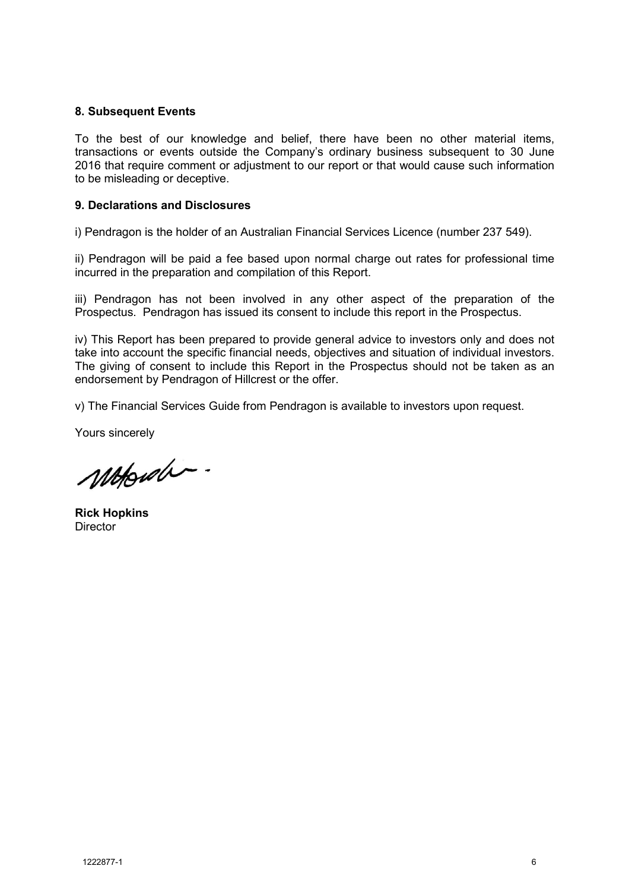**8. Subsequent Events**

To the best of our knowledge and belief, there have been no other material items, transactions or events outside the Company's ordinary business subsequent to 30 June 2016 that require comment or adjustment to our report or that would cause such information to be misleading or deceptive.

**9. Declarations and Disclosures**

i) Pendragon is the holder of an Australian Financial Services Licence (number 237 549).

ii) Pendragon will be paid a fee based upon normal charge out rates for professional time incurred in the preparation and compilation of this Report.

iii) Pendragon has not been involved in any other aspect of the preparation of the Prospectus. Pendragon has issued its consent to include this report in the Prospectus.

iv) This Report has been prepared to provide general advice to investors only and does not take into account the specific financial needs, objectives and situation of individual investors. The giving of consent to include this Report in the Prospectus should not be taken as an endorsement by Pendragon of Hillcrest or the offer.

v) The Financial Services Guide from Pendragon is available to investors upon request.

Yours sincerely

**Rick Hopkins**
Director

1222877-1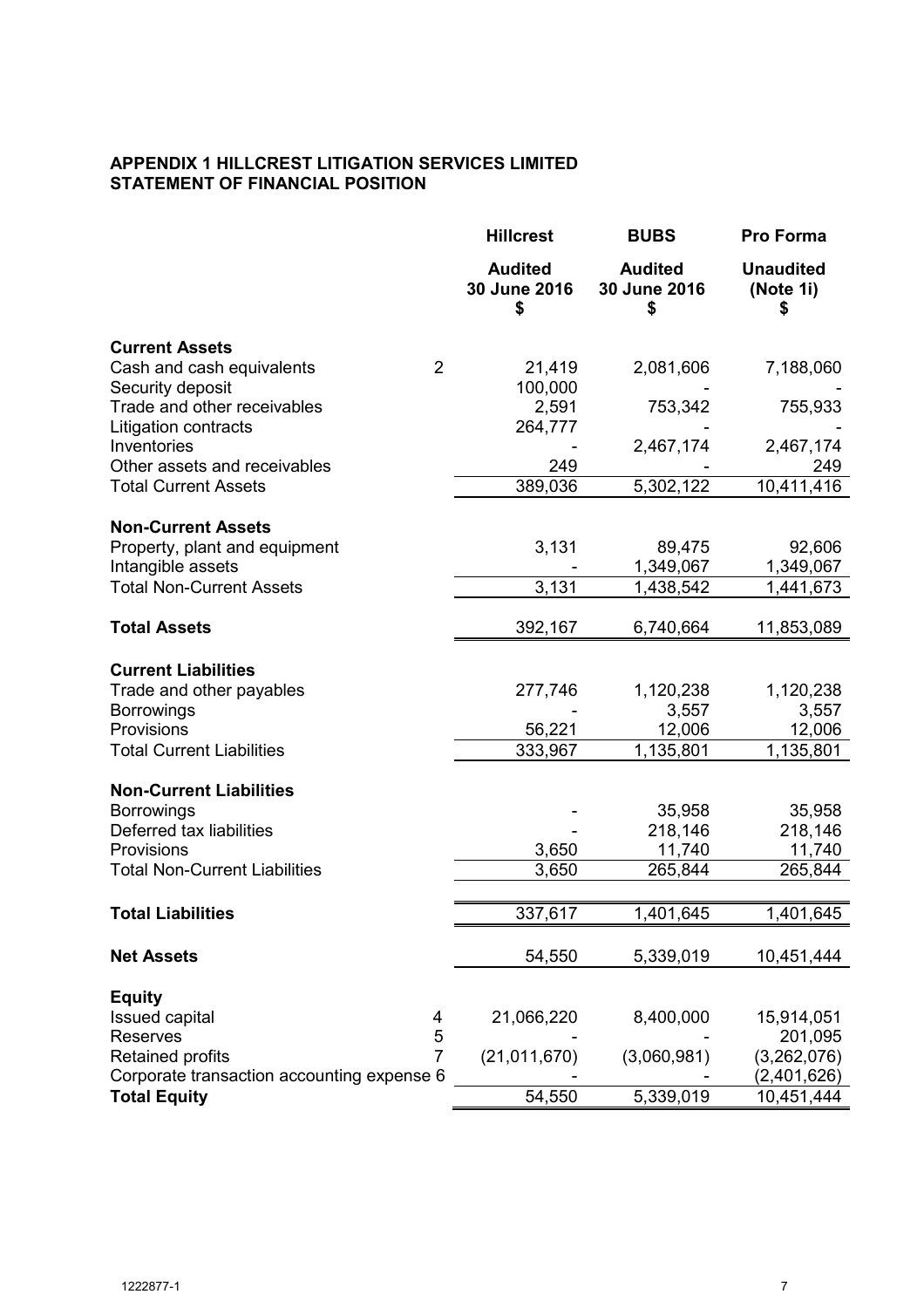**APPENDIX 1 HILLCREST LITIGATION SERVICES LIMITED**
**STATEMENT OF FINANCIAL POSITION**

| | | Hillcrest | BUBS | Pro Forma |
|---|---|---|---|---|
| | | Audited 30 June 2016 $ | Audited 30 June 2016 $ | Unaudited (Note 1i) $ |
| **Current Assets** | | | | |
| Cash and cash equivalents | 2 | 21,419 | 2,081,606 | 7,188,060 |
| Security deposit | | 100,000 | - | - |
| Trade and other receivables | | 2,591 | 753,342 | 755,933 |
| Litigation contracts | | 264,777 | - | - |
| Inventories | | - | 2,467,174 | 2,467,174 |
| Other assets and receivables | | 249 | - | 249 |
| Total Current Assets | | 389,036 | 5,302,122 | 10,411,416 |
| **Non-Current Assets** | | | | |
| Property, plant and equipment | | 3,131 | 89,475 | 92,606 |
| Intangible assets | | - | 1,349,067 | 1,349,067 |
| Total Non-Current Assets | | 3,131 | 1,438,542 | 1,441,673 |
| **Total Assets** | | 392,167 | 6,740,664 | 11,853,089 |
| **Current Liabilities** | | | | |
| Trade and other payables | | 277,746 | 1,120,238 | 1,120,238 |
| Borrowings | | - | 3,557 | 3,557 |
| Provisions | | 56,221 | 12,006 | 12,006 |
| Total Current Liabilities | | 333,967 | 1,135,801 | 1,135,801 |
| **Non-Current Liabilities** | | | | |
| Borrowings | | - | 35,958 | 35,958 |
| Deferred tax liabilities | | - | 218,146 | 218,146 |
| Provisions | | 3,650 | 11,740 | 11,740 |
| Total Non-Current Liabilities | | 3,650 | 265,844 | 265,844 |
| **Total Liabilities** | | 337,617 | 1,401,645 | 1,401,645 |
| **Net Assets** | | 54,550 | 5,339,019 | 10,451,444 |
| **Equity** | | | | |
| Issued capital | 4 | 21,066,220 | 8,400,000 | 15,914,051 |
| Reserves | 5 | - | - | 201,095 |
| Retained profits | 7 | (21,011,670) | (3,060,981) | (3,262,076) |
| Corporate transaction accounting expense | 6 | - | - | (2,401,626) |
| **Total Equity** | | 54,550 | 5,339,019 | 10,451,444 |

1222877-1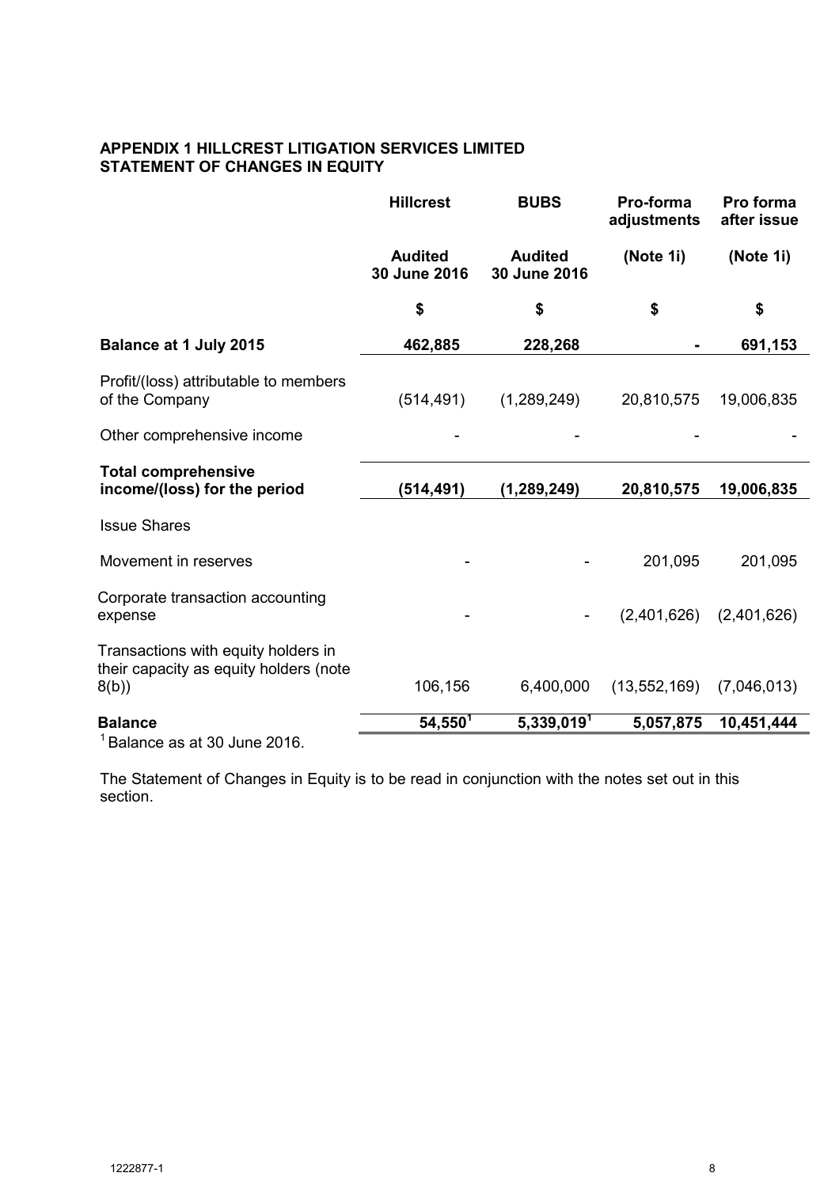**APPENDIX 1 HILLCREST LITIGATION SERVICES LIMITED**
**STATEMENT OF CHANGES IN EQUITY**

| | Hillcrest | BUBS | Pro-forma adjustments | Pro forma after issue |
|---|---|---|---|---|
| | Audited 30 June 2016 | Audited 30 June 2016 | (Note 1i) | (Note 1i) |
| | $ | $ | $ | $ |
| **Balance at 1 July 2015** | **462,885** | **228,268** | **-** | **691,153** |
| Profit/(loss) attributable to members of the Company | (514,491) | (1,289,249) | 20,810,575 | 19,006,835 |
| Other comprehensive income | - | - | - | - |
| **Total comprehensive income/(loss) for the period** | **(514,491)** | **(1,289,249)** | **20,810,575** | **19,006,835** |
| Issue Shares | | | | |
| Movement in reserves | - | - | 201,095 | 201,095 |
| Corporate transaction accounting expense | - | - | (2,401,626) | (2,401,626) |
| Transactions with equity holders in their capacity as equity holders (note 8(b)) | 106,156 | 6,400,000 | (13,552,169) | (7,046,013) |
| **Balance** | **54,550**[1] | **5,339,019**[1] | **5,057,875** | **10,451,444** |

[1] Balance as at 30 June 2016.

The Statement of Changes in Equity is to be read in conjunction with the notes set out in this section.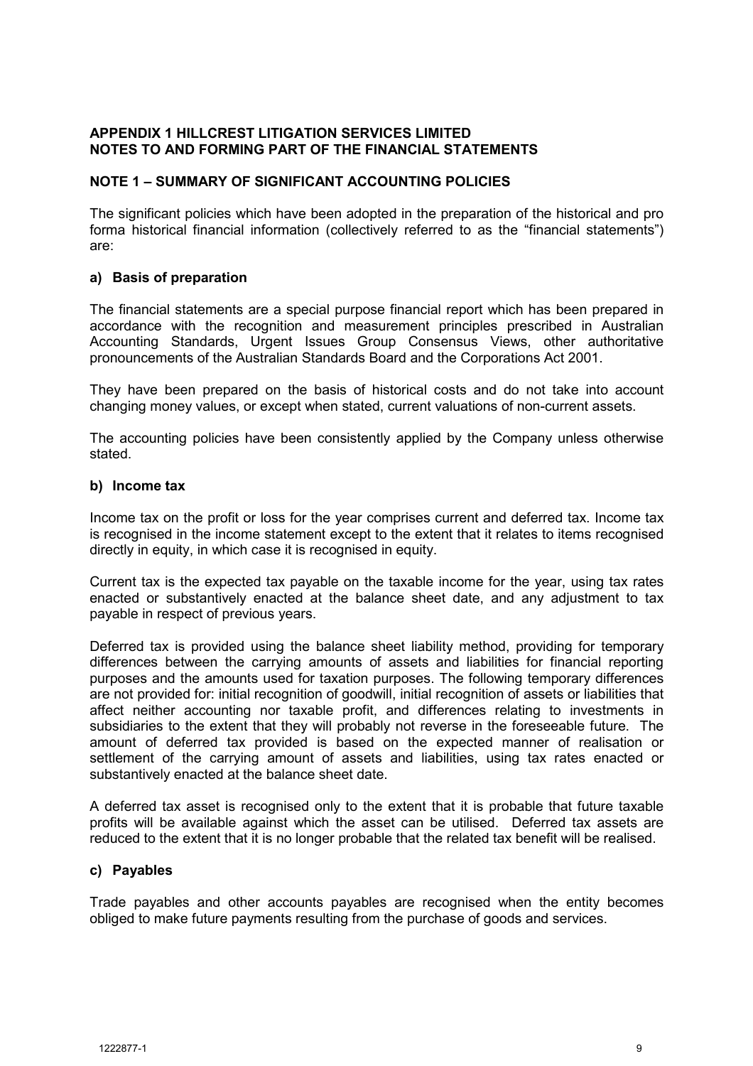**APPENDIX 1 HILLCREST LITIGATION SERVICES LIMITED**
**NOTES TO AND FORMING PART OF THE FINANCIAL STATEMENTS**

## NOTE 1 – SUMMARY OF SIGNIFICANT ACCOUNTING POLICIES

The significant policies which have been adopted in the preparation of the historical and pro forma historical financial information (collectively referred to as the "financial statements") are:

### a) Basis of preparation

The financial statements are a special purpose financial report which has been prepared in accordance with the recognition and measurement principles prescribed in Australian Accounting Standards, Urgent Issues Group Consensus Views, other authoritative pronouncements of the Australian Standards Board and the Corporations Act 2001.

They have been prepared on the basis of historical costs and do not take into account changing money values, or except when stated, current valuations of non-current assets.

The accounting policies have been consistently applied by the Company unless otherwise stated.

### b) Income tax

Income tax on the profit or loss for the year comprises current and deferred tax. Income tax is recognised in the income statement except to the extent that it relates to items recognised directly in equity, in which case it is recognised in equity.

Current tax is the expected tax payable on the taxable income for the year, using tax rates enacted or substantively enacted at the balance sheet date, and any adjustment to tax payable in respect of previous years.

Deferred tax is provided using the balance sheet liability method, providing for temporary differences between the carrying amounts of assets and liabilities for financial reporting purposes and the amounts used for taxation purposes. The following temporary differences are not provided for: initial recognition of goodwill, initial recognition of assets or liabilities that affect neither accounting nor taxable profit, and differences relating to investments in subsidiaries to the extent that they will probably not reverse in the foreseeable future. The amount of deferred tax provided is based on the expected manner of realisation or settlement of the carrying amount of assets and liabilities, using tax rates enacted or substantively enacted at the balance sheet date.

A deferred tax asset is recognised only to the extent that it is probable that future taxable profits will be available against which the asset can be utilised. Deferred tax assets are reduced to the extent that it is no longer probable that the related tax benefit will be realised.

### c) Payables

Trade payables and other accounts payables are recognised when the entity becomes obliged to make future payments resulting from the purchase of goods and services.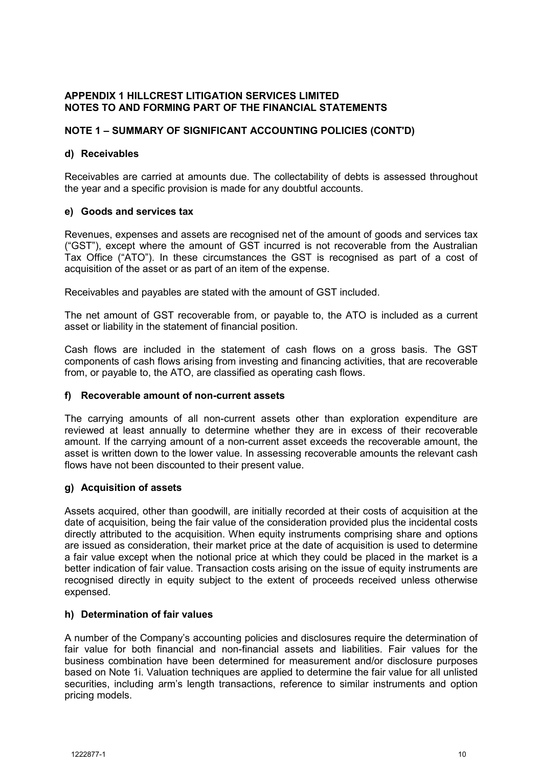**APPENDIX 1 HILLCREST LITIGATION SERVICES LIMITED**
**NOTES TO AND FORMING PART OF THE FINANCIAL STATEMENTS**

## NOTE 1 – SUMMARY OF SIGNIFICANT ACCOUNTING POLICIES (CONT'D)

### d) Receivables

Receivables are carried at amounts due. The collectability of debts is assessed throughout the year and a specific provision is made for any doubtful accounts.

### e) Goods and services tax

Revenues, expenses and assets are recognised net of the amount of goods and services tax ("GST"), except where the amount of GST incurred is not recoverable from the Australian Tax Office ("ATO"). In these circumstances the GST is recognised as part of a cost of acquisition of the asset or as part of an item of the expense.

Receivables and payables are stated with the amount of GST included.

The net amount of GST recoverable from, or payable to, the ATO is included as a current asset or liability in the statement of financial position.

Cash flows are included in the statement of cash flows on a gross basis. The GST components of cash flows arising from investing and financing activities, that are recoverable from, or payable to, the ATO, are classified as operating cash flows.

### f) Recoverable amount of non-current assets

The carrying amounts of all non-current assets other than exploration expenditure are reviewed at least annually to determine whether they are in excess of their recoverable amount. If the carrying amount of a non-current asset exceeds the recoverable amount, the asset is written down to the lower value. In assessing recoverable amounts the relevant cash flows have not been discounted to their present value.

### g) Acquisition of assets

Assets acquired, other than goodwill, are initially recorded at their costs of acquisition at the date of acquisition, being the fair value of the consideration provided plus the incidental costs directly attributed to the acquisition. When equity instruments comprising share and options are issued as consideration, their market price at the date of acquisition is used to determine a fair value except when the notional price at which they could be placed in the market is a better indication of fair value. Transaction costs arising on the issue of equity instruments are recognised directly in equity subject to the extent of proceeds received unless otherwise expensed.

### h) Determination of fair values

A number of the Company's accounting policies and disclosures require the determination of fair value for both financial and non-financial assets and liabilities. Fair values for the business combination have been determined for measurement and/or disclosure purposes based on Note 1i. Valuation techniques are applied to determine the fair value for all unlisted securities, including arm's length transactions, reference to similar instruments and option pricing models.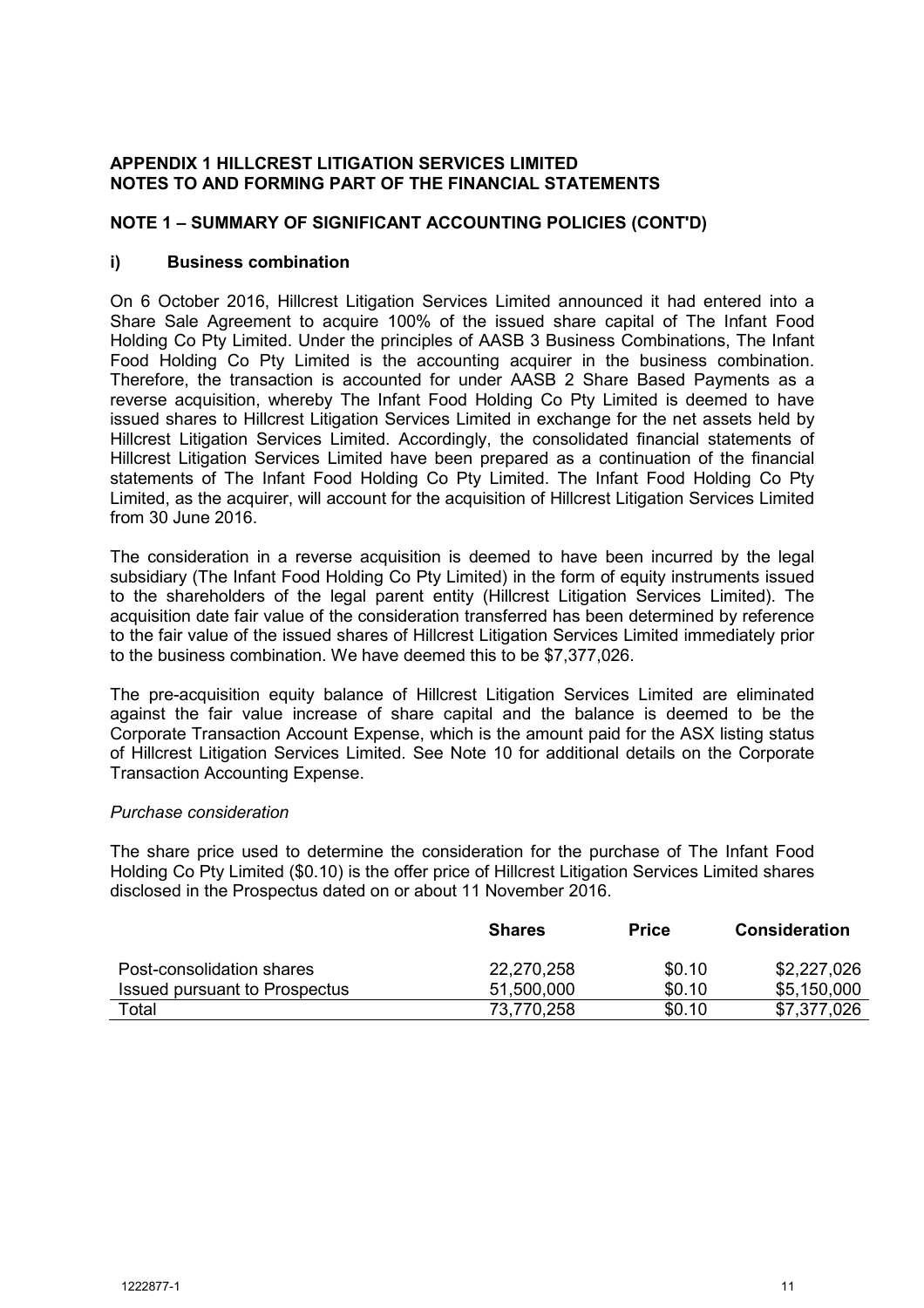**APPENDIX 1 HILLCREST LITIGATION SERVICES LIMITED**
**NOTES TO AND FORMING PART OF THE FINANCIAL STATEMENTS**

**NOTE 1 – SUMMARY OF SIGNIFICANT ACCOUNTING POLICIES (CONT'D)**

**i) Business combination**

On 6 October 2016, Hillcrest Litigation Services Limited announced it had entered into a Share Sale Agreement to acquire 100% of the issued share capital of The Infant Food Holding Co Pty Limited. Under the principles of AASB 3 Business Combinations, The Infant Food Holding Co Pty Limited is the accounting acquirer in the business combination. Therefore, the transaction is accounted for under AASB 2 Share Based Payments as a reverse acquisition, whereby The Infant Food Holding Co Pty Limited is deemed to have issued shares to Hillcrest Litigation Services Limited in exchange for the net assets held by Hillcrest Litigation Services Limited. Accordingly, the consolidated financial statements of Hillcrest Litigation Services Limited have been prepared as a continuation of the financial statements of The Infant Food Holding Co Pty Limited. The Infant Food Holding Co Pty Limited, as the acquirer, will account for the acquisition of Hillcrest Litigation Services Limited from 30 June 2016.

The consideration in a reverse acquisition is deemed to have been incurred by the legal subsidiary (The Infant Food Holding Co Pty Limited) in the form of equity instruments issued to the shareholders of the legal parent entity (Hillcrest Litigation Services Limited). The acquisition date fair value of the consideration transferred has been determined by reference to the fair value of the issued shares of Hillcrest Litigation Services Limited immediately prior to the business combination. We have deemed this to be $7,377,026.

The pre-acquisition equity balance of Hillcrest Litigation Services Limited are eliminated against the fair value increase of share capital and the balance is deemed to be the Corporate Transaction Account Expense, which is the amount paid for the ASX listing status of Hillcrest Litigation Services Limited. See Note 10 for additional details on the Corporate Transaction Accounting Expense.

*Purchase consideration*

The share price used to determine the consideration for the purchase of The Infant Food Holding Co Pty Limited ($0.10) is the offer price of Hillcrest Litigation Services Limited shares disclosed in the Prospectus dated on or about 11 November 2016.

| | Shares | Price | Consideration |
|---|---|---|---|
| Post-consolidation shares | 22,270,258 | $0.10 | $2,227,026 |
| Issued pursuant to Prospectus | 51,500,000 | $0.10 | $5,150,000 |
| Total | 73,770,258 | $0.10 | $7,377,026 |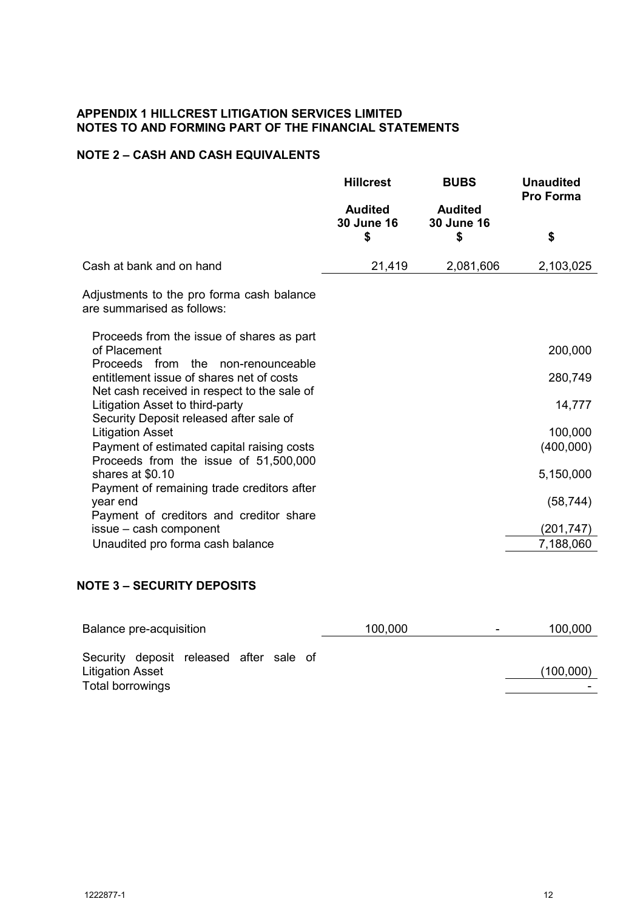**APPENDIX 1 HILLCREST LITIGATION SERVICES LIMITED**
**NOTES TO AND FORMING PART OF THE FINANCIAL STATEMENTS**

## NOTE 2 – CASH AND CASH EQUIVALENTS

| | Hillcrest | BUBS | Unaudited Pro Forma |
|---|---|---|---|
| | Audited 30 June 16 $ | Audited 30 June 16 $ | $ |
| Cash at bank and on hand | 21,419 | 2,081,606 | 2,103,025 |
| Adjustments to the pro forma cash balance are summarised as follows: | | | |
| Proceeds from the issue of shares as part of Placement | | | 200,000 |
| Proceeds from the non-renounceable entitlement issue of shares net of costs | | | 280,749 |
| Net cash received in respect to the sale of Litigation Asset to third-party | | | 14,777 |
| Security Deposit released after sale of Litigation Asset | | | 100,000 |
| Payment of estimated capital raising costs | | | (400,000) |
| Proceeds from the issue of 51,500,000 shares at $0.10 | | | 5,150,000 |
| Payment of remaining trade creditors after year end | | | (58,744) |
| Payment of creditors and creditor share issue – cash component | | | (201,747) |
| Unaudited pro forma cash balance | | | 7,188,060 |

## NOTE 3 – SECURITY DEPOSITS

| | Hillcrest | BUBS | Unaudited Pro Forma |
|---|---|---|---|
| Balance pre-acquisition | 100,000 | - | 100,000 |
| Security deposit released after sale of Litigation Asset | | | (100,000) |
| Total borrowings | | | - |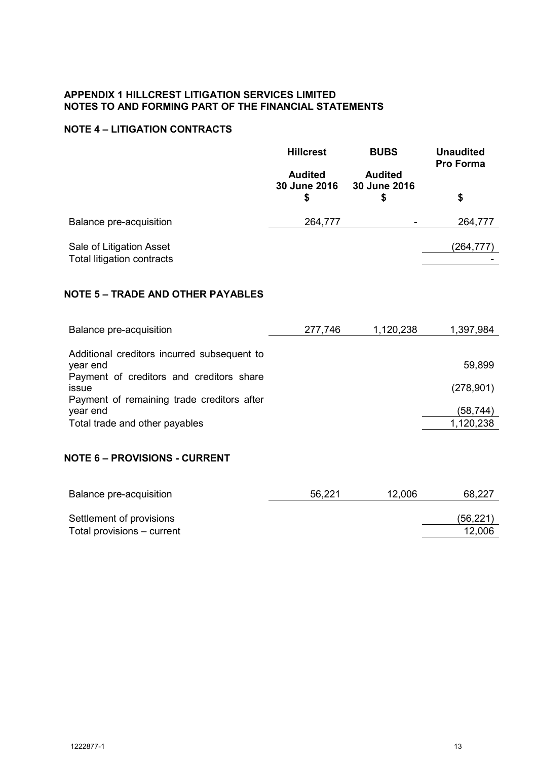**APPENDIX 1 HILLCREST LITIGATION SERVICES LIMITED**
**NOTES TO AND FORMING PART OF THE FINANCIAL STATEMENTS**

## NOTE 4 – LITIGATION CONTRACTS

| | Hillcrest | BUBS | Unaudited Pro Forma |
|---|---|---|---|
| | Audited 30 June 2016 $ | Audited 30 June 2016 $ | $ |
| Balance pre-acquisition | 264,777 | - | 264,777 |
| Sale of Litigation Asset | | | (264,777) |
| Total litigation contracts | | | - |

## NOTE 5 – TRADE AND OTHER PAYABLES

| | Hillcrest | BUBS | Unaudited Pro Forma |
|---|---|---|---|
| Balance pre-acquisition | 277,746 | 1,120,238 | 1,397,984 |
| Additional creditors incurred subsequent to year end | | | 59,899 |
| Payment of creditors and creditors share issue | | | (278,901) |
| Payment of remaining trade creditors after year end | | | (58,744) |
| Total trade and other payables | | | 1,120,238 |

## NOTE 6 – PROVISIONS - CURRENT

| | Hillcrest | BUBS | Unaudited Pro Forma |
|---|---|---|---|
| Balance pre-acquisition | 56,221 | 12,006 | 68,227 |
| Settlement of provisions | | | (56,221) |
| Total provisions – current | | | 12,006 |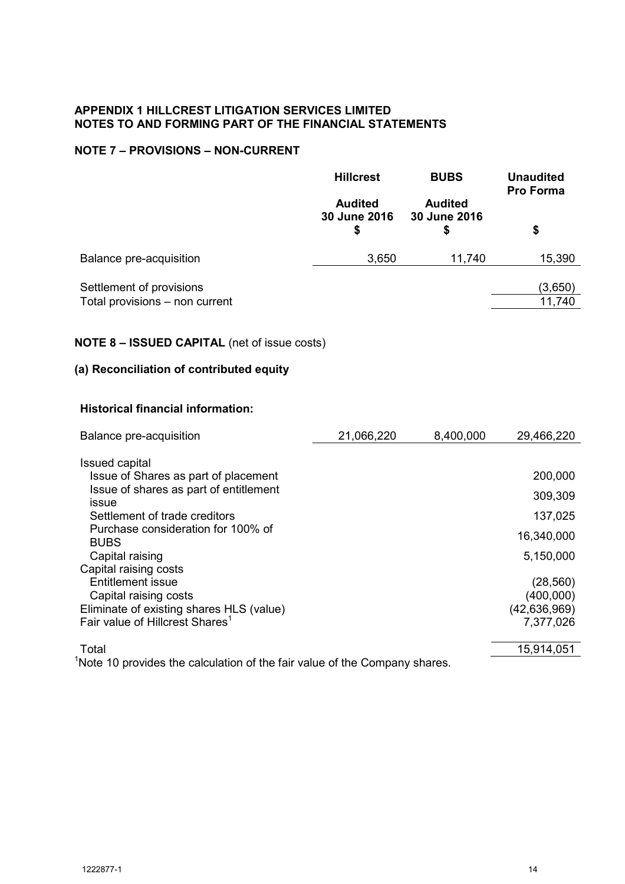# APPENDIX 1 HILLCREST LITIGATION SERVICES LIMITED
# NOTES TO AND FORMING PART OF THE FINANCIAL STATEMENTS

## NOTE 7 – PROVISIONS – NON-CURRENT

| | Hillcrest | BUBS | Unaudited Pro Forma |
|---|---|---|---|
| | Audited 30 June 2016 $ | Audited 30 June 2016 $ | $ |
| Balance pre-acquisition | 3,650 | 11,740 | 15,390 |
| Settlement of provisions | | | (3,650) |
| Total provisions – non current | | | 11,740 |

## NOTE 8 – ISSUED CAPITAL (net of issue costs)

### (a) Reconciliation of contributed equity

**Historical financial information:**

| | Hillcrest | BUBS | Unaudited Pro Forma |
|---|---|---|---|
| Balance pre-acquisition | 21,066,220 | 8,400,000 | 29,466,220 |
| Issued capital | | | |
| Issue of Shares as part of placement | | | 200,000 |
| Issue of shares as part of entitlement issue | | | 309,309 |
| Settlement of trade creditors | | | 137,025 |
| Purchase consideration for 100% of BUBS | | | 16,340,000 |
| Capital raising | | | 5,150,000 |
| Capital raising costs | | | |
| Entitlement issue | | | (28,560) |
| Capital raising costs | | | (400,000) |
| Eliminate of existing shares HLS (value) | | | (42,636,969) |
| Fair value of Hillcrest Shares[1] | | | 7,377,026 |
| Total | | | 15,914,051 |

[1]Note 10 provides the calculation of the fair value of the Company shares.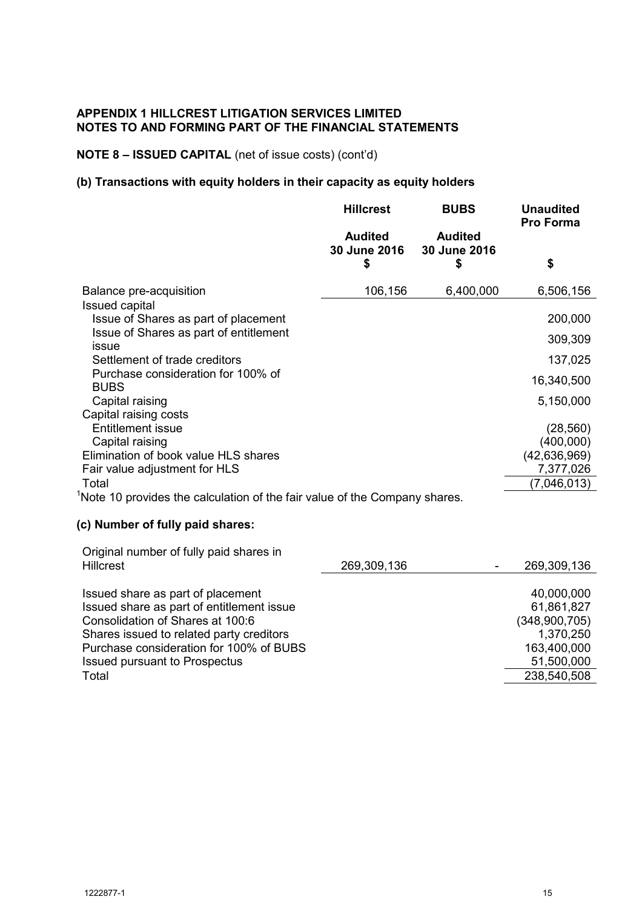**APPENDIX 1 HILLCREST LITIGATION SERVICES LIMITED**
**NOTES TO AND FORMING PART OF THE FINANCIAL STATEMENTS**

**NOTE 8 – ISSUED CAPITAL** (net of issue costs) (cont'd)

**(b) Transactions with equity holders in their capacity as equity holders**

| | Hillcrest | BUBS | Unaudited Pro Forma |
|---|---|---|---|
| | Audited 30 June 2016 $ | Audited 30 June 2016 $ | $ |
| Balance pre-acquisition | 106,156 | 6,400,000 | 6,506,156 |
| Issued capital | | | |
| Issue of Shares as part of placement | | | 200,000 |
| Issue of Shares as part of entitlement issue | | | 309,309 |
| Settlement of trade creditors | | | 137,025 |
| Purchase consideration for 100% of BUBS | | | 16,340,500 |
| Capital raising | | | 5,150,000 |
| Capital raising costs | | | |
| Entitlement issue | | | (28,560) |
| Capital raising | | | (400,000) |
| Elimination of book value HLS shares | | | (42,636,969) |
| Fair value adjustment for HLS | | | 7,377,026 |
| Total | | | (7,046,013) |

[1]Note 10 provides the calculation of the fair value of the Company shares.

**(c) Number of fully paid shares:**

| | Hillcrest | BUBS | Unaudited Pro Forma |
|---|---|---|---|
| Original number of fully paid shares in Hillcrest | 269,309,136 | - | 269,309,136 |
| Issued share as part of placement | | | 40,000,000 |
| Issued share as part of entitlement issue | | | 61,861,827 |
| Consolidation of Shares at 100:6 | | | (348,900,705) |
| Shares issued to related party creditors | | | 1,370,250 |
| Purchase consideration for 100% of BUBS | | | 163,400,000 |
| Issued pursuant to Prospectus | | | 51,500,000 |
| Total | | | 238,540,508 |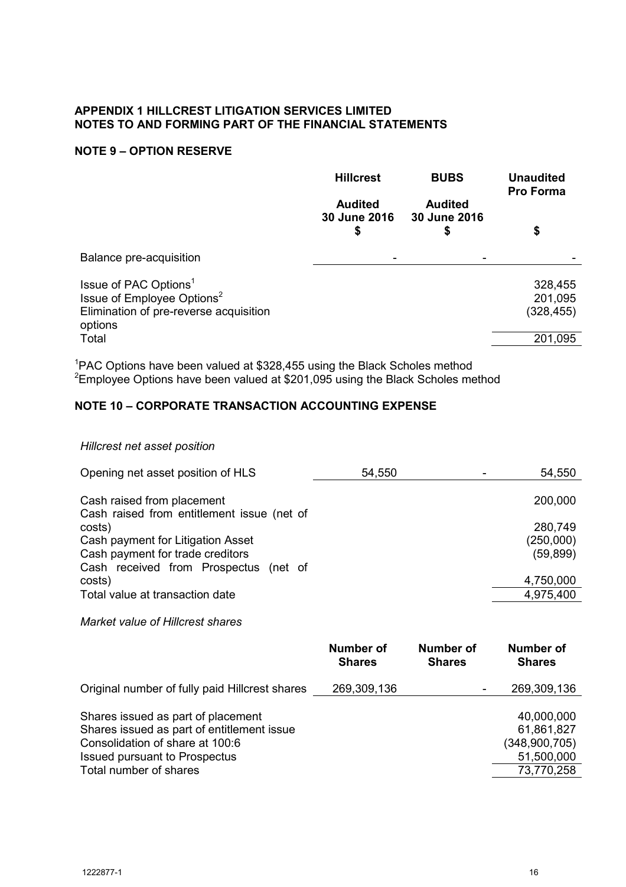**APPENDIX 1 HILLCREST LITIGATION SERVICES LIMITED**
**NOTES TO AND FORMING PART OF THE FINANCIAL STATEMENTS**

## NOTE 9 – OPTION RESERVE

| | Hillcrest | BUBS | Unaudited Pro Forma |
|---|---|---|---|
| | Audited 30 June 2016 $ | Audited 30 June 2016 $ | $ |
| Balance pre-acquisition | - | - | - |
| Issue of PAC Options[1] | | | 328,455 |
| Issue of Employee Options[2] | | | 201,095 |
| Elimination of pre-reverse acquisition options | | | (328,455) |
| Total | | | 201,095 |

[1]PAC Options have been valued at $328,455 using the Black Scholes method
[2]Employee Options have been valued at $201,095 using the Black Scholes method

## NOTE 10 – CORPORATE TRANSACTION ACCOUNTING EXPENSE

*Hillcrest net asset position*

| | | | |
|---|---|---|---|
| Opening net asset position of HLS | 54,550 | - | 54,550 |
| Cash raised from placement | | | 200,000 |
| Cash raised from entitlement issue (net of costs) | | | 280,749 |
| Cash payment for Litigation Asset | | | (250,000) |
| Cash payment for trade creditors | | | (59,899) |
| Cash received from Prospectus (net of costs) | | | 4,750,000 |
| Total value at transaction date | | | 4,975,400 |

*Market value of Hillcrest shares*

| | Number of Shares | Number of Shares | Number of Shares |
|---|---|---|---|
| Original number of fully paid Hillcrest shares | 269,309,136 | - | 269,309,136 |
| Shares issued as part of placement | | | 40,000,000 |
| Shares issued as part of entitlement issue | | | 61,861,827 |
| Consolidation of share at 100:6 | | | (348,900,705) |
| Issued pursuant to Prospectus | | | 51,500,000 |
| Total number of shares | | | 73,770,258 |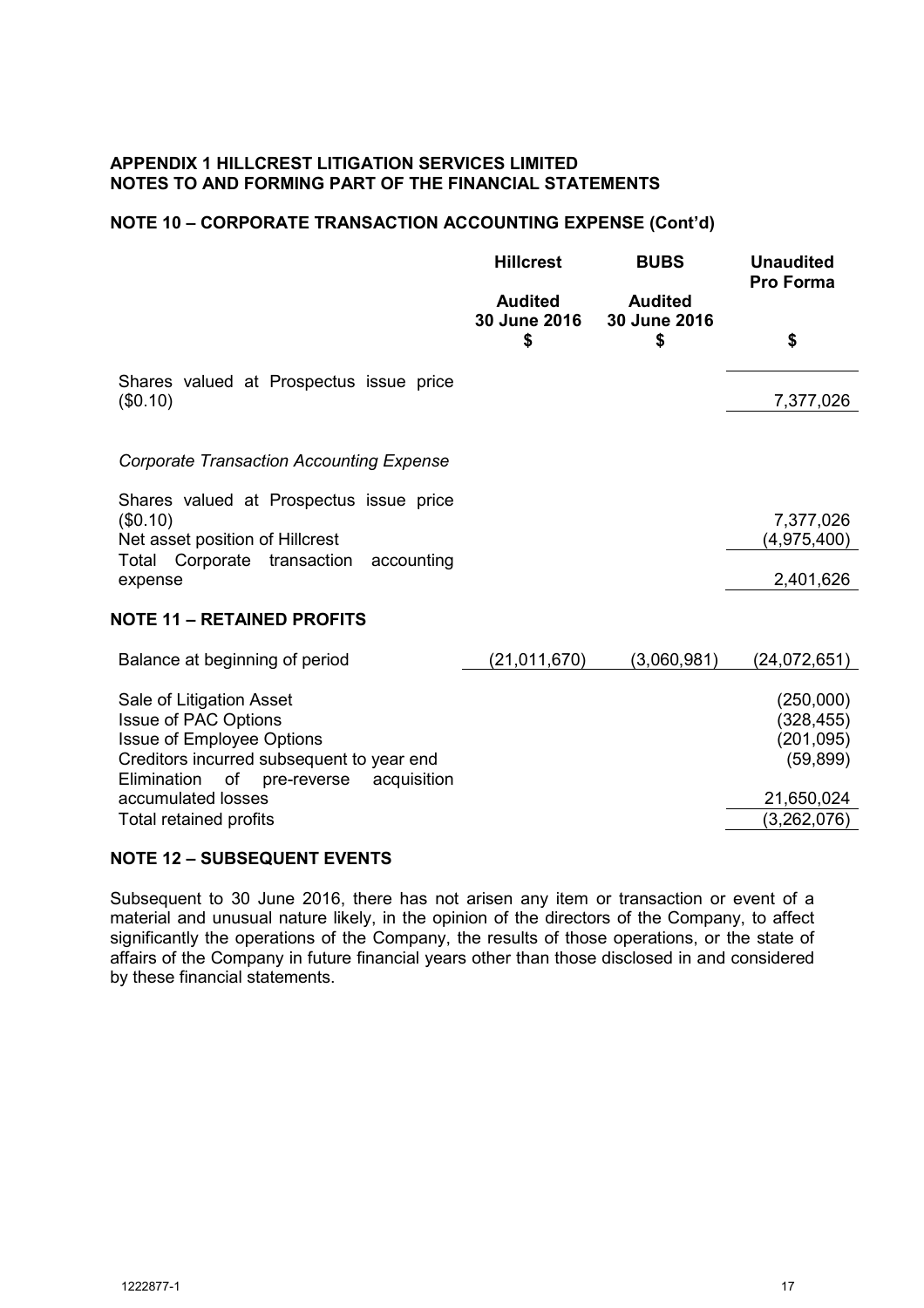**APPENDIX 1 HILLCREST LITIGATION SERVICES LIMITED**
**NOTES TO AND FORMING PART OF THE FINANCIAL STATEMENTS**

## NOTE 10 – CORPORATE TRANSACTION ACCOUNTING EXPENSE (Cont'd)

| | Hillcrest<br>Audited<br>30 June 2016<br>$ | BUBS<br>Audited<br>30 June 2016<br>$ | Unaudited<br>Pro Forma<br><br>$ |
|---|---|---|---|
| Shares valued at Prospectus issue price ($0.10) | | | 7,377,026 |
| *Corporate Transaction Accounting Expense* | | | |
| Shares valued at Prospectus issue price ($0.10) | | | 7,377,026 |
| Net asset position of Hillcrest | | | (4,975,400) |
| Total Corporate transaction accounting expense | | | 2,401,626 |

## NOTE 11 – RETAINED PROFITS

| | Hillcrest<br>Audited<br>30 June 2016<br>$ | BUBS<br>Audited<br>30 June 2016<br>$ | Unaudited<br>Pro Forma<br><br>$ |
|---|---|---|---|
| Balance at beginning of period | (21,011,670) | (3,060,981) | (24,072,651) |
| Sale of Litigation Asset | | | (250,000) |
| Issue of PAC Options | | | (328,455) |
| Issue of Employee Options | | | (201,095) |
| Creditors incurred subsequent to year end | | | (59,899) |
| Elimination of pre-reverse acquisition accumulated losses | | | 21,650,024 |
| Total retained profits | | | (3,262,076) |

## NOTE 12 – SUBSEQUENT EVENTS

Subsequent to 30 June 2016, there has not arisen any item or transaction or event of a material and unusual nature likely, in the opinion of the directors of the Company, to affect significantly the operations of the Company, the results of those operations, or the state of affairs of the Company in future financial years other than those disclosed in and considered by these financial statements.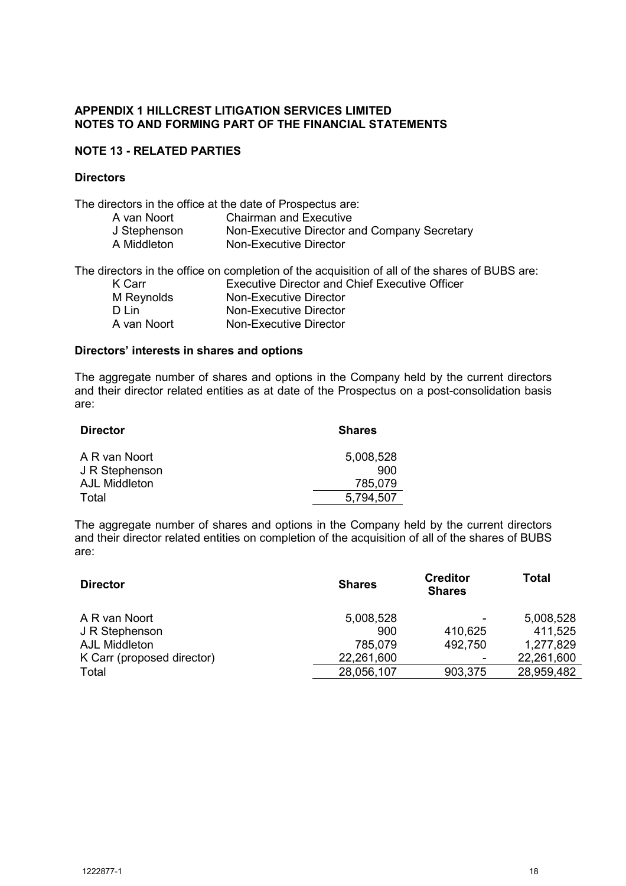**APPENDIX 1 HILLCREST LITIGATION SERVICES LIMITED**
**NOTES TO AND FORMING PART OF THE FINANCIAL STATEMENTS**

## NOTE 13 - RELATED PARTIES

### Directors

The directors in the office at the date of Prospectus are:

| | |
|---|---|
| A van Noort | Chairman and Executive |
| J Stephenson | Non-Executive Director and Company Secretary |
| A Middleton | Non-Executive Director |

The directors in the office on completion of the acquisition of all of the shares of BUBS are:

| | |
|---|---|
| K Carr | Executive Director and Chief Executive Officer |
| M Reynolds | Non-Executive Director |
| D Lin | Non-Executive Director |
| A van Noort | Non-Executive Director |

### Directors' interests in shares and options

The aggregate number of shares and options in the Company held by the current directors and their director related entities as at date of the Prospectus on a post-consolidation basis are:

| Director | Shares |
|---|---|
| A R van Noort | 5,008,528 |
| J R Stephenson | 900 |
| AJL Middleton | 785,079 |
| Total | 5,794,507 |

The aggregate number of shares and options in the Company held by the current directors and their director related entities on completion of the acquisition of all of the shares of BUBS are:

| Director | Shares | Creditor Shares | Total |
|---|---|---|---|
| A R van Noort | 5,008,528 | - | 5,008,528 |
| J R Stephenson | 900 | 410,625 | 411,525 |
| AJL Middleton | 785,079 | 492,750 | 1,277,829 |
| K Carr (proposed director) | 22,261,600 | - | 22,261,600 |
| Total | 28,056,107 | 903,375 | 28,959,482 |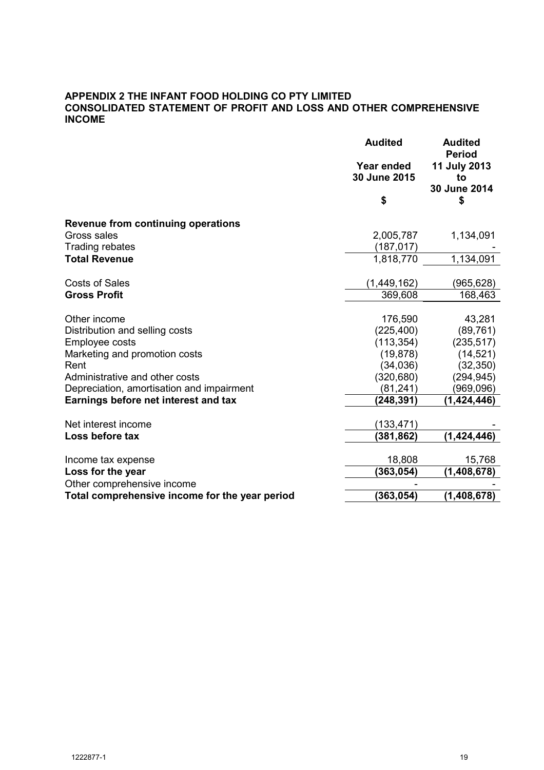**APPENDIX 2 THE INFANT FOOD HOLDING CO PTY LIMITED**
**CONSOLIDATED STATEMENT OF PROFIT AND LOSS AND OTHER COMPREHENSIVE INCOME**

| | Audited<br>Year ended<br>30 June 2015<br>$ | Audited<br>Period<br>11 July 2013<br>to<br>30 June 2014<br>$ |
|---|---|---|
| **Revenue from continuing operations** | | |
| Gross sales | 2,005,787 | 1,134,091 |
| Trading rebates | (187,017) | - |
| **Total Revenue** | 1,818,770 | 1,134,091 |
| | | |
| Costs of Sales | (1,449,162) | (965,628) |
| **Gross Profit** | 369,608 | 168,463 |
| | | |
| Other income | 176,590 | 43,281 |
| Distribution and selling costs | (225,400) | (89,761) |
| Employee costs | (113,354) | (235,517) |
| Marketing and promotion costs | (19,878) | (14,521) |
| Rent | (34,036) | (32,350) |
| Administrative and other costs | (320,680) | (294,945) |
| Depreciation, amortisation and impairment | (81,241) | (969,096) |
| **Earnings before net interest and tax** | **(248,391)** | **(1,424,446)** |
| | | |
| Net interest income | (133,471) | - |
| **Loss before tax** | **(381,862)** | **(1,424,446)** |
| | | |
| Income tax expense | 18,808 | 15,768 |
| **Loss for the year** | **(363,054)** | **(1,408,678)** |
| Other comprehensive income | - | - |
| **Total comprehensive income for the year period** | **(363,054)** | **(1,408,678)** |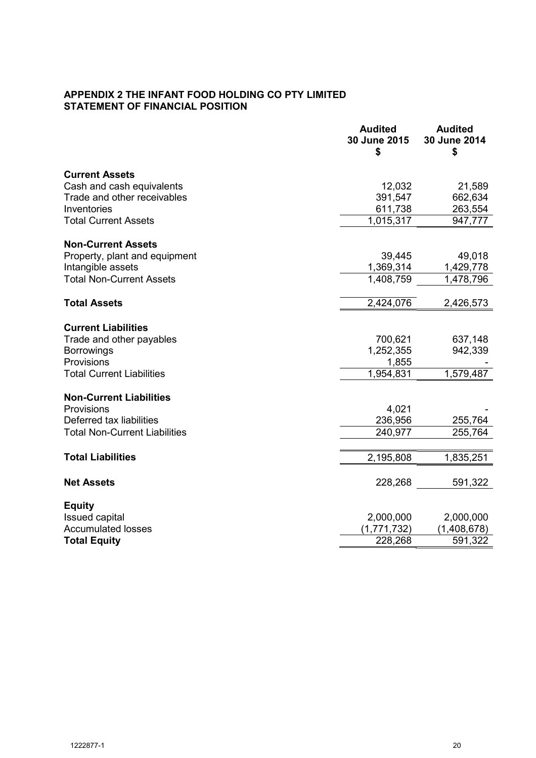**APPENDIX 2 THE INFANT FOOD HOLDING CO PTY LIMITED**
**STATEMENT OF FINANCIAL POSITION**

| | Audited 30 June 2015 $ | Audited 30 June 2014 $ |
|---|---|---|
| **Current Assets** | | |
| Cash and cash equivalents | 12,032 | 21,589 |
| Trade and other receivables | 391,547 | 662,634 |
| Inventories | 611,738 | 263,554 |
| Total Current Assets | 1,015,317 | 947,777 |
| **Non-Current Assets** | | |
| Property, plant and equipment | 39,445 | 49,018 |
| Intangible assets | 1,369,314 | 1,429,778 |
| Total Non-Current Assets | 1,408,759 | 1,478,796 |
| **Total Assets** | 2,424,076 | 2,426,573 |
| **Current Liabilities** | | |
| Trade and other payables | 700,621 | 637,148 |
| Borrowings | 1,252,355 | 942,339 |
| Provisions | 1,855 | - |
| Total Current Liabilities | 1,954,831 | 1,579,487 |
| **Non-Current Liabilities** | | |
| Provisions | 4,021 | - |
| Deferred tax liabilities | 236,956 | 255,764 |
| Total Non-Current Liabilities | 240,977 | 255,764 |
| **Total Liabilities** | 2,195,808 | 1,835,251 |
| **Net Assets** | 228,268 | 591,322 |
| **Equity** | | |
| Issued capital | 2,000,000 | 2,000,000 |
| Accumulated losses | (1,771,732) | (1,408,678) |
| **Total Equity** | 228,268 | 591,322 |

1222877-1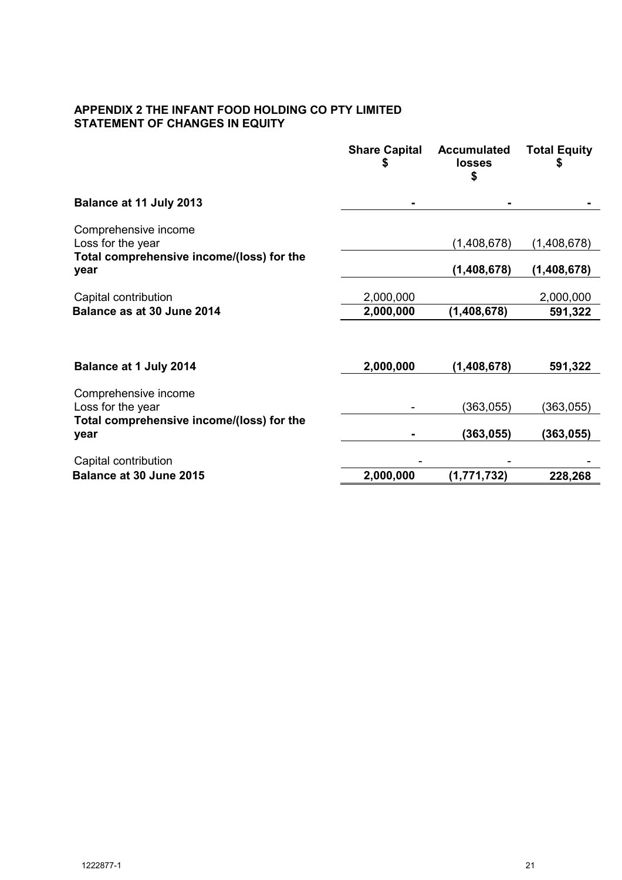**APPENDIX 2 THE INFANT FOOD HOLDING CO PTY LIMITED**
**STATEMENT OF CHANGES IN EQUITY**

| | Share Capital $ | Accumulated losses $ | Total Equity $ |
|---|---|---|---|
| **Balance at 11 July 2013** | **-** | **-** | **-** |
| Comprehensive income | | | |
| Loss for the year | | (1,408,678) | (1,408,678) |
| **Total comprehensive income/(loss) for the year** | | **(1,408,678)** | **(1,408,678)** |
| Capital contribution | 2,000,000 | | 2,000,000 |
| **Balance as at 30 June 2014** | **2,000,000** | **(1,408,678)** | **591,322** |
| | | | |
| **Balance at 1 July 2014** | **2,000,000** | **(1,408,678)** | **591,322** |
| Comprehensive income | | | |
| Loss for the year | - | (363,055) | (363,055) |
| **Total comprehensive income/(loss) for the year** | **-** | **(363,055)** | **(363,055)** |
| Capital contribution | - | - | - |
| **Balance at 30 June 2015** | **2,000,000** | **(1,771,732)** | **228,268** |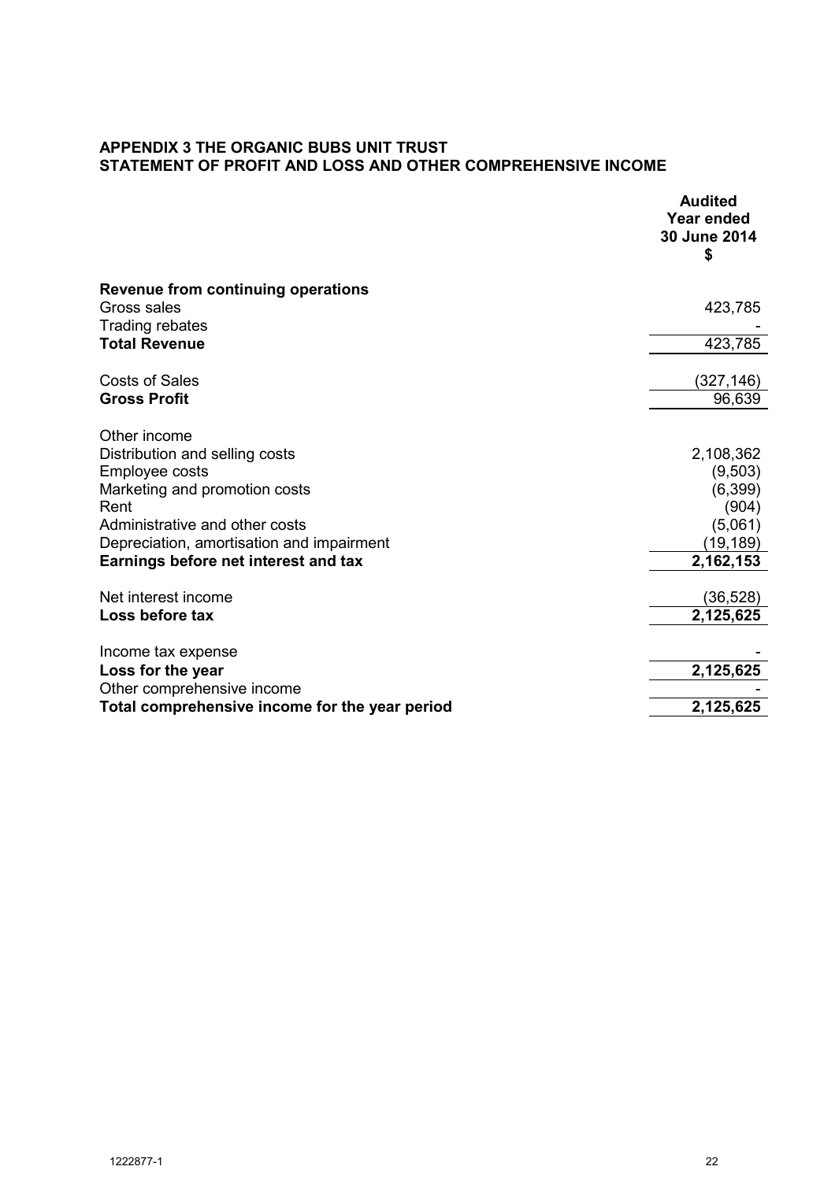**APPENDIX 3 THE ORGANIC BUBS UNIT TRUST**
**STATEMENT OF PROFIT AND LOSS AND OTHER COMPREHENSIVE INCOME**

| | **Audited Year ended 30 June 2014 $** |
|---|---|
| **Revenue from continuing operations** | |
| Gross sales | 423,785 |
| Trading rebates | - |
| **Total Revenue** | 423,785 |
| | |
| Costs of Sales | (327,146) |
| **Gross Profit** | 96,639 |
| | |
| Other income | |
| Distribution and selling costs | 2,108,362 |
| Employee costs | (9,503) |
| Marketing and promotion costs | (6,399) |
| Rent | (904) |
| Administrative and other costs | (5,061) |
| Depreciation, amortisation and impairment | (19,189) |
| **Earnings before net interest and tax** | **2,162,153** |
| | |
| Net interest income | (36,528) |
| **Loss before tax** | **2,125,625** |
| | |
| Income tax expense | - |
| **Loss for the year** | **2,125,625** |
| Other comprehensive income | - |
| **Total comprehensive income for the year period** | **2,125,625** |

1222877-1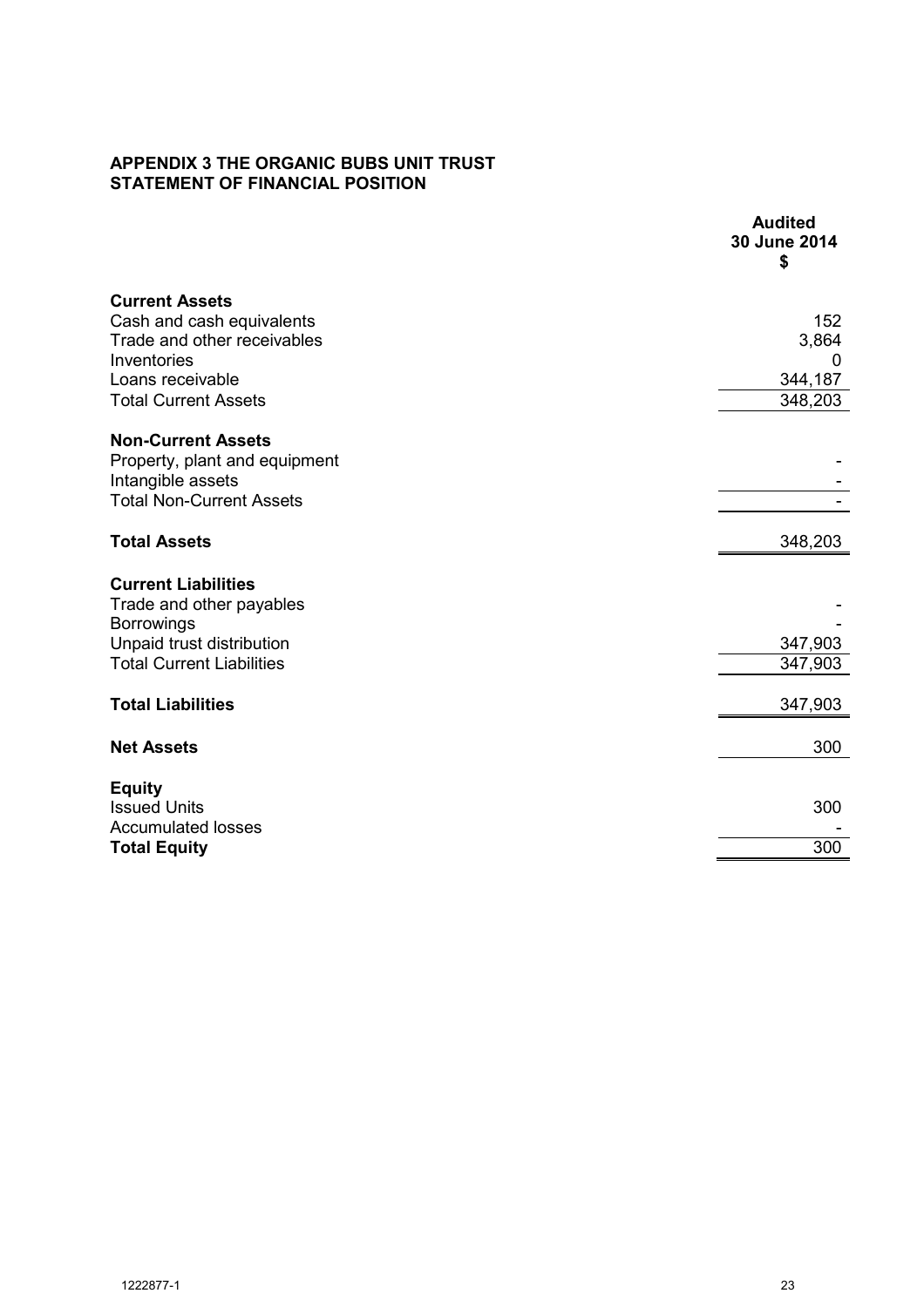**APPENDIX 3 THE ORGANIC BUBS UNIT TRUST**
**STATEMENT OF FINANCIAL POSITION**

| | **Audited 30 June 2014 $** |
|---|---|
| **Current Assets** | |
| Cash and cash equivalents | 152 |
| Trade and other receivables | 3,864 |
| Inventories | 0 |
| Loans receivable | 344,187 |
| Total Current Assets | 348,203 |
| **Non-Current Assets** | |
| Property, plant and equipment | - |
| Intangible assets | - |
| Total Non-Current Assets | - |
| **Total Assets** | 348,203 |
| **Current Liabilities** | |
| Trade and other payables | - |
| Borrowings | - |
| Unpaid trust distribution | 347,903 |
| Total Current Liabilities | 347,903 |
| **Total Liabilities** | 347,903 |
| **Net Assets** | 300 |
| **Equity** | |
| Issued Units | 300 |
| Accumulated losses | - |
| **Total Equity** | 300 |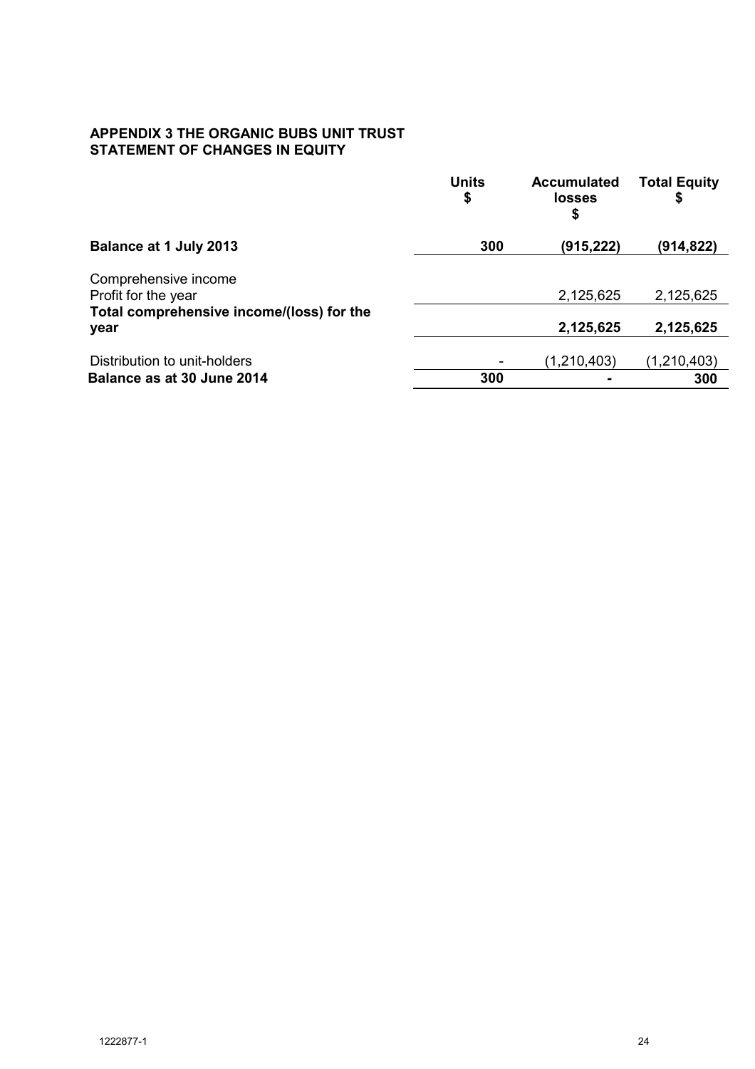**APPENDIX 3 THE ORGANIC BUBS UNIT TRUST**
**STATEMENT OF CHANGES IN EQUITY**

| | Units $ | Accumulated losses $ | Total Equity $ |
|---|---|---|---|
| **Balance at 1 July 2013** | **300** | **(915,222)** | **(914,822)** |
| Comprehensive income | | | |
| Profit for the year | | 2,125,625 | 2,125,625 |
| **Total comprehensive income/(loss) for the year** | | **2,125,625** | **2,125,625** |
| Distribution to unit-holders | - | (1,210,403) | (1,210,403) |
| **Balance as at 30 June 2014** | **300** | **-** | **300** |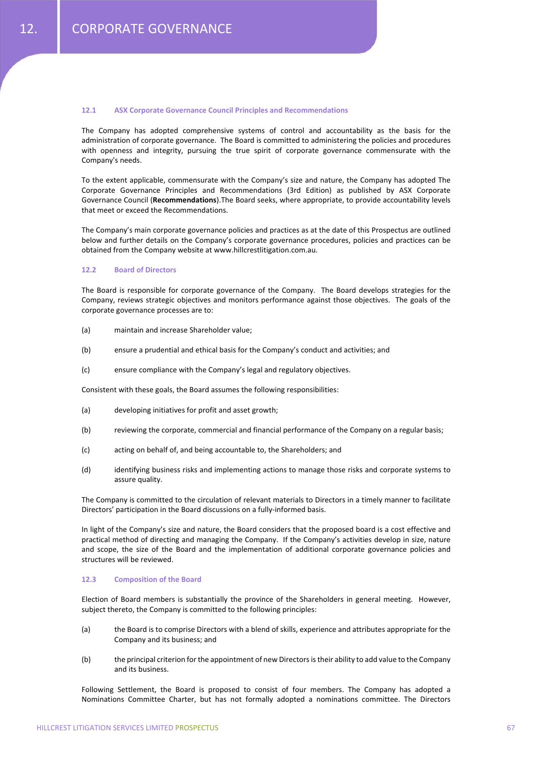# 12. CORPORATE GOVERNANCE

## 12.1 ASX Corporate Governance Council Principles and Recommendations

The Company has adopted comprehensive systems of control and accountability as the basis for the administration of corporate governance. The Board is committed to administering the policies and procedures with openness and integrity, pursuing the true spirit of corporate governance commensurate with the Company's needs.

To the extent applicable, commensurate with the Company's size and nature, the Company has adopted The Corporate Governance Principles and Recommendations (3rd Edition) as published by ASX Corporate Governance Council (**Recommendations**).The Board seeks, where appropriate, to provide accountability levels that meet or exceed the Recommendations.

The Company's main corporate governance policies and practices as at the date of this Prospectus are outlined below and further details on the Company's corporate governance procedures, policies and practices can be obtained from the Company website at www.hillcrestlitigation.com.au.

## 12.2 Board of Directors

The Board is responsible for corporate governance of the Company. The Board develops strategies for the Company, reviews strategic objectives and monitors performance against those objectives. The goals of the corporate governance processes are to:

(a) maintain and increase Shareholder value;

(b) ensure a prudential and ethical basis for the Company's conduct and activities; and

(c) ensure compliance with the Company's legal and regulatory objectives.

Consistent with these goals, the Board assumes the following responsibilities:

(a) developing initiatives for profit and asset growth;

(b) reviewing the corporate, commercial and financial performance of the Company on a regular basis;

(c) acting on behalf of, and being accountable to, the Shareholders; and

(d) identifying business risks and implementing actions to manage those risks and corporate systems to assure quality.

The Company is committed to the circulation of relevant materials to Directors in a timely manner to facilitate Directors' participation in the Board discussions on a fully-informed basis.

In light of the Company's size and nature, the Board considers that the proposed board is a cost effective and practical method of directing and managing the Company. If the Company's activities develop in size, nature and scope, the size of the Board and the implementation of additional corporate governance policies and structures will be reviewed.

## 12.3 Composition of the Board

Election of Board members is substantially the province of the Shareholders in general meeting. However, subject thereto, the Company is committed to the following principles:

(a) the Board is to comprise Directors with a blend of skills, experience and attributes appropriate for the Company and its business; and

(b) the principal criterion for the appointment of new Directors is their ability to add value to the Company and its business.

Following Settlement, the Board is proposed to consist of four members. The Company has adopted a Nominations Committee Charter, but has not formally adopted a nominations committee. The Directors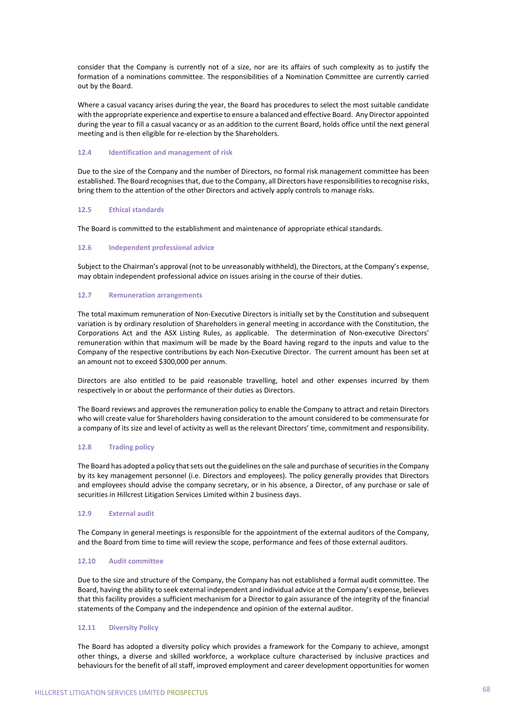consider that the Company is currently not of a size, nor are its affairs of such complexity as to justify the formation of a nominations committee. The responsibilities of a Nomination Committee are currently carried out by the Board.

Where a casual vacancy arises during the year, the Board has procedures to select the most suitable candidate with the appropriate experience and expertise to ensure a balanced and effective Board. Any Director appointed during the year to fill a casual vacancy or as an addition to the current Board, holds office until the next general meeting and is then eligible for re-election by the Shareholders.

### 12.4 Identification and management of risk

Due to the size of the Company and the number of Directors, no formal risk management committee has been established. The Board recognises that, due to the Company, all Directors have responsibilities to recognise risks, bring them to the attention of the other Directors and actively apply controls to manage risks.

### 12.5 Ethical standards

The Board is committed to the establishment and maintenance of appropriate ethical standards.

### 12.6 Independent professional advice

Subject to the Chairman's approval (not to be unreasonably withheld), the Directors, at the Company's expense, may obtain independent professional advice on issues arising in the course of their duties.

### 12.7 Remuneration arrangements

The total maximum remuneration of Non-Executive Directors is initially set by the Constitution and subsequent variation is by ordinary resolution of Shareholders in general meeting in accordance with the Constitution, the Corporations Act and the ASX Listing Rules, as applicable. The determination of Non-executive Directors' remuneration within that maximum will be made by the Board having regard to the inputs and value to the Company of the respective contributions by each Non-Executive Director. The current amount has been set at an amount not to exceed $300,000 per annum.

Directors are also entitled to be paid reasonable travelling, hotel and other expenses incurred by them respectively in or about the performance of their duties as Directors.

The Board reviews and approves the remuneration policy to enable the Company to attract and retain Directors who will create value for Shareholders having consideration to the amount considered to be commensurate for a company of its size and level of activity as well as the relevant Directors' time, commitment and responsibility.

### 12.8 Trading policy

The Board has adopted a policy that sets out the guidelines on the sale and purchase of securities in the Company by its key management personnel (i.e. Directors and employees). The policy generally provides that Directors and employees should advise the company secretary, or in his absence, a Director, of any purchase or sale of securities in Hillcrest Litigation Services Limited within 2 business days.

### 12.9 External audit

The Company in general meetings is responsible for the appointment of the external auditors of the Company, and the Board from time to time will review the scope, performance and fees of those external auditors.

### 12.10 Audit committee

Due to the size and structure of the Company, the Company has not established a formal audit committee. The Board, having the ability to seek external independent and individual advice at the Company's expense, believes that this facility provides a sufficient mechanism for a Director to gain assurance of the integrity of the financial statements of the Company and the independence and opinion of the external auditor.

### 12.11 Diversity Policy

The Board has adopted a diversity policy which provides a framework for the Company to achieve, amongst other things, a diverse and skilled workforce, a workplace culture characterised by inclusive practices and behaviours for the benefit of all staff, improved employment and career development opportunities for women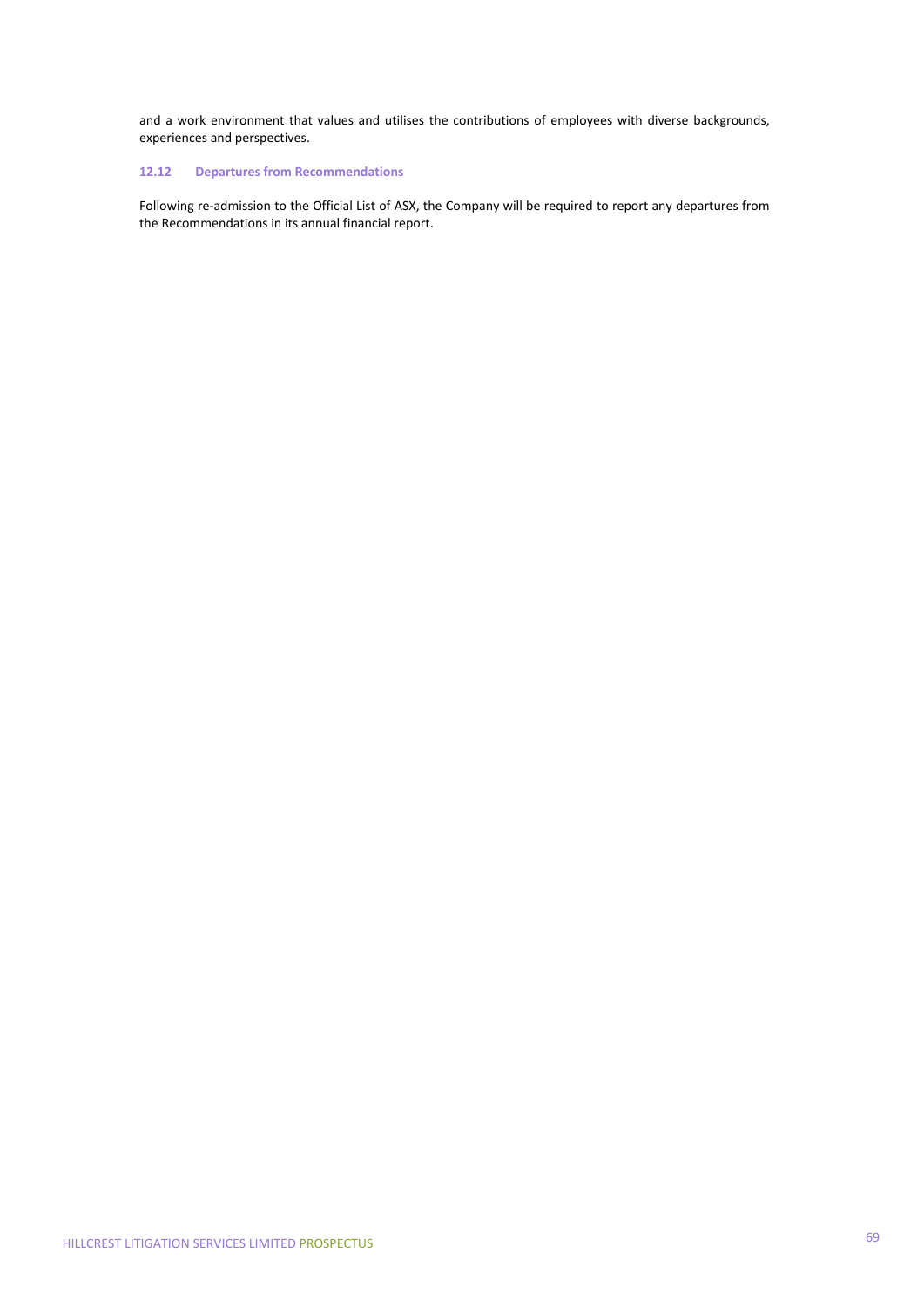and a work environment that values and utilises the contributions of employees with diverse backgrounds, experiences and perspectives.

### 12.12 Departures from Recommendations

Following re-admission to the Official List of ASX, the Company will be required to report any departures from the Recommendations in its annual financial report.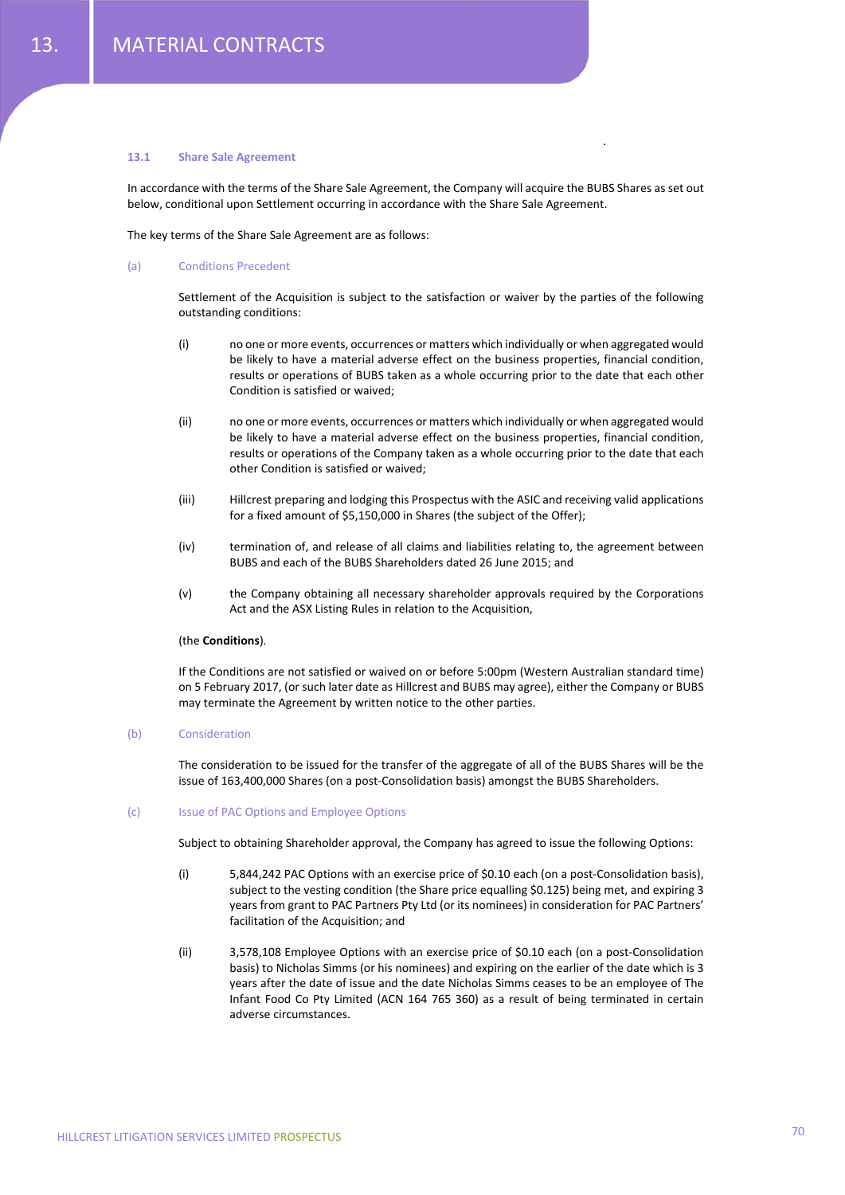# 13. MATERIAL CONTRACTS

### 13.1 Share Sale Agreement

In accordance with the terms of the Share Sale Agreement, the Company will acquire the BUBS Shares as set out below, conditional upon Settlement occurring in accordance with the Share Sale Agreement.

The key terms of the Share Sale Agreement are as follows:

(a) Conditions Precedent

Settlement of the Acquisition is subject to the satisfaction or waiver by the parties of the following outstanding conditions:

(i) no one or more events, occurrences or matters which individually or when aggregated would be likely to have a material adverse effect on the business properties, financial condition, results or operations of BUBS taken as a whole occurring prior to the date that each other Condition is satisfied or waived;

(ii) no one or more events, occurrences or matters which individually or when aggregated would be likely to have a material adverse effect on the business properties, financial condition, results or operations of the Company taken as a whole occurring prior to the date that each other Condition is satisfied or waived;

(iii) Hillcrest preparing and lodging this Prospectus with the ASIC and receiving valid applications for a fixed amount of $5,150,000 in Shares (the subject of the Offer);

(iv) termination of, and release of all claims and liabilities relating to, the agreement between BUBS and each of the BUBS Shareholders dated 26 June 2015; and

(v) the Company obtaining all necessary shareholder approvals required by the Corporations Act and the ASX Listing Rules in relation to the Acquisition,

(the **Conditions**).

If the Conditions are not satisfied or waived on or before 5:00pm (Western Australian standard time) on 5 February 2017, (or such later date as Hillcrest and BUBS may agree), either the Company or BUBS may terminate the Agreement by written notice to the other parties.

(b) Consideration

The consideration to be issued for the transfer of the aggregate of all of the BUBS Shares will be the issue of 163,400,000 Shares (on a post-Consolidation basis) amongst the BUBS Shareholders.

(c) Issue of PAC Options and Employee Options

Subject to obtaining Shareholder approval, the Company has agreed to issue the following Options:

(i) 5,844,242 PAC Options with an exercise price of $0.10 each (on a post-Consolidation basis), subject to the vesting condition (the Share price equalling $0.125) being met, and expiring 3 years from grant to PAC Partners Pty Ltd (or its nominees) in consideration for PAC Partners' facilitation of the Acquisition; and

(ii) 3,578,108 Employee Options with an exercise price of $0.10 each (on a post-Consolidation basis) to Nicholas Simms (or his nominees) and expiring on the earlier of the date which is 3 years after the date of issue and the date Nicholas Simms ceases to be an employee of The Infant Food Co Pty Limited (ACN 164 765 360) as a result of being terminated in certain adverse circumstances.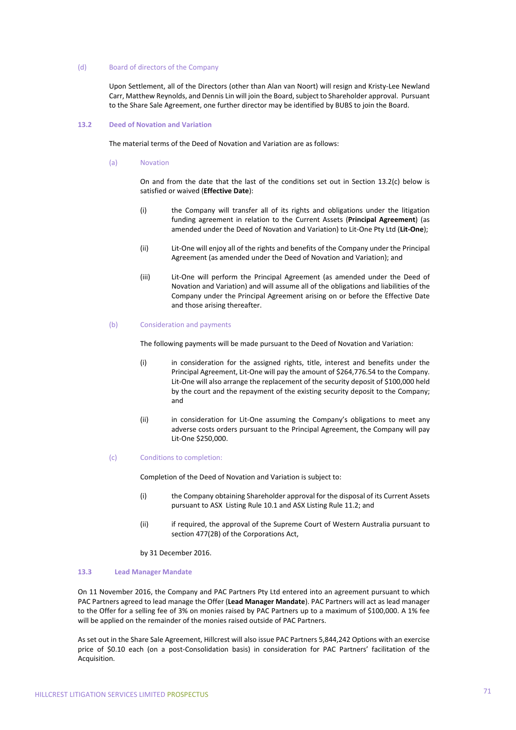(d) Board of directors of the Company

Upon Settlement, all of the Directors (other than Alan van Noort) will resign and Kristy-Lee Newland Carr, Matthew Reynolds, and Dennis Lin will join the Board, subject to Shareholder approval. Pursuant to the Share Sale Agreement, one further director may be identified by BUBS to join the Board.

### 13.2 Deed of Novation and Variation

The material terms of the Deed of Novation and Variation are as follows:

(a) Novation

On and from the date that the last of the conditions set out in Section 13.2(c) below is satisfied or waived (**Effective Date**):

(i) the Company will transfer all of its rights and obligations under the litigation funding agreement in relation to the Current Assets (**Principal Agreement**) (as amended under the Deed of Novation and Variation) to Lit-One Pty Ltd (**Lit-One**);

(ii) Lit-One will enjoy all of the rights and benefits of the Company under the Principal Agreement (as amended under the Deed of Novation and Variation); and

(iii) Lit-One will perform the Principal Agreement (as amended under the Deed of Novation and Variation) and will assume all of the obligations and liabilities of the Company under the Principal Agreement arising on or before the Effective Date and those arising thereafter.

(b) Consideration and payments

The following payments will be made pursuant to the Deed of Novation and Variation:

(i) in consideration for the assigned rights, title, interest and benefits under the Principal Agreement, Lit-One will pay the amount of $264,776.54 to the Company. Lit-One will also arrange the replacement of the security deposit of $100,000 held by the court and the repayment of the existing security deposit to the Company; and

(ii) in consideration for Lit-One assuming the Company's obligations to meet any adverse costs orders pursuant to the Principal Agreement, the Company will pay Lit-One $250,000.

(c) Conditions to completion:

Completion of the Deed of Novation and Variation is subject to:

(i) the Company obtaining Shareholder approval for the disposal of its Current Assets pursuant to ASX Listing Rule 10.1 and ASX Listing Rule 11.2; and

(ii) if required, the approval of the Supreme Court of Western Australia pursuant to section 477(2B) of the Corporations Act,

by 31 December 2016.

### 13.3 Lead Manager Mandate

On 11 November 2016, the Company and PAC Partners Pty Ltd entered into an agreement pursuant to which PAC Partners agreed to lead manage the Offer (**Lead Manager Mandate**). PAC Partners will act as lead manager to the Offer for a selling fee of 3% on monies raised by PAC Partners up to a maximum of $100,000. A 1% fee will be applied on the remainder of the monies raised outside of PAC Partners.

As set out in the Share Sale Agreement, Hillcrest will also issue PAC Partners 5,844,242 Options with an exercise price of $0.10 each (on a post-Consolidation basis) in consideration for PAC Partners' facilitation of the Acquisition.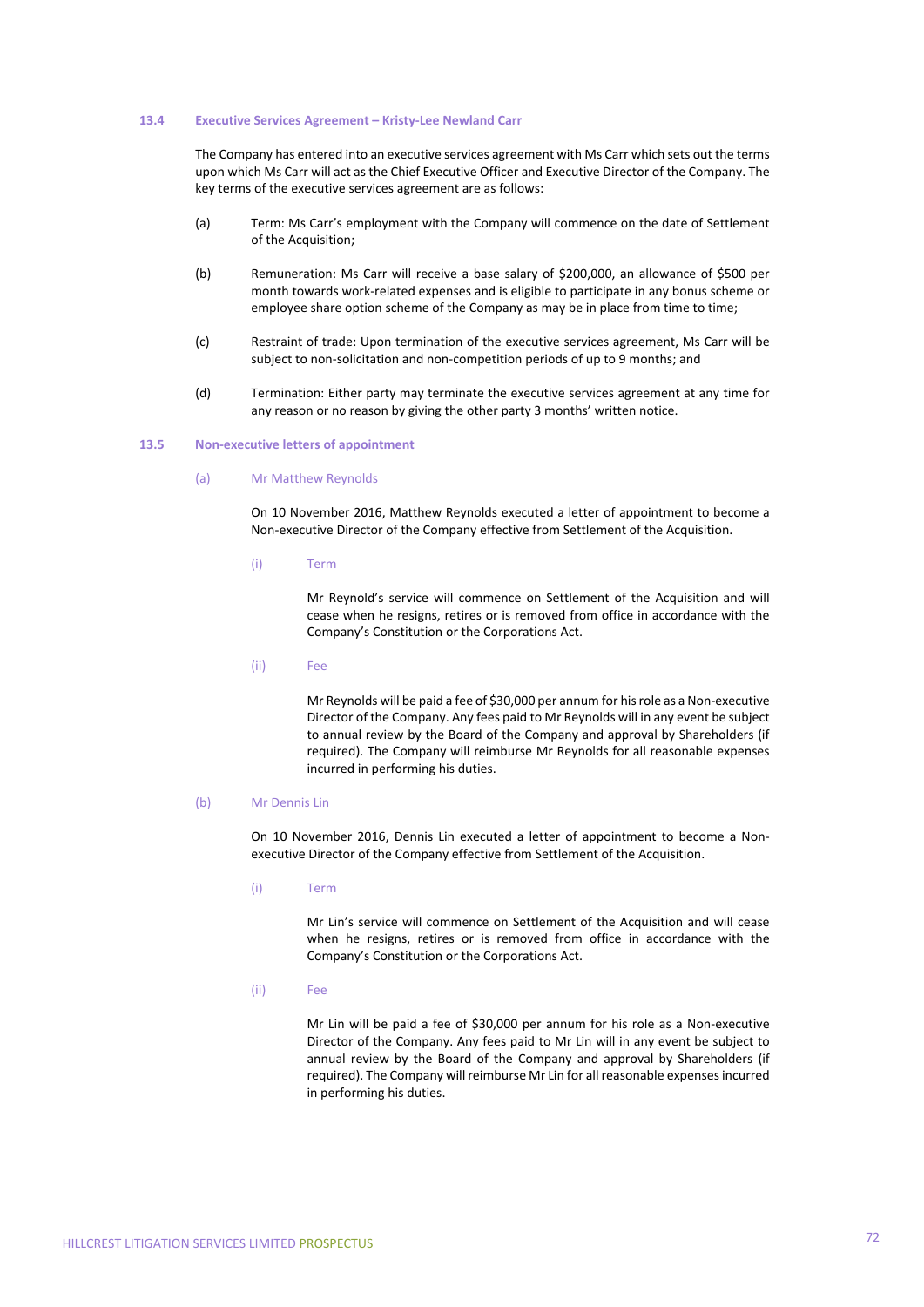### 13.4 Executive Services Agreement – Kristy-Lee Newland Carr

The Company has entered into an executive services agreement with Ms Carr which sets out the terms upon which Ms Carr will act as the Chief Executive Officer and Executive Director of the Company. The key terms of the executive services agreement are as follows:

(a) Term: Ms Carr's employment with the Company will commence on the date of Settlement of the Acquisition;

(b) Remuneration: Ms Carr will receive a base salary of $200,000, an allowance of $500 per month towards work-related expenses and is eligible to participate in any bonus scheme or employee share option scheme of the Company as may be in place from time to time;

(c) Restraint of trade: Upon termination of the executive services agreement, Ms Carr will be subject to non-solicitation and non-competition periods of up to 9 months; and

(d) Termination: Either party may terminate the executive services agreement at any time for any reason or no reason by giving the other party 3 months' written notice.

### 13.5 Non-executive letters of appointment

#### (a) Mr Matthew Reynolds

On 10 November 2016, Matthew Reynolds executed a letter of appointment to become a Non-executive Director of the Company effective from Settlement of the Acquisition.

##### (i) Term

Mr Reynold's service will commence on Settlement of the Acquisition and will cease when he resigns, retires or is removed from office in accordance with the Company's Constitution or the Corporations Act.

##### (ii) Fee

Mr Reynolds will be paid a fee of $30,000 per annum for his role as a Non-executive Director of the Company. Any fees paid to Mr Reynolds will in any event be subject to annual review by the Board of the Company and approval by Shareholders (if required). The Company will reimburse Mr Reynolds for all reasonable expenses incurred in performing his duties.

#### (b) Mr Dennis Lin

On 10 November 2016, Dennis Lin executed a letter of appointment to become a Non-executive Director of the Company effective from Settlement of the Acquisition.

##### (i) Term

Mr Lin's service will commence on Settlement of the Acquisition and will cease when he resigns, retires or is removed from office in accordance with the Company's Constitution or the Corporations Act.

##### (ii) Fee

Mr Lin will be paid a fee of $30,000 per annum for his role as a Non-executive Director of the Company. Any fees paid to Mr Lin will in any event be subject to annual review by the Board of the Company and approval by Shareholders (if required). The Company will reimburse Mr Lin for all reasonable expenses incurred in performing his duties.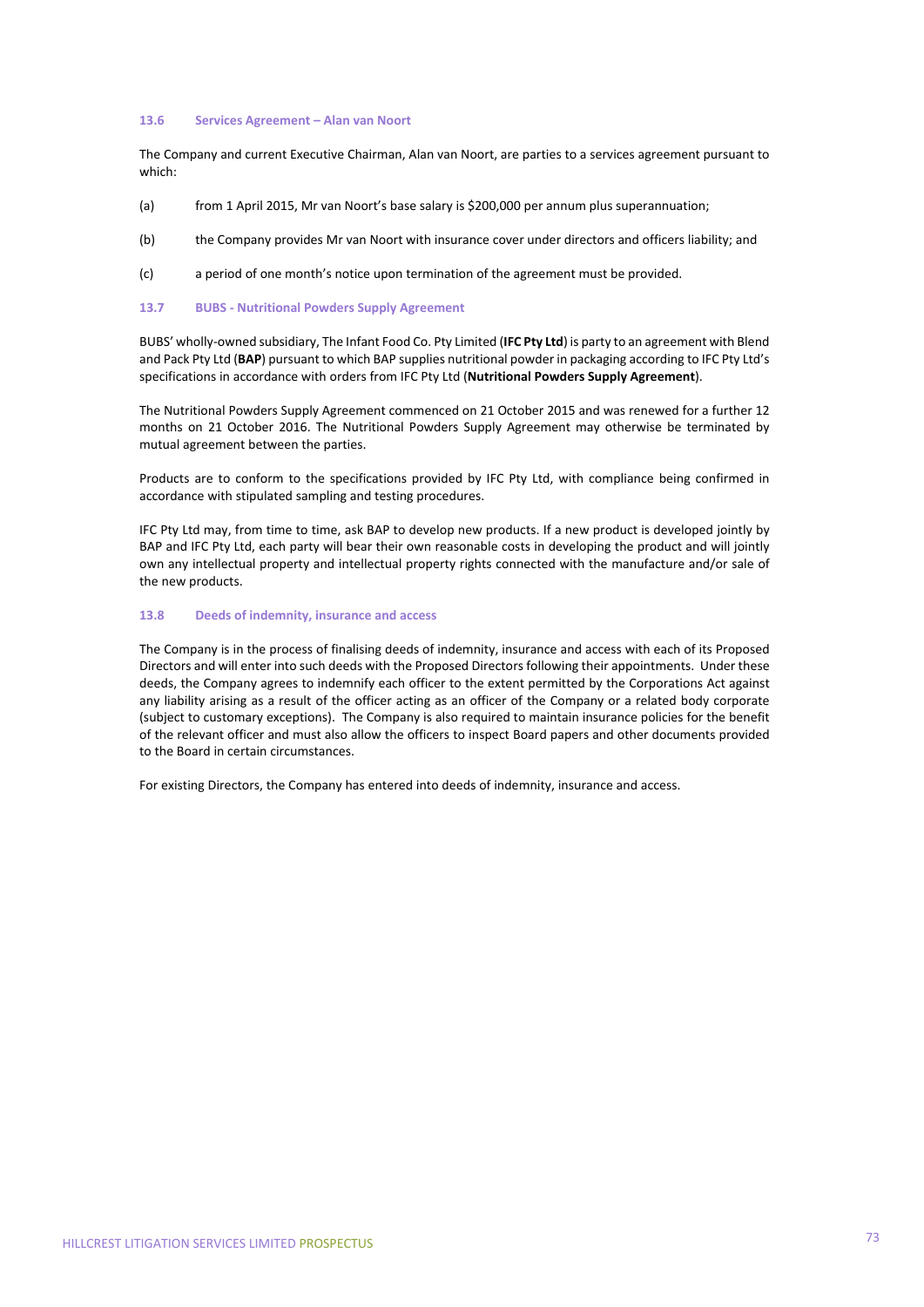### 13.6 Services Agreement – Alan van Noort

The Company and current Executive Chairman, Alan van Noort, are parties to a services agreement pursuant to which:

(a) from 1 April 2015, Mr van Noort's base salary is $200,000 per annum plus superannuation;

(b) the Company provides Mr van Noort with insurance cover under directors and officers liability; and

(c) a period of one month's notice upon termination of the agreement must be provided.

### 13.7 BUBS - Nutritional Powders Supply Agreement

BUBS' wholly-owned subsidiary, The Infant Food Co. Pty Limited (**IFC Pty Ltd**) is party to an agreement with Blend and Pack Pty Ltd (**BAP**) pursuant to which BAP supplies nutritional powder in packaging according to IFC Pty Ltd's specifications in accordance with orders from IFC Pty Ltd (**Nutritional Powders Supply Agreement**).

The Nutritional Powders Supply Agreement commenced on 21 October 2015 and was renewed for a further 12 months on 21 October 2016. The Nutritional Powders Supply Agreement may otherwise be terminated by mutual agreement between the parties.

Products are to conform to the specifications provided by IFC Pty Ltd, with compliance being confirmed in accordance with stipulated sampling and testing procedures.

IFC Pty Ltd may, from time to time, ask BAP to develop new products. If a new product is developed jointly by BAP and IFC Pty Ltd, each party will bear their own reasonable costs in developing the product and will jointly own any intellectual property and intellectual property rights connected with the manufacture and/or sale of the new products.

### 13.8 Deeds of indemnity, insurance and access

The Company is in the process of finalising deeds of indemnity, insurance and access with each of its Proposed Directors and will enter into such deeds with the Proposed Directors following their appointments. Under these deeds, the Company agrees to indemnify each officer to the extent permitted by the Corporations Act against any liability arising as a result of the officer acting as an officer of the Company or a related body corporate (subject to customary exceptions). The Company is also required to maintain insurance policies for the benefit of the relevant officer and must also allow the officers to inspect Board papers and other documents provided to the Board in certain circumstances.

For existing Directors, the Company has entered into deeds of indemnity, insurance and access.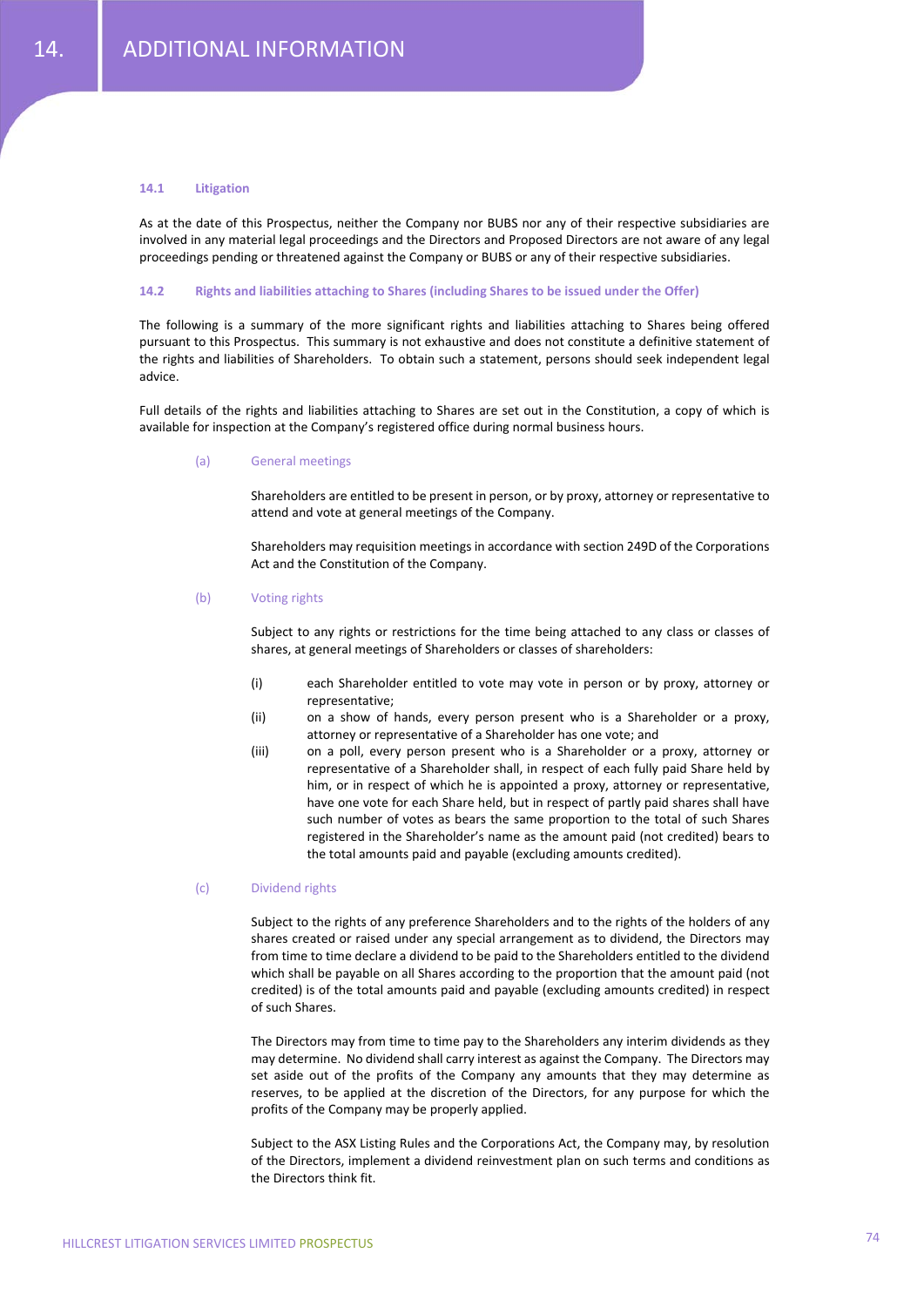# 14. ADDITIONAL INFORMATION

### 14.1 Litigation

As at the date of this Prospectus, neither the Company nor BUBS nor any of their respective subsidiaries are involved in any material legal proceedings and the Directors and Proposed Directors are not aware of any legal proceedings pending or threatened against the Company or BUBS or any of their respective subsidiaries.

### 14.2 Rights and liabilities attaching to Shares (including Shares to be issued under the Offer)

The following is a summary of the more significant rights and liabilities attaching to Shares being offered pursuant to this Prospectus. This summary is not exhaustive and does not constitute a definitive statement of the rights and liabilities of Shareholders. To obtain such a statement, persons should seek independent legal advice.

Full details of the rights and liabilities attaching to Shares are set out in the Constitution, a copy of which is available for inspection at the Company's registered office during normal business hours.

(a) General meetings

Shareholders are entitled to be present in person, or by proxy, attorney or representative to attend and vote at general meetings of the Company.

Shareholders may requisition meetings in accordance with section 249D of the Corporations Act and the Constitution of the Company.

(b) Voting rights

Subject to any rights or restrictions for the time being attached to any class or classes of shares, at general meetings of Shareholders or classes of shareholders:

(i) each Shareholder entitled to vote may vote in person or by proxy, attorney or representative;

(ii) on a show of hands, every person present who is a Shareholder or a proxy, attorney or representative of a Shareholder has one vote; and

(iii) on a poll, every person present who is a Shareholder or a proxy, attorney or representative of a Shareholder shall, in respect of each fully paid Share held by him, or in respect of which he is appointed a proxy, attorney or representative, have one vote for each Share held, but in respect of partly paid shares shall have such number of votes as bears the same proportion to the total of such Shares registered in the Shareholder's name as the amount paid (not credited) bears to the total amounts paid and payable (excluding amounts credited).

(c) Dividend rights

Subject to the rights of any preference Shareholders and to the rights of the holders of any shares created or raised under any special arrangement as to dividend, the Directors may from time to time declare a dividend to be paid to the Shareholders entitled to the dividend which shall be payable on all Shares according to the proportion that the amount paid (not credited) is of the total amounts paid and payable (excluding amounts credited) in respect of such Shares.

The Directors may from time to time pay to the Shareholders any interim dividends as they may determine. No dividend shall carry interest as against the Company. The Directors may set aside out of the profits of the Company any amounts that they may determine as reserves, to be applied at the discretion of the Directors, for any purpose for which the profits of the Company may be properly applied.

Subject to the ASX Listing Rules and the Corporations Act, the Company may, by resolution of the Directors, implement a dividend reinvestment plan on such terms and conditions as the Directors think fit.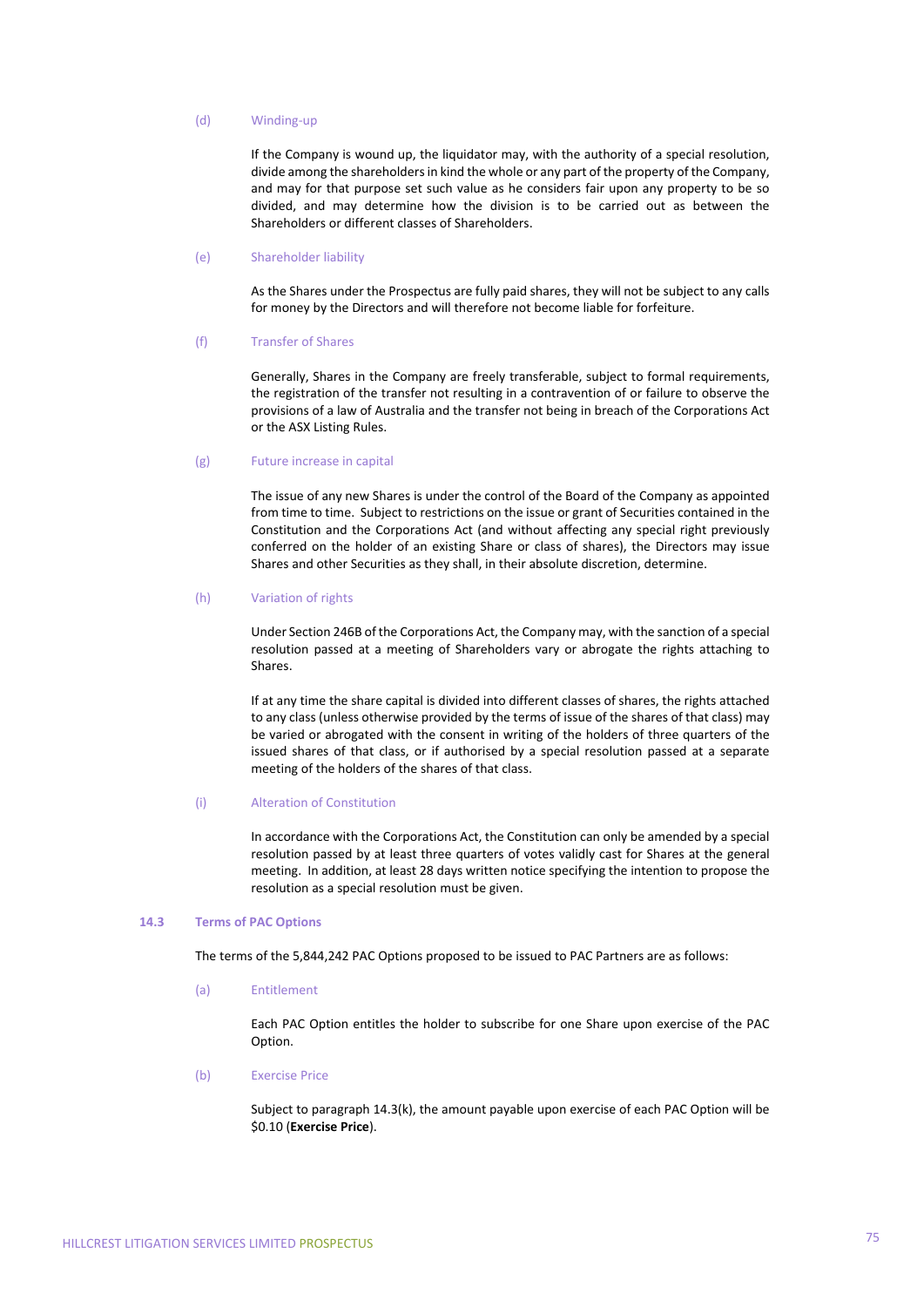(d) Winding-up

If the Company is wound up, the liquidator may, with the authority of a special resolution, divide among the shareholders in kind the whole or any part of the property of the Company, and may for that purpose set such value as he considers fair upon any property to be so divided, and may determine how the division is to be carried out as between the Shareholders or different classes of Shareholders.

(e) Shareholder liability

As the Shares under the Prospectus are fully paid shares, they will not be subject to any calls for money by the Directors and will therefore not become liable for forfeiture.

(f) Transfer of Shares

Generally, Shares in the Company are freely transferable, subject to formal requirements, the registration of the transfer not resulting in a contravention of or failure to observe the provisions of a law of Australia and the transfer not being in breach of the Corporations Act or the ASX Listing Rules.

(g) Future increase in capital

The issue of any new Shares is under the control of the Board of the Company as appointed from time to time. Subject to restrictions on the issue or grant of Securities contained in the Constitution and the Corporations Act (and without affecting any special right previously conferred on the holder of an existing Share or class of shares), the Directors may issue Shares and other Securities as they shall, in their absolute discretion, determine.

(h) Variation of rights

Under Section 246B of the Corporations Act, the Company may, with the sanction of a special resolution passed at a meeting of Shareholders vary or abrogate the rights attaching to Shares.

If at any time the share capital is divided into different classes of shares, the rights attached to any class (unless otherwise provided by the terms of issue of the shares of that class) may be varied or abrogated with the consent in writing of the holders of three quarters of the issued shares of that class, or if authorised by a special resolution passed at a separate meeting of the holders of the shares of that class.

(i) Alteration of Constitution

In accordance with the Corporations Act, the Constitution can only be amended by a special resolution passed by at least three quarters of votes validly cast for Shares at the general meeting. In addition, at least 28 days written notice specifying the intention to propose the resolution as a special resolution must be given.

## 14.3 Terms of PAC Options

The terms of the 5,844,242 PAC Options proposed to be issued to PAC Partners are as follows:

(a) Entitlement

Each PAC Option entitles the holder to subscribe for one Share upon exercise of the PAC Option.

(b) Exercise Price

Subject to paragraph 14.3(k), the amount payable upon exercise of each PAC Option will be $0.10 (**Exercise Price**).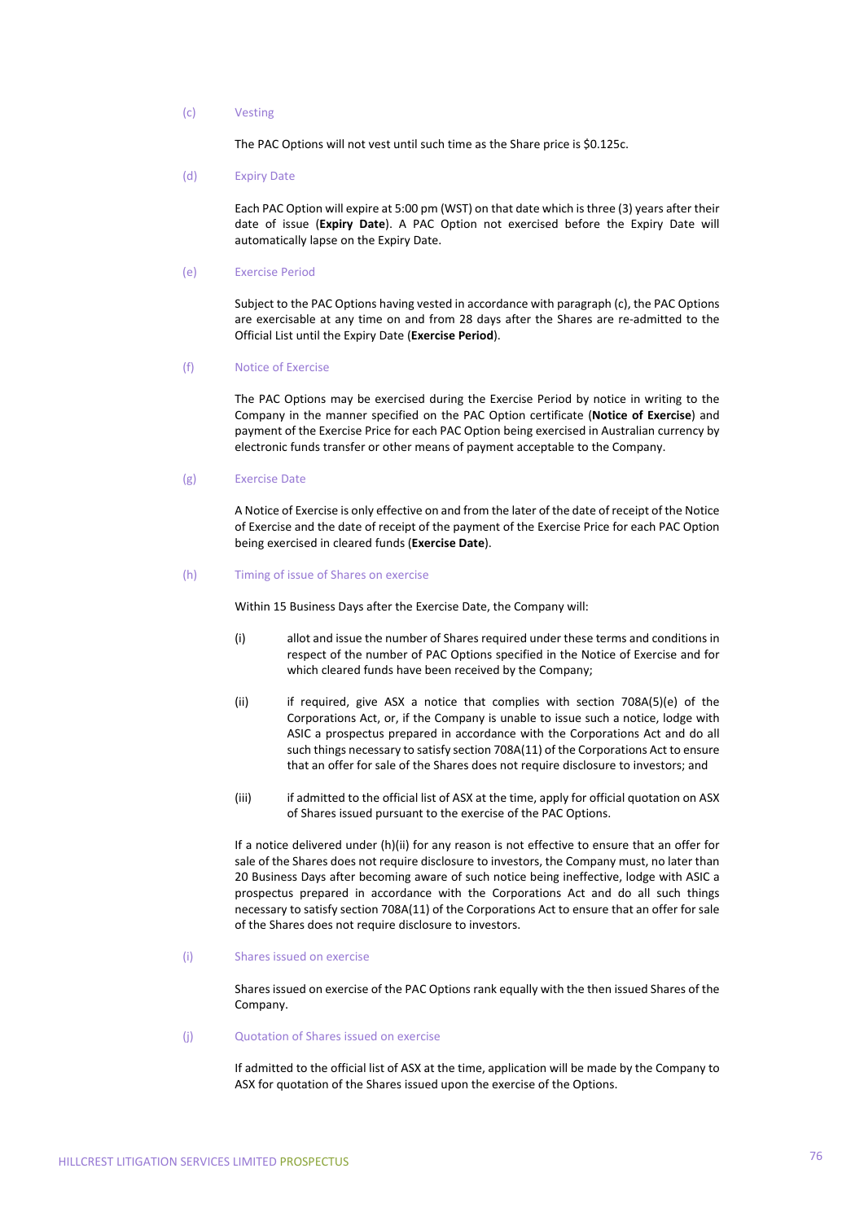(c) Vesting

The PAC Options will not vest until such time as the Share price is $0.125c.

(d) Expiry Date

Each PAC Option will expire at 5:00 pm (WST) on that date which is three (3) years after their date of issue (**Expiry Date**). A PAC Option not exercised before the Expiry Date will automatically lapse on the Expiry Date.

(e) Exercise Period

Subject to the PAC Options having vested in accordance with paragraph (c), the PAC Options are exercisable at any time on and from 28 days after the Shares are re-admitted to the Official List until the Expiry Date (**Exercise Period**).

(f) Notice of Exercise

The PAC Options may be exercised during the Exercise Period by notice in writing to the Company in the manner specified on the PAC Option certificate (**Notice of Exercise**) and payment of the Exercise Price for each PAC Option being exercised in Australian currency by electronic funds transfer or other means of payment acceptable to the Company.

(g) Exercise Date

A Notice of Exercise is only effective on and from the later of the date of receipt of the Notice of Exercise and the date of receipt of the payment of the Exercise Price for each PAC Option being exercised in cleared funds (**Exercise Date**).

(h) Timing of issue of Shares on exercise

Within 15 Business Days after the Exercise Date, the Company will:

(i) allot and issue the number of Shares required under these terms and conditions in respect of the number of PAC Options specified in the Notice of Exercise and for which cleared funds have been received by the Company;

(ii) if required, give ASX a notice that complies with section 708A(5)(e) of the Corporations Act, or, if the Company is unable to issue such a notice, lodge with ASIC a prospectus prepared in accordance with the Corporations Act and do all such things necessary to satisfy section 708A(11) of the Corporations Act to ensure that an offer for sale of the Shares does not require disclosure to investors; and

(iii) if admitted to the official list of ASX at the time, apply for official quotation on ASX of Shares issued pursuant to the exercise of the PAC Options.

If a notice delivered under (h)(ii) for any reason is not effective to ensure that an offer for sale of the Shares does not require disclosure to investors, the Company must, no later than 20 Business Days after becoming aware of such notice being ineffective, lodge with ASIC a prospectus prepared in accordance with the Corporations Act and do all such things necessary to satisfy section 708A(11) of the Corporations Act to ensure that an offer for sale of the Shares does not require disclosure to investors.

(i) Shares issued on exercise

Shares issued on exercise of the PAC Options rank equally with the then issued Shares of the Company.

(j) Quotation of Shares issued on exercise

If admitted to the official list of ASX at the time, application will be made by the Company to ASX for quotation of the Shares issued upon the exercise of the Options.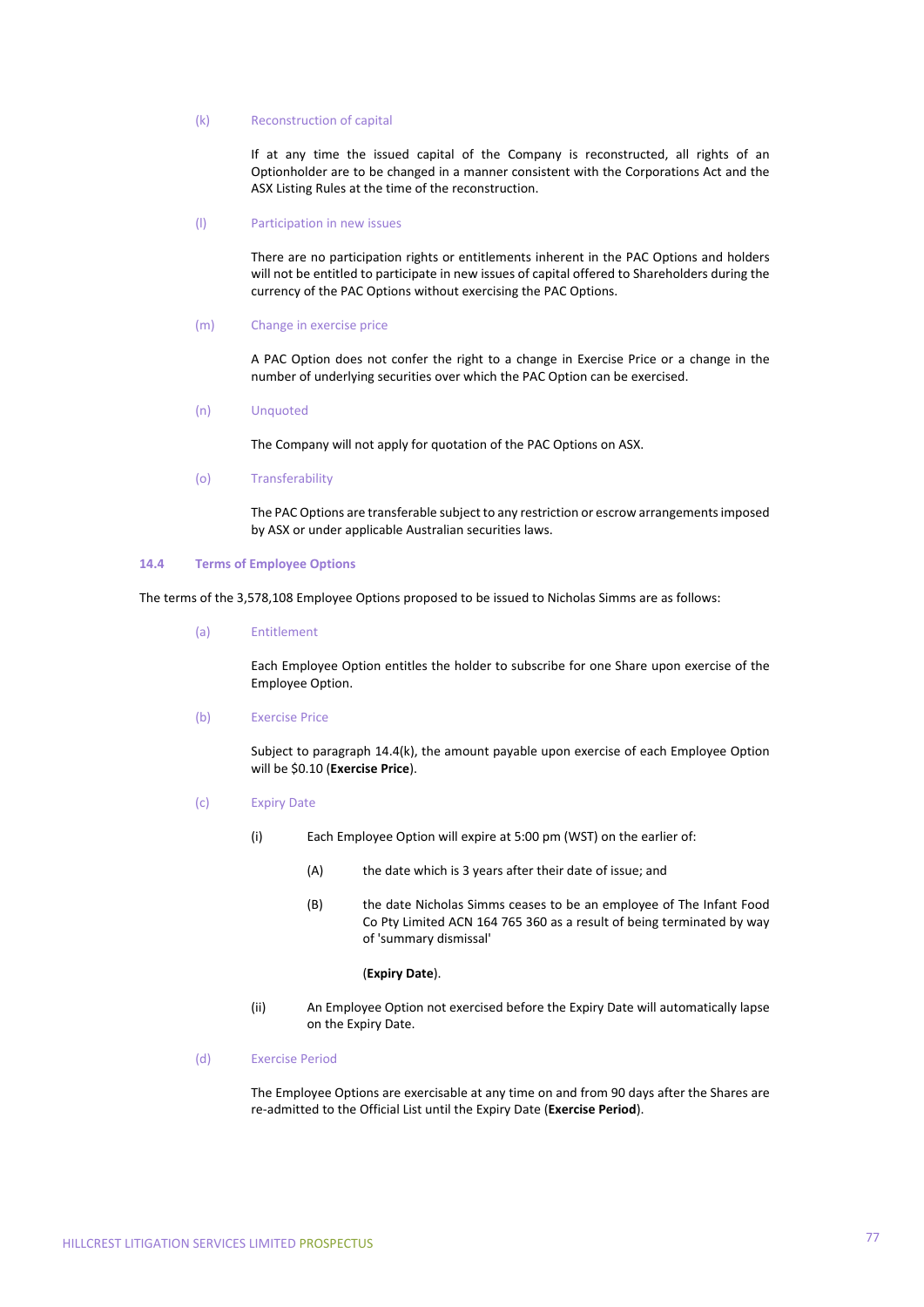(k) Reconstruction of capital

If at any time the issued capital of the Company is reconstructed, all rights of an Optionholder are to be changed in a manner consistent with the Corporations Act and the ASX Listing Rules at the time of the reconstruction.

(l) Participation in new issues

There are no participation rights or entitlements inherent in the PAC Options and holders will not be entitled to participate in new issues of capital offered to Shareholders during the currency of the PAC Options without exercising the PAC Options.

(m) Change in exercise price

A PAC Option does not confer the right to a change in Exercise Price or a change in the number of underlying securities over which the PAC Option can be exercised.

(n) Unquoted

The Company will not apply for quotation of the PAC Options on ASX.

(o) Transferability

The PAC Options are transferable subject to any restriction or escrow arrangements imposed by ASX or under applicable Australian securities laws.

### 14.4 Terms of Employee Options

The terms of the 3,578,108 Employee Options proposed to be issued to Nicholas Simms are as follows:

(a) Entitlement

Each Employee Option entitles the holder to subscribe for one Share upon exercise of the Employee Option.

(b) Exercise Price

Subject to paragraph 14.4(k), the amount payable upon exercise of each Employee Option will be $0.10 (**Exercise Price**).

(c) Expiry Date

(i) Each Employee Option will expire at 5:00 pm (WST) on the earlier of:

(A) the date which is 3 years after their date of issue; and

(B) the date Nicholas Simms ceases to be an employee of The Infant Food Co Pty Limited ACN 164 765 360 as a result of being terminated by way of 'summary dismissal'

(**Expiry Date**).

(ii) An Employee Option not exercised before the Expiry Date will automatically lapse on the Expiry Date.

(d) Exercise Period

The Employee Options are exercisable at any time on and from 90 days after the Shares are re-admitted to the Official List until the Expiry Date (**Exercise Period**).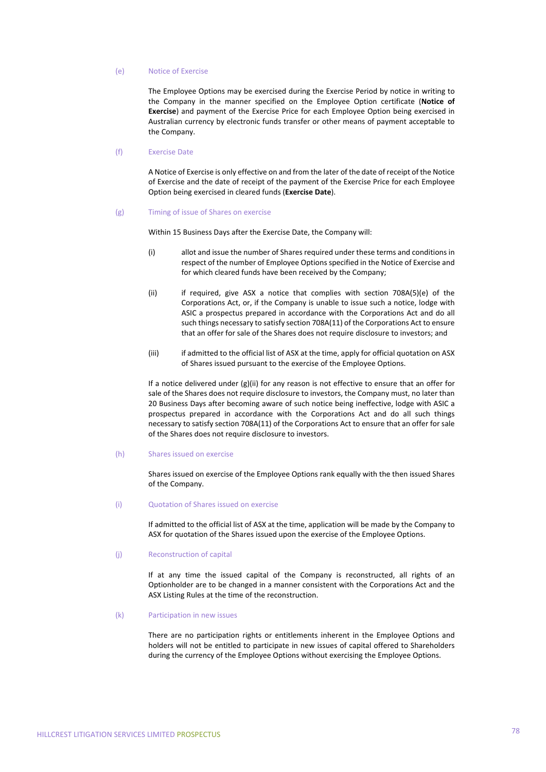(e) Notice of Exercise

The Employee Options may be exercised during the Exercise Period by notice in writing to the Company in the manner specified on the Employee Option certificate (**Notice of Exercise**) and payment of the Exercise Price for each Employee Option being exercised in Australian currency by electronic funds transfer or other means of payment acceptable to the Company.

(f) Exercise Date

A Notice of Exercise is only effective on and from the later of the date of receipt of the Notice of Exercise and the date of receipt of the payment of the Exercise Price for each Employee Option being exercised in cleared funds (**Exercise Date**).

(g) Timing of issue of Shares on exercise

Within 15 Business Days after the Exercise Date, the Company will:

(i) allot and issue the number of Shares required under these terms and conditions in respect of the number of Employee Options specified in the Notice of Exercise and for which cleared funds have been received by the Company;

(ii) if required, give ASX a notice that complies with section 708A(5)(e) of the Corporations Act, or, if the Company is unable to issue such a notice, lodge with ASIC a prospectus prepared in accordance with the Corporations Act and do all such things necessary to satisfy section 708A(11) of the Corporations Act to ensure that an offer for sale of the Shares does not require disclosure to investors; and

(iii) if admitted to the official list of ASX at the time, apply for official quotation on ASX of Shares issued pursuant to the exercise of the Employee Options.

If a notice delivered under (g)(ii) for any reason is not effective to ensure that an offer for sale of the Shares does not require disclosure to investors, the Company must, no later than 20 Business Days after becoming aware of such notice being ineffective, lodge with ASIC a prospectus prepared in accordance with the Corporations Act and do all such things necessary to satisfy section 708A(11) of the Corporations Act to ensure that an offer for sale of the Shares does not require disclosure to investors.

(h) Shares issued on exercise

Shares issued on exercise of the Employee Options rank equally with the then issued Shares of the Company.

(i) Quotation of Shares issued on exercise

If admitted to the official list of ASX at the time, application will be made by the Company to ASX for quotation of the Shares issued upon the exercise of the Employee Options.

(j) Reconstruction of capital

If at any time the issued capital of the Company is reconstructed, all rights of an Optionholder are to be changed in a manner consistent with the Corporations Act and the ASX Listing Rules at the time of the reconstruction.

(k) Participation in new issues

There are no participation rights or entitlements inherent in the Employee Options and holders will not be entitled to participate in new issues of capital offered to Shareholders during the currency of the Employee Options without exercising the Employee Options.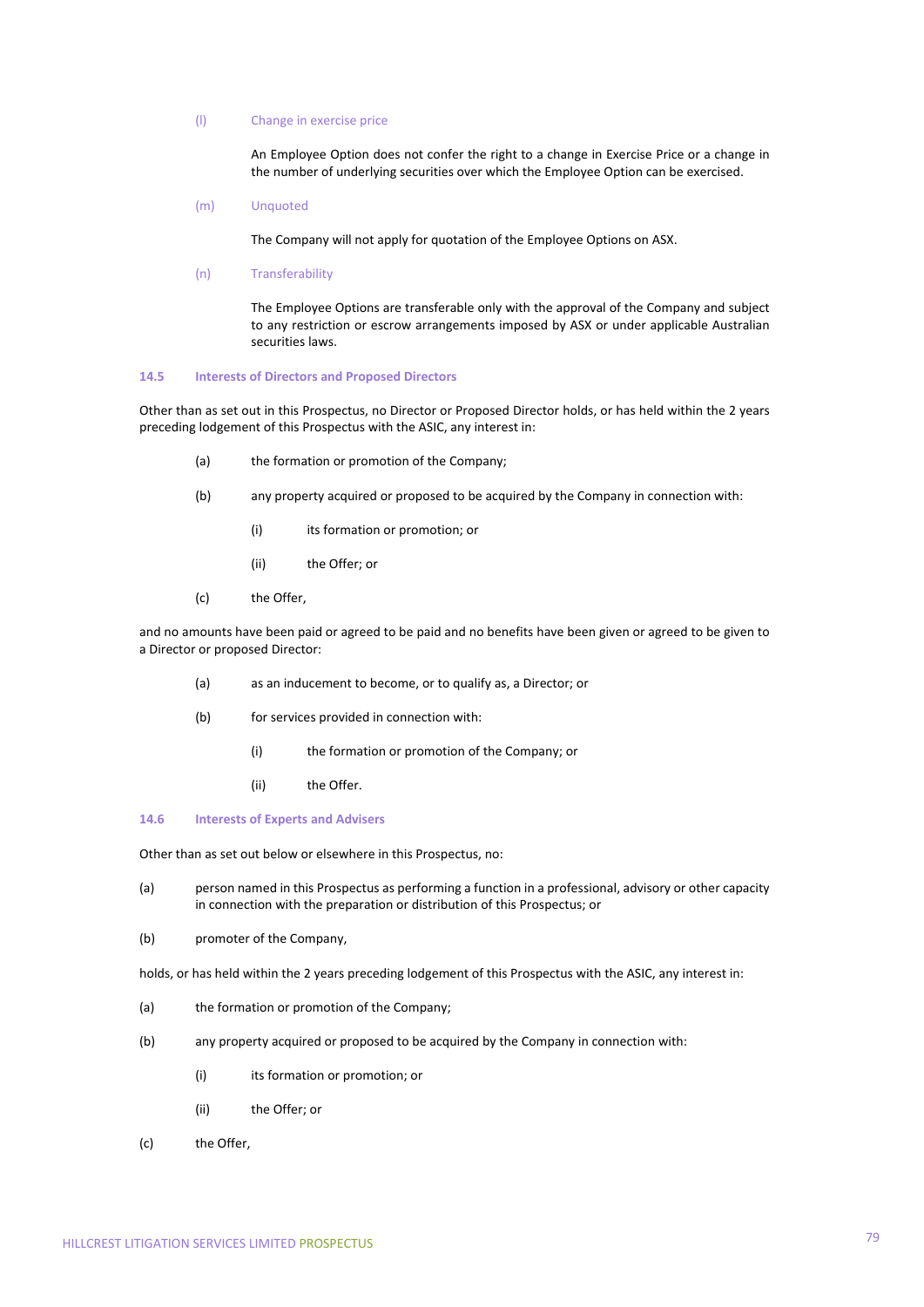(l) Change in exercise price

An Employee Option does not confer the right to a change in Exercise Price or a change in the number of underlying securities over which the Employee Option can be exercised.

(m) Unquoted

The Company will not apply for quotation of the Employee Options on ASX.

(n) Transferability

The Employee Options are transferable only with the approval of the Company and subject to any restriction or escrow arrangements imposed by ASX or under applicable Australian securities laws.

### 14.5 Interests of Directors and Proposed Directors

Other than as set out in this Prospectus, no Director or Proposed Director holds, or has held within the 2 years preceding lodgement of this Prospectus with the ASIC, any interest in:

(a) the formation or promotion of the Company;

(b) any property acquired or proposed to be acquired by the Company in connection with:

(i) its formation or promotion; or

(ii) the Offer; or

(c) the Offer,

and no amounts have been paid or agreed to be paid and no benefits have been given or agreed to be given to a Director or proposed Director:

(a) as an inducement to become, or to qualify as, a Director; or

(b) for services provided in connection with:

(i) the formation or promotion of the Company; or

(ii) the Offer.

### 14.6 Interests of Experts and Advisers

Other than as set out below or elsewhere in this Prospectus, no:

(a) person named in this Prospectus as performing a function in a professional, advisory or other capacity in connection with the preparation or distribution of this Prospectus; or

(b) promoter of the Company,

holds, or has held within the 2 years preceding lodgement of this Prospectus with the ASIC, any interest in:

(a) the formation or promotion of the Company;

(b) any property acquired or proposed to be acquired by the Company in connection with:

(i) its formation or promotion; or

(ii) the Offer; or

(c) the Offer,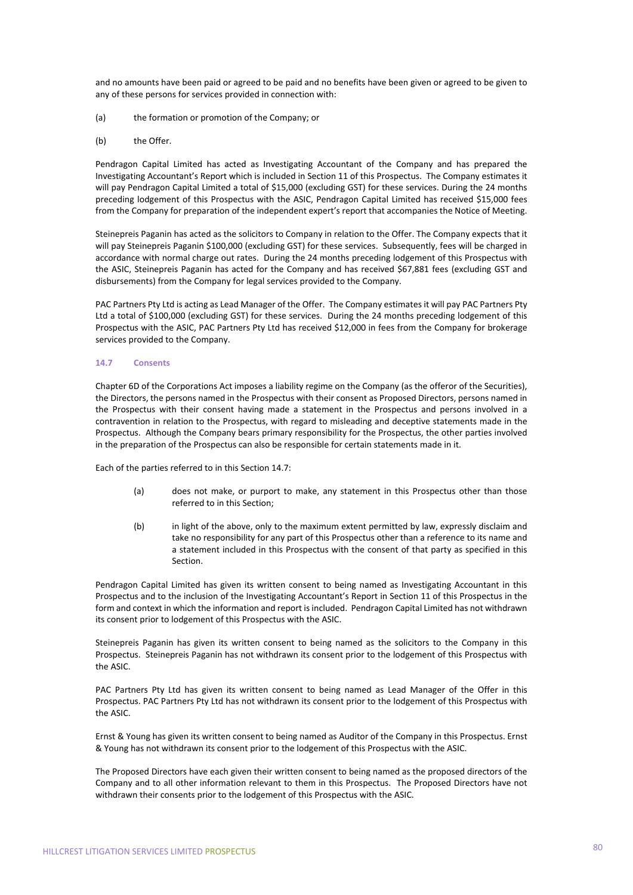and no amounts have been paid or agreed to be paid and no benefits have been given or agreed to be given to any of these persons for services provided in connection with:

(a) the formation or promotion of the Company; or

(b) the Offer.

Pendragon Capital Limited has acted as Investigating Accountant of the Company and has prepared the Investigating Accountant's Report which is included in Section 11 of this Prospectus. The Company estimates it will pay Pendragon Capital Limited a total of $15,000 (excluding GST) for these services. During the 24 months preceding lodgement of this Prospectus with the ASIC, Pendragon Capital Limited has received $15,000 fees from the Company for preparation of the independent expert's report that accompanies the Notice of Meeting.

Steinepreis Paganin has acted as the solicitors to Company in relation to the Offer. The Company expects that it will pay Steinepreis Paganin $100,000 (excluding GST) for these services. Subsequently, fees will be charged in accordance with normal charge out rates. During the 24 months preceding lodgement of this Prospectus with the ASIC, Steinepreis Paganin has acted for the Company and has received $67,881 fees (excluding GST and disbursements) from the Company for legal services provided to the Company.

PAC Partners Pty Ltd is acting as Lead Manager of the Offer. The Company estimates it will pay PAC Partners Pty Ltd a total of $100,000 (excluding GST) for these services. During the 24 months preceding lodgement of this Prospectus with the ASIC, PAC Partners Pty Ltd has received $12,000 in fees from the Company for brokerage services provided to the Company.

### 14.7 Consents

Chapter 6D of the Corporations Act imposes a liability regime on the Company (as the offeror of the Securities), the Directors, the persons named in the Prospectus with their consent as Proposed Directors, persons named in the Prospectus with their consent having made a statement in the Prospectus and persons involved in a contravention in relation to the Prospectus, with regard to misleading and deceptive statements made in the Prospectus. Although the Company bears primary responsibility for the Prospectus, the other parties involved in the preparation of the Prospectus can also be responsible for certain statements made in it.

Each of the parties referred to in this Section 14.7:

(a) does not make, or purport to make, any statement in this Prospectus other than those referred to in this Section;

(b) in light of the above, only to the maximum extent permitted by law, expressly disclaim and take no responsibility for any part of this Prospectus other than a reference to its name and a statement included in this Prospectus with the consent of that party as specified in this Section.

Pendragon Capital Limited has given its written consent to being named as Investigating Accountant in this Prospectus and to the inclusion of the Investigating Accountant's Report in Section 11 of this Prospectus in the form and context in which the information and report is included. Pendragon Capital Limited has not withdrawn its consent prior to lodgement of this Prospectus with the ASIC.

Steinepreis Paganin has given its written consent to being named as the solicitors to the Company in this Prospectus. Steinepreis Paganin has not withdrawn its consent prior to the lodgement of this Prospectus with the ASIC.

PAC Partners Pty Ltd has given its written consent to being named as Lead Manager of the Offer in this Prospectus. PAC Partners Pty Ltd has not withdrawn its consent prior to the lodgement of this Prospectus with the ASIC.

Ernst & Young has given its written consent to being named as Auditor of the Company in this Prospectus. Ernst & Young has not withdrawn its consent prior to the lodgement of this Prospectus with the ASIC.

The Proposed Directors have each given their written consent to being named as the proposed directors of the Company and to all other information relevant to them in this Prospectus. The Proposed Directors have not withdrawn their consents prior to the lodgement of this Prospectus with the ASIC.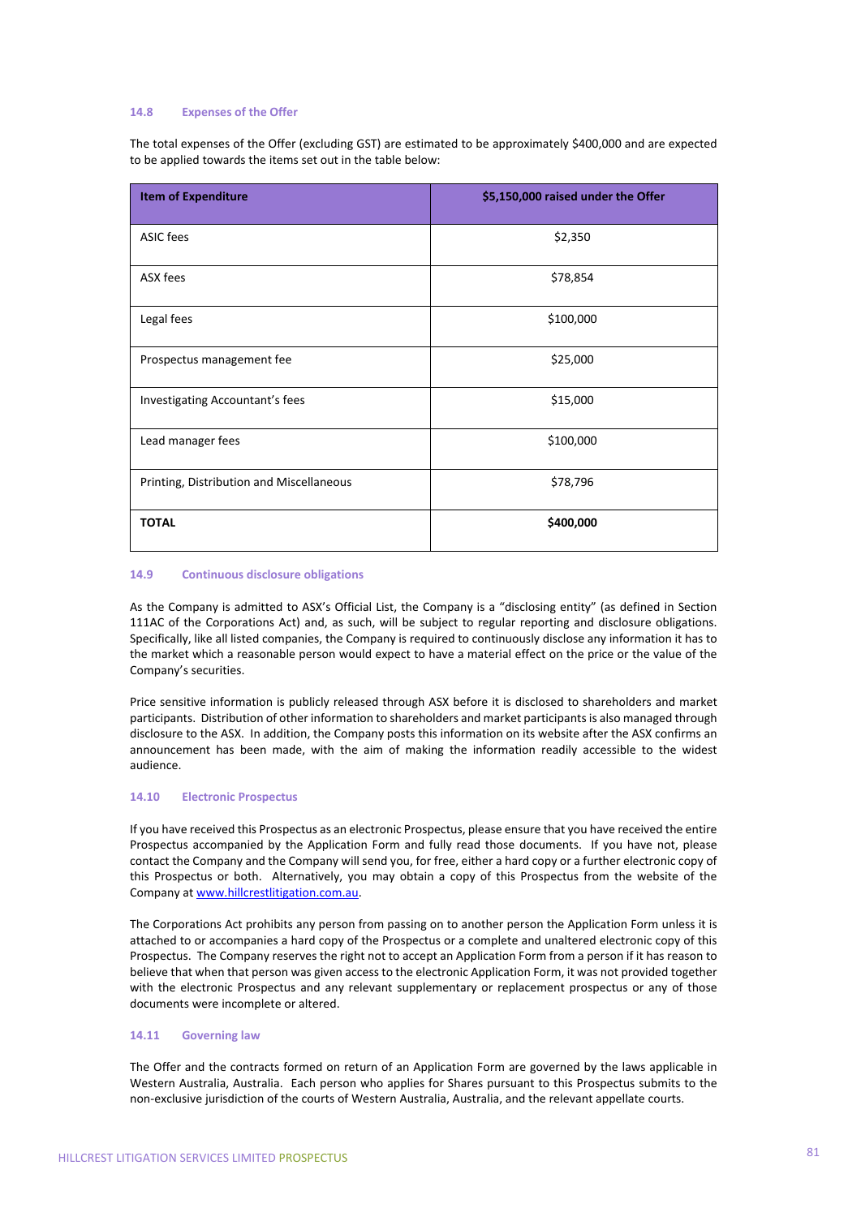### 14.8 Expenses of the Offer

The total expenses of the Offer (excluding GST) are estimated to be approximately $400,000 and are expected to be applied towards the items set out in the table below:

| Item of Expenditure | $5,150,000 raised under the Offer |
|---|---|
| ASIC fees | $2,350 |
| ASX fees | $78,854 |
| Legal fees | $100,000 |
| Prospectus management fee | $25,000 |
| Investigating Accountant's fees | $15,000 |
| Lead manager fees | $100,000 |
| Printing, Distribution and Miscellaneous | $78,796 |
| **TOTAL** | **$400,000** |

### 14.9 Continuous disclosure obligations

As the Company is admitted to ASX's Official List, the Company is a "disclosing entity" (as defined in Section 111AC of the Corporations Act) and, as such, will be subject to regular reporting and disclosure obligations. Specifically, like all listed companies, the Company is required to continuously disclose any information it has to the market which a reasonable person would expect to have a material effect on the price or the value of the Company's securities.

Price sensitive information is publicly released through ASX before it is disclosed to shareholders and market participants. Distribution of other information to shareholders and market participants is also managed through disclosure to the ASX. In addition, the Company posts this information on its website after the ASX confirms an announcement has been made, with the aim of making the information readily accessible to the widest audience.

### 14.10 Electronic Prospectus

If you have received this Prospectus as an electronic Prospectus, please ensure that you have received the entire Prospectus accompanied by the Application Form and fully read those documents. If you have not, please contact the Company and the Company will send you, for free, either a hard copy or a further electronic copy of this Prospectus or both. Alternatively, you may obtain a copy of this Prospectus from the website of the Company at www.hillcrestlitigation.com.au.

The Corporations Act prohibits any person from passing on to another person the Application Form unless it is attached to or accompanies a hard copy of the Prospectus or a complete and unaltered electronic copy of this Prospectus. The Company reserves the right not to accept an Application Form from a person if it has reason to believe that when that person was given access to the electronic Application Form, it was not provided together with the electronic Prospectus and any relevant supplementary or replacement prospectus or any of those documents were incomplete or altered.

### 14.11 Governing law

The Offer and the contracts formed on return of an Application Form are governed by the laws applicable in Western Australia, Australia. Each person who applies for Shares pursuant to this Prospectus submits to the non-exclusive jurisdiction of the courts of Western Australia, Australia, and the relevant appellate courts.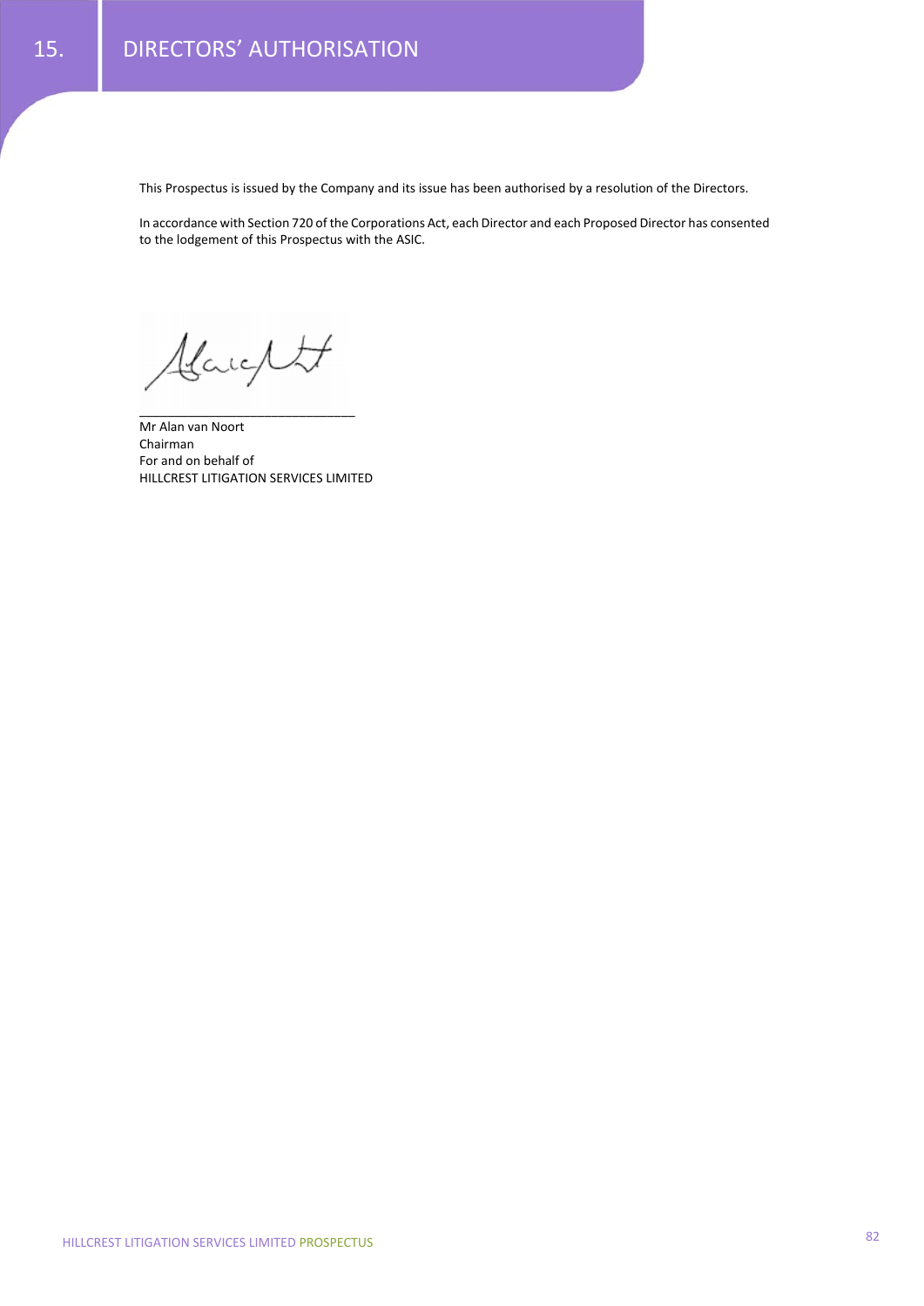# 15. DIRECTORS' AUTHORISATION

This Prospectus is issued by the Company and its issue has been authorised by a resolution of the Directors.

In accordance with Section 720 of the Corporations Act, each Director and each Proposed Director has consented to the lodgement of this Prospectus with the ASIC.

______________________________

Mr Alan van Noort  
Chairman  
For and on behalf of  
HILLCREST LITIGATION SERVICES LIMITED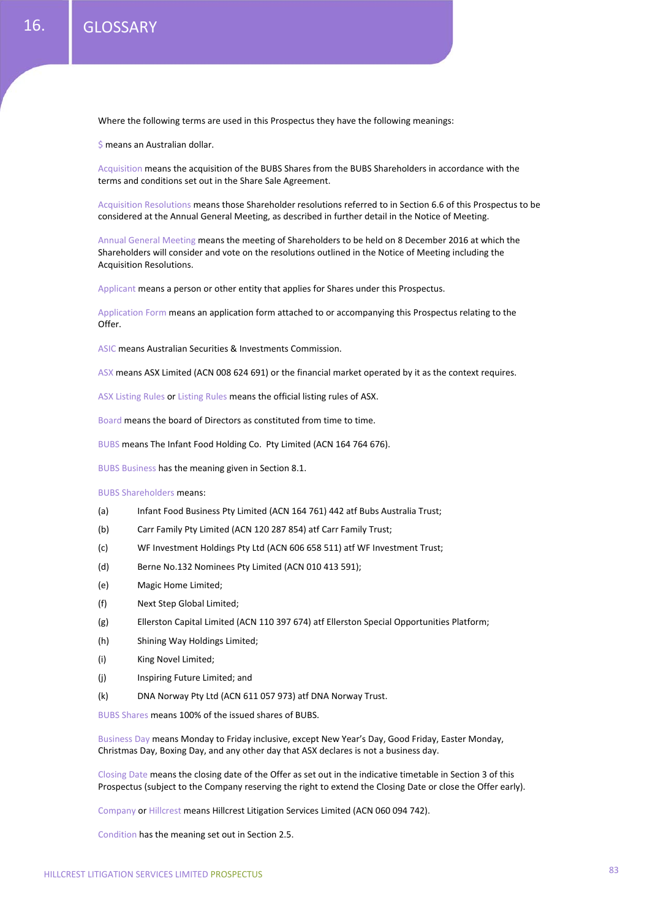# 16. GLOSSARY

Where the following terms are used in this Prospectus they have the following meanings:

$ means an Australian dollar.

Acquisition means the acquisition of the BUBS Shares from the BUBS Shareholders in accordance with the terms and conditions set out in the Share Sale Agreement.

Acquisition Resolutions means those Shareholder resolutions referred to in Section 6.6 of this Prospectus to be considered at the Annual General Meeting, as described in further detail in the Notice of Meeting.

Annual General Meeting means the meeting of Shareholders to be held on 8 December 2016 at which the Shareholders will consider and vote on the resolutions outlined in the Notice of Meeting including the Acquisition Resolutions.

Applicant means a person or other entity that applies for Shares under this Prospectus.

Application Form means an application form attached to or accompanying this Prospectus relating to the Offer.

ASIC means Australian Securities & Investments Commission.

ASX means ASX Limited (ACN 008 624 691) or the financial market operated by it as the context requires.

ASX Listing Rules or Listing Rules means the official listing rules of ASX.

Board means the board of Directors as constituted from time to time.

BUBS means The Infant Food Holding Co. Pty Limited (ACN 164 764 676).

BUBS Business has the meaning given in Section 8.1.

BUBS Shareholders means:

(a) Infant Food Business Pty Limited (ACN 164 761) 442 atf Bubs Australia Trust;

(b) Carr Family Pty Limited (ACN 120 287 854) atf Carr Family Trust;

(c) WF Investment Holdings Pty Ltd (ACN 606 658 511) atf WF Investment Trust;

(d) Berne No.132 Nominees Pty Limited (ACN 010 413 591);

(e) Magic Home Limited;

(f) Next Step Global Limited;

(g) Ellerston Capital Limited (ACN 110 397 674) atf Ellerston Special Opportunities Platform;

(h) Shining Way Holdings Limited;

(i) King Novel Limited;

(j) Inspiring Future Limited; and

(k) DNA Norway Pty Ltd (ACN 611 057 973) atf DNA Norway Trust.

BUBS Shares means 100% of the issued shares of BUBS.

Business Day means Monday to Friday inclusive, except New Year's Day, Good Friday, Easter Monday, Christmas Day, Boxing Day, and any other day that ASX declares is not a business day.

Closing Date means the closing date of the Offer as set out in the indicative timetable in Section 3 of this Prospectus (subject to the Company reserving the right to extend the Closing Date or close the Offer early).

Company or Hillcrest means Hillcrest Litigation Services Limited (ACN 060 094 742).

Condition has the meaning set out in Section 2.5.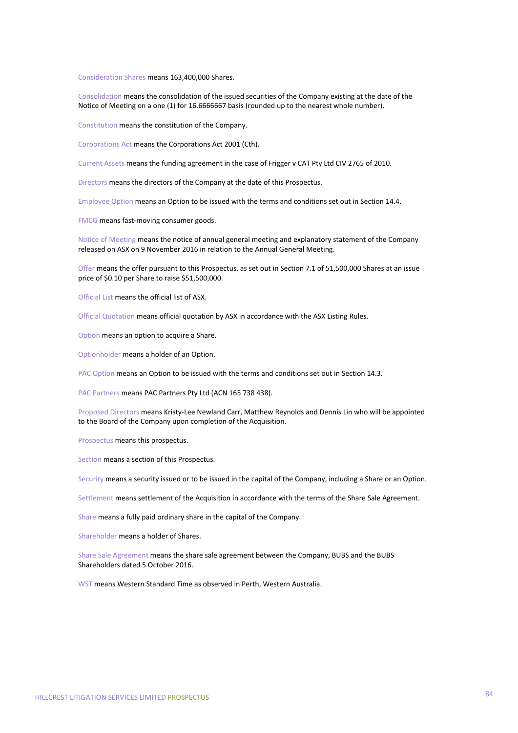Consideration Shares means 163,400,000 Shares.

Consolidation means the consolidation of the issued securities of the Company existing at the date of the Notice of Meeting on a one (1) for 16.6666667 basis (rounded up to the nearest whole number).

Constitution means the constitution of the Company.

Corporations Act means the Corporations Act 2001 (Cth).

Current Assets means the funding agreement in the case of Frigger v CAT Pty Ltd CIV 2765 of 2010.

Directors means the directors of the Company at the date of this Prospectus.

Employee Option means an Option to be issued with the terms and conditions set out in Section 14.4.

FMCG means fast-moving consumer goods.

Notice of Meeting means the notice of annual general meeting and explanatory statement of the Company released on ASX on 9 November 2016 in relation to the Annual General Meeting.

Offer means the offer pursuant to this Prospectus, as set out in Section 7.1 of 51,500,000 Shares at an issue price of $0.10 per Share to raise $51,500,000.

Official List means the official list of ASX.

Official Quotation means official quotation by ASX in accordance with the ASX Listing Rules.

Option means an option to acquire a Share.

Optionholder means a holder of an Option.

PAC Option means an Option to be issued with the terms and conditions set out in Section 14.3.

PAC Partners means PAC Partners Pty Ltd (ACN 165 738 438).

Proposed Directors means Kristy-Lee Newland Carr, Matthew Reynolds and Dennis Lin who will be appointed to the Board of the Company upon completion of the Acquisition.

Prospectus means this prospectus.

Section means a section of this Prospectus.

Security means a security issued or to be issued in the capital of the Company, including a Share or an Option.

Settlement means settlement of the Acquisition in accordance with the terms of the Share Sale Agreement.

Share means a fully paid ordinary share in the capital of the Company.

Shareholder means a holder of Shares.

Share Sale Agreement means the share sale agreement between the Company, BUBS and the BUBS Shareholders dated 5 October 2016.

WST means Western Standard Time as observed in Perth, Western Australia.